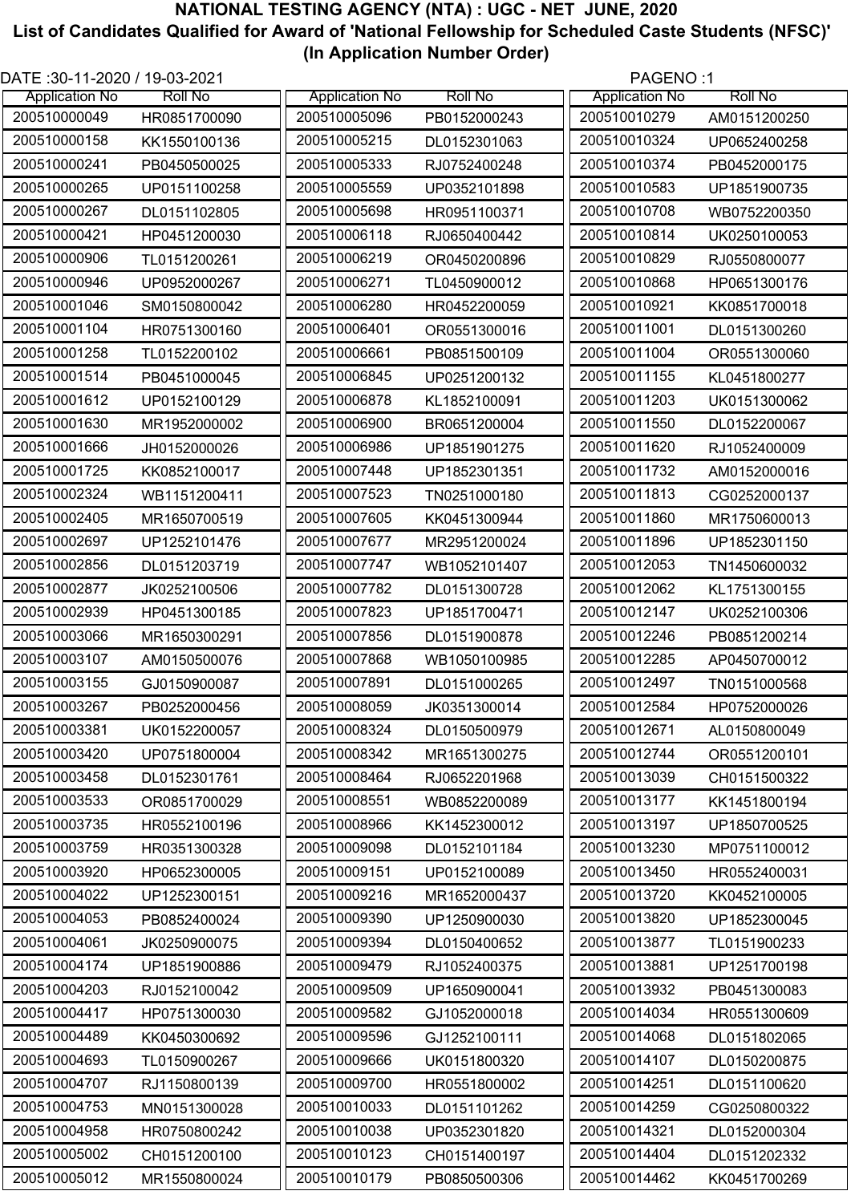# NATIONAL TESTING AGENCY (NTA) : UGC - NET JUNE, 2020

## List of Candidates Qualified for Award of 'National Fellowship for Scheduled Caste Students (NFSC)'

### (In Application Number Order)

DATE :30-11-2020 / 19-03-2021

| Application No | Roll No |
|---|---|
| 200510000049 | HR0851700090 |
| 200510000158 | KK1550100136 |
| 200510000241 | PB0450500025 |
| 200510000265 | UP0151100258 |
| 200510000267 | DL0151102805 |
| 200510000421 | HP0451200030 |
| 200510000906 | TL0151200261 |
| 200510000946 | UP0952000267 |
| 200510001046 | SM0150800042 |
| 200510001104 | HR0751300160 |
| 200510001258 | TL0152200102 |
| 200510001514 | PB0451000045 |
| 200510001612 | UP0152100129 |
| 200510001630 | MR1952000002 |
| 200510001666 | JH0152000026 |
| 200510001725 | KK0852100017 |
| 200510002324 | WB1151200411 |
| 200510002405 | MR1650700519 |
| 200510002697 | UP1252101476 |
| 200510002856 | DL0151203719 |
| 200510002877 | JK0252100506 |
| 200510002939 | HP0451300185 |
| 200510003066 | MR1650300291 |
| 200510003107 | AM0150500076 |
| 200510003155 | GJ0150900087 |
| 200510003267 | PB0252000456 |
| 200510003381 | UK0152200057 |
| 200510003420 | UP0751800004 |
| 200510003458 | DL0152301761 |
| 200510003533 | OR0851700029 |
| 200510003735 | HR0552100196 |
| 200510003759 | HR0351300328 |
| 200510003920 | HP0652300005 |
| 200510004022 | UP1252300151 |
| 200510004053 | PB0852400024 |
| 200510004061 | JK0250900075 |
| 200510004174 | UP1851900886 |
| 200510004203 | RJ0152100042 |
| 200510004417 | HP0751300030 |
| 200510004489 | KK0450300692 |
| 200510004693 | TL0150900267 |
| 200510004707 | RJ1150800139 |
| 200510004753 | MN0151300028 |
| 200510004958 | HR0750800242 |
| 200510005002 | CH0151200100 |
| 200510005012 | MR1550800024 |
| 200510005096 | PB0152000243 |
| 200510005215 | DL0152301063 |
| 200510005333 | RJ0752400248 |
| 200510005559 | UP0352101898 |
| 200510005698 | HR0951100371 |
| 200510006118 | RJ0650400442 |
| 200510006219 | OR0450200896 |
| 200510006271 | TL0450900012 |
| 200510006280 | HR0452200059 |
| 200510006401 | OR0551300016 |
| 200510006661 | PB0851500109 |
| 200510006845 | UP0251200132 |
| 200510006878 | KL1852100091 |
| 200510006900 | BR0651200004 |
| 200510006986 | UP1851901275 |
| 200510007448 | UP1852301351 |
| 200510007523 | TN0251000180 |
| 200510007605 | KK0451300944 |
| 200510007677 | MR2951200024 |
| 200510007747 | WB1052101407 |
| 200510007782 | DL0151300728 |
| 200510007823 | UP1851700471 |
| 200510007856 | DL0151900878 |
| 200510007868 | WB1050100985 |
| 200510007891 | DL0151000265 |
| 200510008059 | JK0351300014 |
| 200510008324 | DL0150500979 |
| 200510008342 | MR1651300275 |
| 200510008464 | RJ0652201968 |
| 200510008551 | WB0852200089 |
| 200510008966 | KK1452300012 |
| 200510009098 | DL0152101184 |
| 200510009151 | UP0152100089 |
| 200510009216 | MR1652000437 |
| 200510009390 | UP1250900030 |
| 200510009394 | DL0150400652 |
| 200510009479 | RJ1052400375 |
| 200510009509 | UP1650900041 |
| 200510009582 | GJ1052000018 |
| 200510009596 | GJ1252100111 |
| 200510009666 | UK0151800320 |
| 200510009700 | HR0551800002 |
| 200510010033 | DL0151101262 |
| 200510010038 | UP0352301820 |
| 200510010123 | CH0151400197 |
| 200510010179 | PB0850500306 |
| 200510010279 | AM0151200250 |
| 200510010324 | UP0652400258 |
| 200510010374 | PB0452000175 |
| 200510010583 | UP1851900735 |
| 200510010708 | WB0752200350 |
| 200510010814 | UK0250100053 |
| 200510010829 | RJ0550800077 |
| 200510010868 | HP0651300176 |
| 200510010921 | KK0851700018 |
| 200510011001 | DL0151300260 |
| 200510011004 | OR0551300060 |
| 200510011155 | KL0451800277 |
| 200510011203 | UK0151300062 |
| 200510011550 | DL0152200067 |
| 200510011620 | RJ1052400009 |
| 200510011732 | AM0152000016 |
| 200510011813 | CG0252000137 |
| 200510011860 | MR1750600013 |
| 200510011896 | UP1852301150 |
| 200510012053 | TN1450600032 |
| 200510012062 | KL1751300155 |
| 200510012147 | UK0252100306 |
| 200510012246 | PB0851200214 |
| 200510012285 | AP0450700012 |
| 200510012497 | TN0151000568 |
| 200510012584 | HP0752000026 |
| 200510012671 | AL0150800049 |
| 200510012744 | OR0551200101 |
| 200510013039 | CH0151500322 |
| 200510013177 | KK1451800194 |
| 200510013197 | UP1850700525 |
| 200510013230 | MP0751100012 |
| 200510013450 | HR0552400031 |
| 200510013720 | KK0452100005 |
| 200510013820 | UP1852300045 |
| 200510013877 | TL0151900233 |
| 200510013881 | UP1251700198 |
| 200510013932 | PB0451300083 |
| 200510014034 | HR0551300609 |
| 200510014068 | DL0151802065 |
| 200510014107 | DL0150200875 |
| 200510014251 | DL0151100620 |
| 200510014259 | CG0250800322 |
| 200510014321 | DL0152000304 |
| 200510014404 | DL0151202332 |
| 200510014462 | KK0451700269 |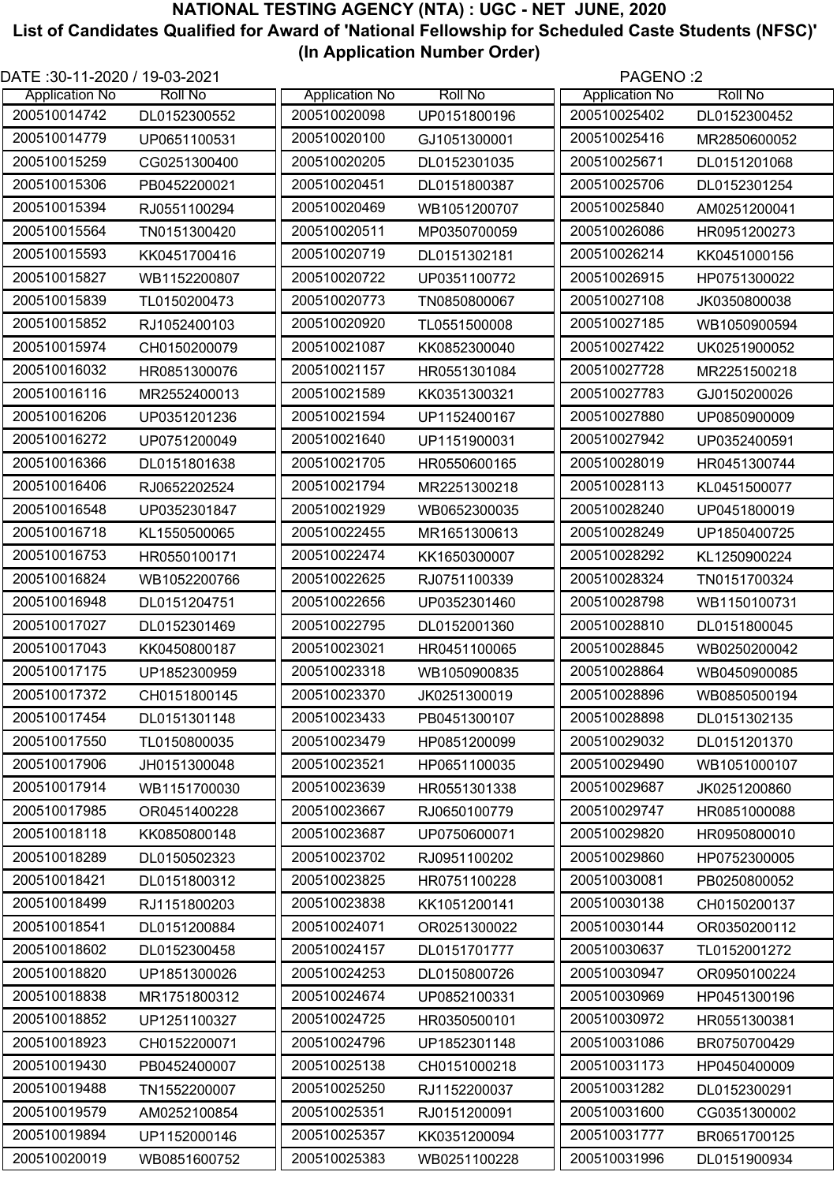# NATIONAL TESTING AGENCY (NTA) : UGC - NET JUNE, 2020

## List of Candidates Qualified for Award of 'National Fellowship for Scheduled Caste Students (NFSC)'

### (In Application Number Order)

DATE :30-11-2020 / 19-03-2021

| Application No | Roll No |
|---|---|
| 200510014742 | DL0152300552 |
| 200510014779 | UP0651100531 |
| 200510015259 | CG0251300400 |
| 200510015306 | PB0452200021 |
| 200510015394 | RJ0551100294 |
| 200510015564 | TN0151300420 |
| 200510015593 | KK0451700416 |
| 200510015827 | WB1152200807 |
| 200510015839 | TL0150200473 |
| 200510015852 | RJ1052400103 |
| 200510015974 | CH0150200079 |
| 200510016032 | HR0851300076 |
| 200510016116 | MR2552400013 |
| 200510016206 | UP0351201236 |
| 200510016272 | UP0751200049 |
| 200510016366 | DL0151801638 |
| 200510016406 | RJ0652202524 |
| 200510016548 | UP0352301847 |
| 200510016718 | KL1550500065 |
| 200510016753 | HR0550100171 |
| 200510016824 | WB1052200766 |
| 200510016948 | DL0151204751 |
| 200510017027 | DL0152301469 |
| 200510017043 | KK0450800187 |
| 200510017175 | UP1852300959 |
| 200510017372 | CH0151800145 |
| 200510017454 | DL0151301148 |
| 200510017550 | TL0150800035 |
| 200510017906 | JH0151300048 |
| 200510017914 | WB1151700030 |
| 200510017985 | OR0451400228 |
| 200510018118 | KK0850800148 |
| 200510018289 | DL0150502323 |
| 200510018421 | DL0151800312 |
| 200510018499 | RJ1151800203 |
| 200510018541 | DL0151200884 |
| 200510018602 | DL0152300458 |
| 200510018820 | UP1851300026 |
| 200510018838 | MR1751800312 |
| 200510018852 | UP1251100327 |
| 200510018923 | CH0152200071 |
| 200510019430 | PB0452400007 |
| 200510019488 | TN1552200007 |
| 200510019579 | AM0252100854 |
| 200510019894 | UP1152000146 |
| 200510020019 | WB0851600752 |
| 200510020098 | UP0151800196 |
| 200510020100 | GJ1051300001 |
| 200510020205 | DL0152301035 |
| 200510020451 | DL0151800387 |
| 200510020469 | WB1051200707 |
| 200510020511 | MP0350700059 |
| 200510020719 | DL0151302181 |
| 200510020722 | UP0351100772 |
| 200510020773 | TN0850800067 |
| 200510020920 | TL0551500008 |
| 200510021087 | KK0852300040 |
| 200510021157 | HR0551301084 |
| 200510021589 | KK0351300321 |
| 200510021594 | UP1152400167 |
| 200510021640 | UP1151900031 |
| 200510021705 | HR0550600165 |
| 200510021794 | MR2251300218 |
| 200510021929 | WB0652300035 |
| 200510022455 | MR1651300613 |
| 200510022474 | KK1650300007 |
| 200510022625 | RJ0751100339 |
| 200510022656 | UP0352301460 |
| 200510022795 | DL0152001360 |
| 200510023021 | HR0451100065 |
| 200510023318 | WB1050900835 |
| 200510023370 | JK0251300019 |
| 200510023433 | PB0451300107 |
| 200510023479 | HP0851200099 |
| 200510023521 | HP0651100035 |
| 200510023639 | HR0551301338 |
| 200510023667 | RJ0650100779 |
| 200510023687 | UP0750600071 |
| 200510023702 | RJ0951100202 |
| 200510023825 | HR0751100228 |
| 200510023838 | KK1051200141 |
| 200510024071 | OR0251300022 |
| 200510024157 | DL0151701777 |
| 200510024253 | DL0150800726 |
| 200510024674 | UP0852100331 |
| 200510024725 | HR0350500101 |
| 200510024796 | UP1852301148 |
| 200510025138 | CH0151000218 |
| 200510025250 | RJ1152200037 |
| 200510025351 | RJ0151200091 |
| 200510025357 | KK0351200094 |
| 200510025383 | WB0251100228 |
| 200510025402 | DL0152300452 |
| 200510025416 | MR2850600052 |
| 200510025671 | DL0151201068 |
| 200510025706 | DL0152301254 |
| 200510025840 | AM0251200041 |
| 200510026086 | HR0951200273 |
| 200510026214 | KK0451000156 |
| 200510026915 | HP0751300022 |
| 200510027108 | JK0350800038 |
| 200510027185 | WB1050900594 |
| 200510027422 | UK0251900052 |
| 200510027728 | MR2251500218 |
| 200510027783 | GJ0150200026 |
| 200510027880 | UP0850900009 |
| 200510027942 | UP0352400591 |
| 200510028019 | HR0451300744 |
| 200510028113 | KL0451500077 |
| 200510028240 | UP0451800019 |
| 200510028249 | UP1850400725 |
| 200510028292 | KL1250900224 |
| 200510028324 | TN0151700324 |
| 200510028798 | WB1150100731 |
| 200510028810 | DL0151800045 |
| 200510028845 | WB0250200042 |
| 200510028864 | WB0450900085 |
| 200510028896 | WB0850500194 |
| 200510028898 | DL0151302135 |
| 200510029032 | DL0151201370 |
| 200510029490 | WB1051000107 |
| 200510029687 | JK0251200860 |
| 200510029747 | HR0851000088 |
| 200510029820 | HR0950800010 |
| 200510029860 | HP0752300005 |
| 200510030081 | PB0250800052 |
| 200510030138 | CH0150200137 |
| 200510030144 | OR0350200112 |
| 200510030637 | TL0152001272 |
| 200510030947 | OR0950100224 |
| 200510030969 | HP0451300196 |
| 200510030972 | HR0551300381 |
| 200510031086 | BR0750700429 |
| 200510031173 | HP0450400009 |
| 200510031282 | DL0152300291 |
| 200510031600 | CG0351300002 |
| 200510031777 | BR0651700125 |
| 200510031996 | DL0151900934 |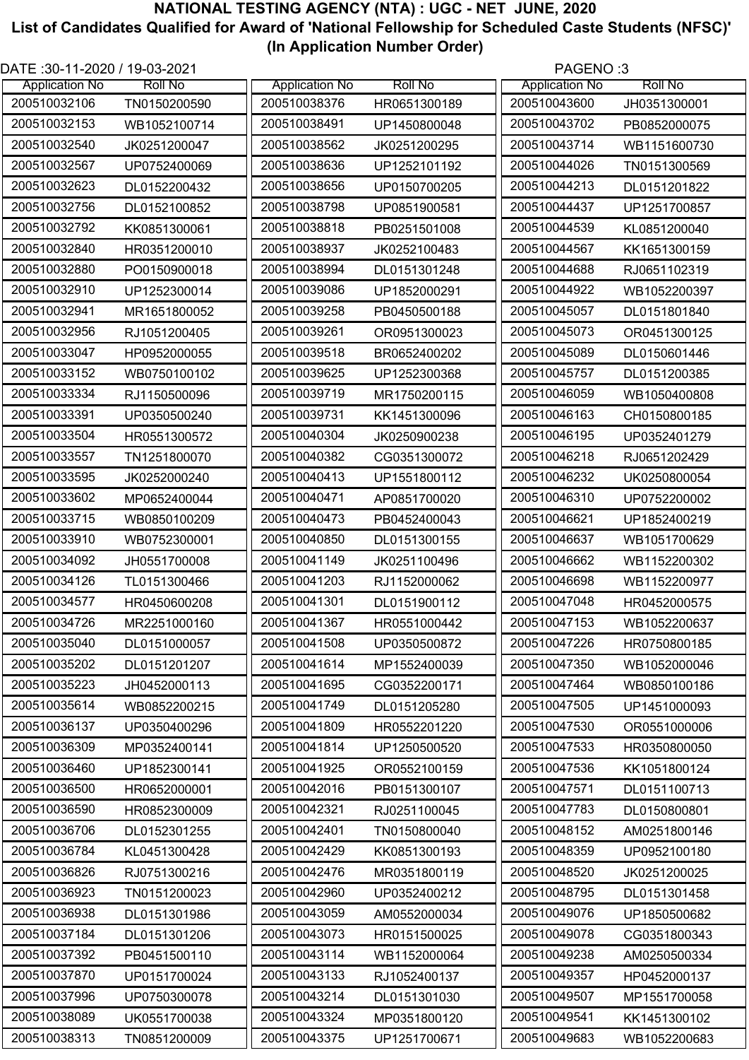# NATIONAL TESTING AGENCY (NTA) : UGC - NET JUNE, 2020

## List of Candidates Qualified for Award of 'National Fellowship for Scheduled Caste Students (NFSC)' (In Application Number Order)

DATE :30-11-2020 / 19-03-2021

| Application No | Roll No |
|---|---|
| 200510032106 | TN0150200590 |
| 200510032153 | WB1052100714 |
| 200510032540 | JK0251200047 |
| 200510032567 | UP0752400069 |
| 200510032623 | DL0152200432 |
| 200510032756 | DL0152100852 |
| 200510032792 | KK0851300061 |
| 200510032840 | HR0351200010 |
| 200510032880 | PO0150900018 |
| 200510032910 | UP1252300014 |
| 200510032941 | MR1651800052 |
| 200510032956 | RJ1051200405 |
| 200510033047 | HP0952000055 |
| 200510033152 | WB0750100102 |
| 200510033334 | RJ1150500096 |
| 200510033391 | UP0350500240 |
| 200510033504 | HR0551300572 |
| 200510033557 | TN1251800070 |
| 200510033595 | JK0252000240 |
| 200510033602 | MP0652400044 |
| 200510033715 | WB0850100209 |
| 200510033910 | WB0752300001 |
| 200510034092 | JH0551700008 |
| 200510034126 | TL0151300466 |
| 200510034577 | HR0450600208 |
| 200510034726 | MR2251000160 |
| 200510035040 | DL0151000057 |
| 200510035202 | DL0151201207 |
| 200510035223 | JH0452000113 |
| 200510035614 | WB0852200215 |
| 200510036137 | UP0350400296 |
| 200510036309 | MP0352400141 |
| 200510036460 | UP1852300141 |
| 200510036500 | HR0652000001 |
| 200510036590 | HR0852300009 |
| 200510036706 | DL0152301255 |
| 200510036784 | KL0451300428 |
| 200510036826 | RJ0751300216 |
| 200510036923 | TN0151200023 |
| 200510036938 | DL0151301986 |
| 200510037184 | DL0151301206 |
| 200510037392 | PB0451500110 |
| 200510037870 | UP0151700024 |
| 200510037996 | UP0750300078 |
| 200510038089 | UK0551700038 |
| 200510038313 | TN0851200009 |
| 200510038376 | HR0651300189 |
| 200510038491 | UP1450800048 |
| 200510038562 | JK0251200295 |
| 200510038636 | UP1252101192 |
| 200510038656 | UP0150700205 |
| 200510038798 | UP0851900581 |
| 200510038818 | PB0251501008 |
| 200510038937 | JK0252100483 |
| 200510038994 | DL0151301248 |
| 200510039086 | UP1852000291 |
| 200510039258 | PB0450500188 |
| 200510039261 | OR0951300023 |
| 200510039518 | BR0652400202 |
| 200510039625 | UP1252300368 |
| 200510039719 | MR1750200115 |
| 200510039731 | KK1451300096 |
| 200510040304 | JK0250900238 |
| 200510040382 | CG0351300072 |
| 200510040413 | UP1551800112 |
| 200510040471 | AP0851700020 |
| 200510040473 | PB0452400043 |
| 200510040850 | DL0151300155 |
| 200510041149 | JK0251100496 |
| 200510041203 | RJ1152000062 |
| 200510041301 | DL0151900112 |
| 200510041367 | HR0551000442 |
| 200510041508 | UP0350500872 |
| 200510041614 | MP1552400039 |
| 200510041695 | CG0352200171 |
| 200510041749 | DL0151205280 |
| 200510041809 | HR0552201220 |
| 200510041814 | UP1250500520 |
| 200510041925 | OR0552100159 |
| 200510042016 | PB0151300107 |
| 200510042321 | RJ0251100045 |
| 200510042401 | TN0150800040 |
| 200510042429 | KK0851300193 |
| 200510042476 | MR0351800119 |
| 200510042960 | UP0352400212 |
| 200510043059 | AM0552000034 |
| 200510043073 | HR0151500025 |
| 200510043114 | WB1152000064 |
| 200510043133 | RJ1052400137 |
| 200510043214 | DL0151301030 |
| 200510043324 | MP0351800120 |
| 200510043375 | UP1251700671 |
| 200510043600 | JH0351300001 |
| 200510043702 | PB0852000075 |
| 200510043714 | WB1151600730 |
| 200510044026 | TN0151300569 |
| 200510044213 | DL0151201822 |
| 200510044437 | UP1251700857 |
| 200510044539 | KL0851200040 |
| 200510044567 | KK1651300159 |
| 200510044688 | RJ0651102319 |
| 200510044922 | WB1052200397 |
| 200510045057 | DL0151801840 |
| 200510045073 | OR0451300125 |
| 200510045089 | DL0150601446 |
| 200510045757 | DL0151200385 |
| 200510046059 | WB1050400808 |
| 200510046163 | CH0150800185 |
| 200510046195 | UP0352401279 |
| 200510046218 | RJ0651202429 |
| 200510046232 | UK0250800054 |
| 200510046310 | UP0752200002 |
| 200510046621 | UP1852400219 |
| 200510046637 | WB1051700629 |
| 200510046662 | WB1152200302 |
| 200510046698 | WB1152200977 |
| 200510047048 | HR0452000575 |
| 200510047153 | WB1052200637 |
| 200510047226 | HR0750800185 |
| 200510047350 | WB1052000046 |
| 200510047464 | WB0850100186 |
| 200510047505 | UP1451000093 |
| 200510047530 | OR0551000006 |
| 200510047533 | HR0350800050 |
| 200510047536 | KK1051800124 |
| 200510047571 | DL0151100713 |
| 200510047783 | DL0150800801 |
| 200510048152 | AM0251800146 |
| 200510048359 | UP0952100180 |
| 200510048520 | JK0251200025 |
| 200510048795 | DL0151301458 |
| 200510049076 | UP1850500682 |
| 200510049078 | CG0351800343 |
| 200510049238 | AM0250500334 |
| 200510049357 | HP0452000137 |
| 200510049507 | MP1551700058 |
| 200510049541 | KK1451300102 |
| 200510049683 | WB1052200683 |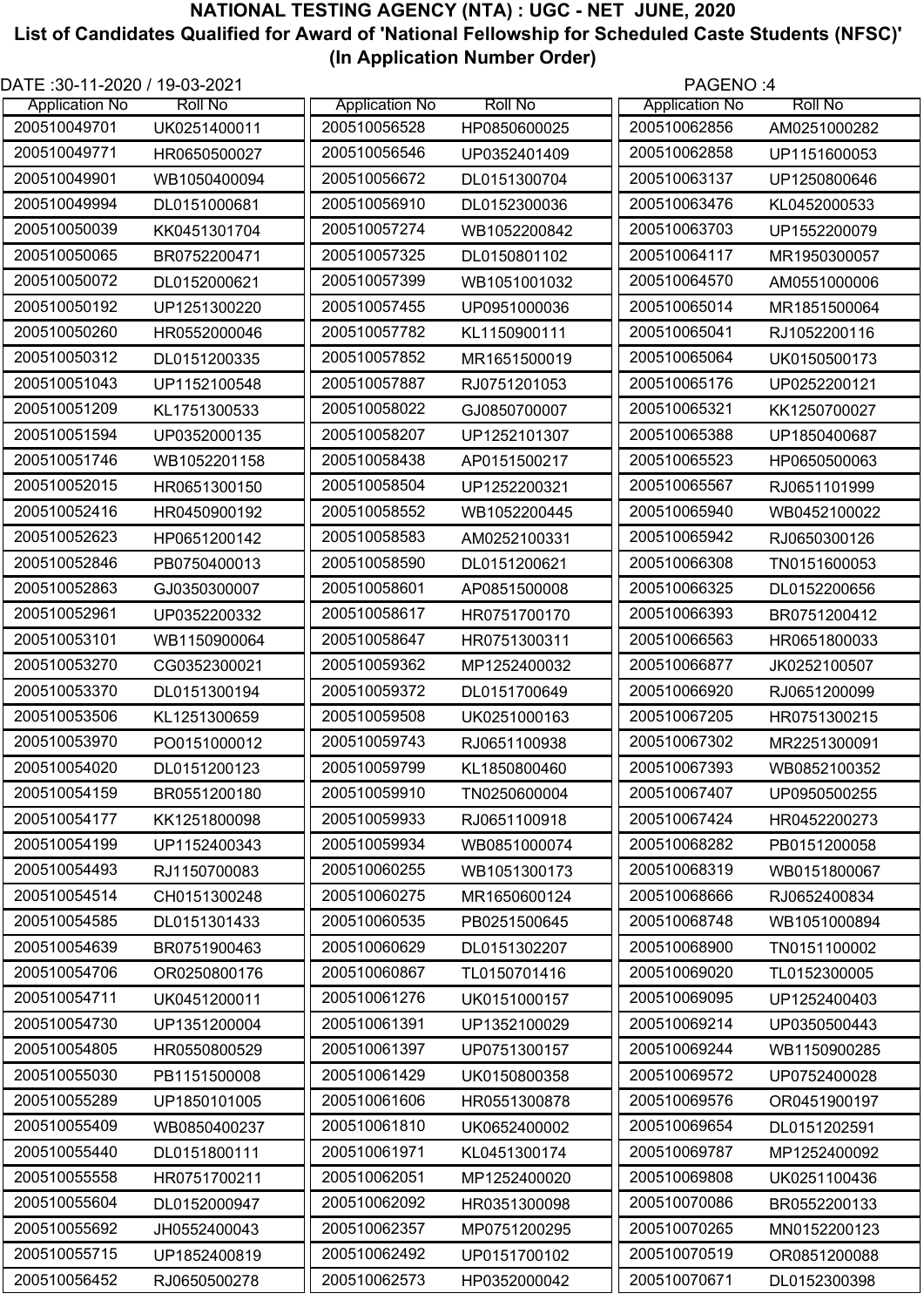# NATIONAL TESTING AGENCY (NTA) : UGC - NET JUNE, 2020

## List of Candidates Qualified for Award of 'National Fellowship for Scheduled Caste Students (NFSC)'

### (In Application Number Order)

DATE :30-11-2020 / 19-03-2021

| Application No | Roll No |
|---|---|
| 200510049701 | UK0251400011 |
| 200510049771 | HR0650500027 |
| 200510049901 | WB1050400094 |
| 200510049994 | DL0151000681 |
| 200510050039 | KK0451301704 |
| 200510050065 | BR0752200471 |
| 200510050072 | DL0152000621 |
| 200510050192 | UP1251300220 |
| 200510050260 | HR0552000046 |
| 200510050312 | DL0151200335 |
| 200510051043 | UP1152100548 |
| 200510051209 | KL1751300533 |
| 200510051594 | UP0352000135 |
| 200510051746 | WB1052201158 |
| 200510052015 | HR0651300150 |
| 200510052416 | HR0450900192 |
| 200510052623 | HP0651200142 |
| 200510052846 | PB0750400013 |
| 200510052863 | GJ0350300007 |
| 200510052961 | UP0352200332 |
| 200510053101 | WB1150900064 |
| 200510053270 | CG0352300021 |
| 200510053370 | DL0151300194 |
| 200510053506 | KL1251300659 |
| 200510053970 | PO0151000012 |
| 200510054020 | DL0151200123 |
| 200510054159 | BR0551200180 |
| 200510054177 | KK1251800098 |
| 200510054199 | UP1152400343 |
| 200510054493 | RJ1150700083 |
| 200510054514 | CH0151300248 |
| 200510054585 | DL0151301433 |
| 200510054639 | BR0751900463 |
| 200510054706 | OR0250800176 |
| 200510054711 | UK0451200011 |
| 200510054730 | UP1351200004 |
| 200510054805 | HR0550800529 |
| 200510055030 | PB1151500008 |
| 200510055289 | UP1850101005 |
| 200510055409 | WB0850400237 |
| 200510055440 | DL0151800111 |
| 200510055558 | HR0751700211 |
| 200510055604 | DL0152000947 |
| 200510055692 | JH0552400043 |
| 200510055715 | UP1852400819 |
| 200510056452 | RJ0650500278 |
| 200510056528 | HP0850600025 |
| 200510056546 | UP0352401409 |
| 200510056672 | DL0151300704 |
| 200510056910 | DL0152300036 |
| 200510057274 | WB1052200842 |
| 200510057325 | DL0150801102 |
| 200510057399 | WB1051001032 |
| 200510057455 | UP0951000036 |
| 200510057782 | KL1150900111 |
| 200510057852 | MR1651500019 |
| 200510057887 | RJ0751201053 |
| 200510058022 | GJ0850700007 |
| 200510058207 | UP1252101307 |
| 200510058438 | AP0151500217 |
| 200510058504 | UP1252200321 |
| 200510058552 | WB1052200445 |
| 200510058583 | AM0252100331 |
| 200510058590 | DL0151200621 |
| 200510058601 | AP0851500008 |
| 200510058617 | HR0751700170 |
| 200510058647 | HR0751300311 |
| 200510059362 | MP1252400032 |
| 200510059372 | DL0151700649 |
| 200510059508 | UK0251000163 |
| 200510059743 | RJ0651100938 |
| 200510059799 | KL1850800460 |
| 200510059910 | TN0250600004 |
| 200510059933 | RJ0651100918 |
| 200510059934 | WB0851000074 |
| 200510060255 | WB1051300173 |
| 200510060275 | MR1650600124 |
| 200510060535 | PB0251500645 |
| 200510060629 | DL0151302207 |
| 200510060867 | TL0150701416 |
| 200510061276 | UK0151000157 |
| 200510061391 | UP1352100029 |
| 200510061397 | UP0751300157 |
| 200510061429 | UK0150800358 |
| 200510061606 | HR0551300878 |
| 200510061810 | UK0652400002 |
| 200510061971 | KL0451300174 |
| 200510062051 | MP1252400020 |
| 200510062092 | HR0351300098 |
| 200510062357 | MP0751200295 |
| 200510062492 | UP0151700102 |
| 200510062573 | HP0352000042 |
| 200510062856 | AM0251000282 |
| 200510062858 | UP1151600053 |
| 200510063137 | UP1250800646 |
| 200510063476 | KL0452000533 |
| 200510063703 | UP1552200079 |
| 200510064117 | MR1950300057 |
| 200510064570 | AM0551000006 |
| 200510065014 | MR1851500064 |
| 200510065041 | RJ1052200116 |
| 200510065064 | UK0150500173 |
| 200510065176 | UP0252200121 |
| 200510065321 | KK1250700027 |
| 200510065388 | UP1850400687 |
| 200510065523 | HP0650500063 |
| 200510065567 | RJ0651101999 |
| 200510065940 | WB0452100022 |
| 200510065942 | RJ0650300126 |
| 200510066308 | TN0151600053 |
| 200510066325 | DL0152200656 |
| 200510066393 | BR0751200412 |
| 200510066563 | HR0651800033 |
| 200510066877 | JK0252100507 |
| 200510066920 | RJ0651200099 |
| 200510067205 | HR0751300215 |
| 200510067302 | MR2251300091 |
| 200510067393 | WB0852100352 |
| 200510067407 | UP0950500255 |
| 200510067424 | HR0452200273 |
| 200510068282 | PB0151200058 |
| 200510068319 | WB0151800067 |
| 200510068666 | RJ0652400834 |
| 200510068748 | WB1051000894 |
| 200510068900 | TN0151100002 |
| 200510069020 | TL0152300005 |
| 200510069095 | UP1252400403 |
| 200510069214 | UP0350500443 |
| 200510069244 | WB1150900285 |
| 200510069572 | UP0752400028 |
| 200510069576 | OR0451900197 |
| 200510069654 | DL0151202591 |
| 200510069787 | MP1252400092 |
| 200510069808 | UK0251100436 |
| 200510070086 | BR0552200133 |
| 200510070265 | MN0152200123 |
| 200510070519 | OR0851200088 |
| 200510070671 | DL0152300398 |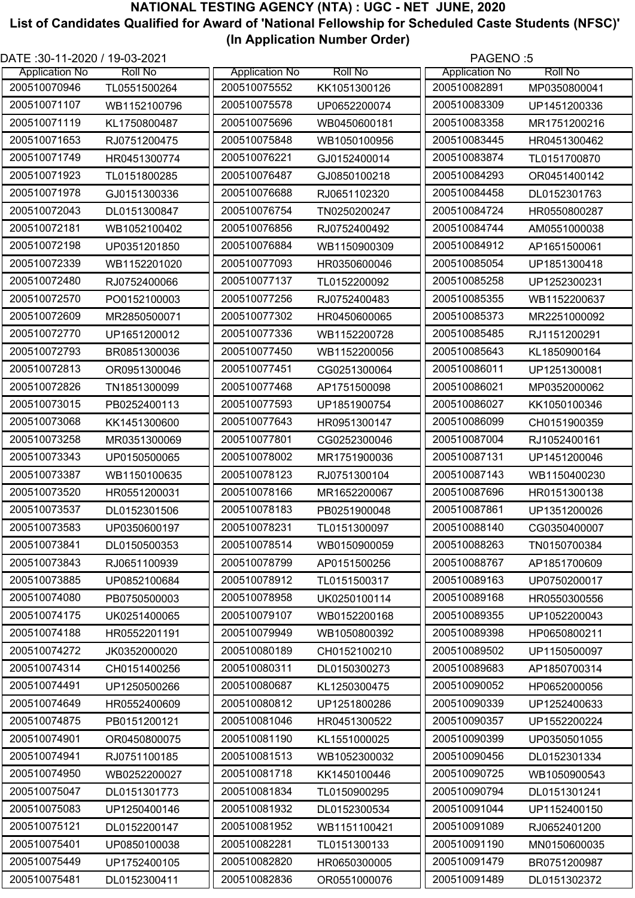# NATIONAL TESTING AGENCY (NTA) : UGC - NET JUNE, 2020

## List of Candidates Qualified for Award of 'National Fellowship for Scheduled Caste Students (NFSC)'

### (In Application Number Order)

DATE :30-11-2020 / 19-03-2021

| Application No | Roll No |
|---|---|
| 200510070946 | TL0551500264 |
| 200510071107 | WB1152100796 |
| 200510071119 | KL1750800487 |
| 200510071653 | RJ0751200475 |
| 200510071749 | HR0451300774 |
| 200510071923 | TL0151800285 |
| 200510071978 | GJ0151300336 |
| 200510072043 | DL0151300847 |
| 200510072181 | WB1052100402 |
| 200510072198 | UP0351201850 |
| 200510072339 | WB1152201020 |
| 200510072480 | RJ0752400066 |
| 200510072570 | PO0152100003 |
| 200510072609 | MR2850500071 |
| 200510072770 | UP1651200012 |
| 200510072793 | BR0851300036 |
| 200510072813 | OR0951300046 |
| 200510072826 | TN1851300099 |
| 200510073015 | PB0252400113 |
| 200510073068 | KK1451300600 |
| 200510073258 | MR0351300069 |
| 200510073343 | UP0150500065 |
| 200510073387 | WB1150100635 |
| 200510073520 | HR0551200031 |
| 200510073537 | DL0152301506 |
| 200510073583 | UP0350600197 |
| 200510073841 | DL0150500353 |
| 200510073843 | RJ0651100939 |
| 200510073885 | UP0852100684 |
| 200510074080 | PB0750500003 |
| 200510074175 | UK0251400065 |
| 200510074188 | HR0552201191 |
| 200510074272 | JK0352000020 |
| 200510074314 | CH0151400256 |
| 200510074491 | UP1250500266 |
| 200510074649 | HR0552400609 |
| 200510074875 | PB0151200121 |
| 200510074901 | OR0450800075 |
| 200510074941 | RJ0751100185 |
| 200510074950 | WB0252200027 |
| 200510075047 | DL0151301773 |
| 200510075083 | UP1250400146 |
| 200510075121 | DL0152200147 |
| 200510075401 | UP0850100038 |
| 200510075449 | UP1752400105 |
| 200510075481 | DL0152300411 |
| 200510075552 | KK1051300126 |
| 200510075578 | UP0652200074 |
| 200510075696 | WB0450600181 |
| 200510075848 | WB1050100956 |
| 200510076221 | GJ0152400014 |
| 200510076487 | GJ0850100218 |
| 200510076688 | RJ0651102320 |
| 200510076754 | TN0250200247 |
| 200510076856 | RJ0752400492 |
| 200510076884 | WB1150900309 |
| 200510077093 | HR0350600046 |
| 200510077137 | TL0152200092 |
| 200510077256 | RJ0752400483 |
| 200510077302 | HR0450600065 |
| 200510077336 | WB1152200728 |
| 200510077450 | WB1152200056 |
| 200510077451 | CG0251300064 |
| 200510077468 | AP1751500098 |
| 200510077593 | UP1851900754 |
| 200510077643 | HR0951300147 |
| 200510077801 | CG0252300046 |
| 200510078002 | MR1751900036 |
| 200510078123 | RJ0751300104 |
| 200510078166 | MR1652200067 |
| 200510078183 | PB0251900048 |
| 200510078231 | TL0151300097 |
| 200510078514 | WB0150900059 |
| 200510078799 | AP0151500256 |
| 200510078912 | TL0151500317 |
| 200510078958 | UK0250100114 |
| 200510079107 | WB0152200168 |
| 200510079949 | WB1050800392 |
| 200510080189 | CH0152100210 |
| 200510080311 | DL0150300273 |
| 200510080687 | KL1250300475 |
| 200510080812 | UP1251800286 |
| 200510081046 | HR0451300522 |
| 200510081190 | KL1551000025 |
| 200510081513 | WB1052300032 |
| 200510081718 | KK1450100446 |
| 200510081834 | TL0150900295 |
| 200510081932 | DL0152300534 |
| 200510081952 | WB1151100421 |
| 200510082281 | TL0151300133 |
| 200510082820 | HR0650300005 |
| 200510082836 | OR0551000076 |
| 200510082891 | MP0350800041 |
| 200510083309 | UP1451200336 |
| 200510083358 | MR1751200216 |
| 200510083445 | HR0451300462 |
| 200510083874 | TL0151700870 |
| 200510084293 | OR0451400142 |
| 200510084458 | DL0152301763 |
| 200510084724 | HR0550800287 |
| 200510084744 | AM0551000038 |
| 200510084912 | AP1651500061 |
| 200510085054 | UP1851300418 |
| 200510085258 | UP1252300231 |
| 200510085355 | WB1152200637 |
| 200510085373 | MR2251000092 |
| 200510085485 | RJ1151200291 |
| 200510085643 | KL1850900164 |
| 200510086011 | UP1251300081 |
| 200510086021 | MP0352000062 |
| 200510086027 | KK1050100346 |
| 200510086099 | CH0151900359 |
| 200510087004 | RJ1052400161 |
| 200510087131 | UP1451200046 |
| 200510087143 | WB1150400230 |
| 200510087696 | HR0151300138 |
| 200510087861 | UP1351200026 |
| 200510088140 | CG0350400007 |
| 200510088263 | TN0150700384 |
| 200510088767 | AP1851700609 |
| 200510089163 | UP0750200017 |
| 200510089168 | HR0550300556 |
| 200510089355 | UP1052200043 |
| 200510089398 | HP0650800211 |
| 200510089502 | UP1150500097 |
| 200510089683 | AP1850700314 |
| 200510090052 | HP0652000056 |
| 200510090339 | UP1252400633 |
| 200510090357 | UP1552200224 |
| 200510090399 | UP0350501055 |
| 200510090456 | DL0152301334 |
| 200510090725 | WB1050900543 |
| 200510090794 | DL0151301241 |
| 200510091044 | UP1152400150 |
| 200510091089 | RJ0652401200 |
| 200510091190 | MN0150600035 |
| 200510091479 | BR0751200987 |
| 200510091489 | DL0151302372 |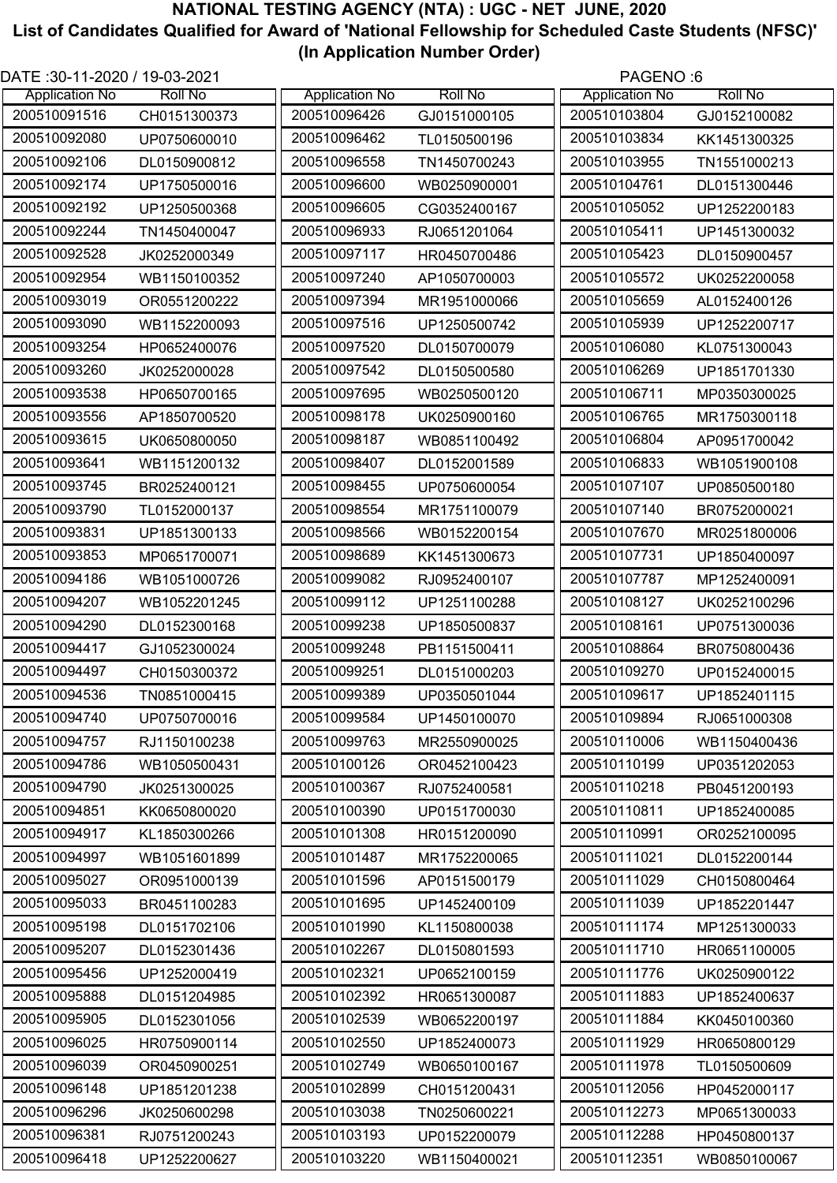# NATIONAL TESTING AGENCY (NTA) : UGC - NET JUNE, 2020

## List of Candidates Qualified for Award of 'National Fellowship for Scheduled Caste Students (NFSC)'

### (In Application Number Order)

DATE :30-11-2020 / 19-03-2021

PAGENO :6

| Application No | Roll No |
|---|---|
| 200510091516 | CH0151300373 |
| 200510092080 | UP0750600010 |
| 200510092106 | DL0150900812 |
| 200510092174 | UP1750500016 |
| 200510092192 | UP1250500368 |
| 200510092244 | TN1450400047 |
| 200510092528 | JK0252000349 |
| 200510092954 | WB1150100352 |
| 200510093019 | OR0551200222 |
| 200510093090 | WB1152200093 |
| 200510093254 | HP0652400076 |
| 200510093260 | JK0252000028 |
| 200510093538 | HP0650700165 |
| 200510093556 | AP1850700520 |
| 200510093615 | UK0650800050 |
| 200510093641 | WB1151200132 |
| 200510093745 | BR0252400121 |
| 200510093790 | TL0152000137 |
| 200510093831 | UP1851300133 |
| 200510093853 | MP0651700071 |
| 200510094186 | WB1051000726 |
| 200510094207 | WB1052201245 |
| 200510094290 | DL0152300168 |
| 200510094417 | GJ1052300024 |
| 200510094497 | CH0150300372 |
| 200510094536 | TN0851000415 |
| 200510094740 | UP0750700016 |
| 200510094757 | RJ1150100238 |
| 200510094786 | WB1050500431 |
| 200510094790 | JK0251300025 |
| 200510094851 | KK0650800020 |
| 200510094917 | KL1850300266 |
| 200510094997 | WB1051601899 |
| 200510095027 | OR0951000139 |
| 200510095033 | BR0451100283 |
| 200510095198 | DL0151702106 |
| 200510095207 | DL0152301436 |
| 200510095456 | UP1252000419 |
| 200510095888 | DL0151204985 |
| 200510095905 | DL0152301056 |
| 200510096025 | HR0750900114 |
| 200510096039 | OR0450900251 |
| 200510096148 | UP1851201238 |
| 200510096296 | JK0250600298 |
| 200510096381 | RJ0751200243 |
| 200510096418 | UP1252200627 |
| 200510096426 | GJ0151000105 |
| 200510096462 | TL0150500196 |
| 200510096558 | TN1450700243 |
| 200510096600 | WB0250900001 |
| 200510096605 | CG0352400167 |
| 200510096933 | RJ0651201064 |
| 200510097117 | HR0450700486 |
| 200510097240 | AP1050700003 |
| 200510097394 | MR1951000066 |
| 200510097516 | UP1250500742 |
| 200510097520 | DL0150700079 |
| 200510097542 | DL0150500580 |
| 200510097695 | WB0250500120 |
| 200510098178 | UK0250900160 |
| 200510098187 | WB0851100492 |
| 200510098407 | DL0152001589 |
| 200510098455 | UP0750600054 |
| 200510098554 | MR1751100079 |
| 200510098566 | WB0152200154 |
| 200510098689 | KK1451300673 |
| 200510099082 | RJ0952400107 |
| 200510099112 | UP1251100288 |
| 200510099238 | UP1850500837 |
| 200510099248 | PB1151500411 |
| 200510099251 | DL0151000203 |
| 200510099389 | UP0350501044 |
| 200510099584 | UP1450100070 |
| 200510099763 | MR2550900025 |
| 200510100126 | OR0452100423 |
| 200510100367 | RJ0752400581 |
| 200510100390 | UP0151700030 |
| 200510101308 | HR0151200090 |
| 200510101487 | MR1752200065 |
| 200510101596 | AP0151500179 |
| 200510101695 | UP1452400109 |
| 200510101990 | KL1150800038 |
| 200510102267 | DL0150801593 |
| 200510102321 | UP0652100159 |
| 200510102392 | HR0651300087 |
| 200510102539 | WB0652200197 |
| 200510102550 | UP1852400073 |
| 200510102749 | WB0650100167 |
| 200510102899 | CH0151200431 |
| 200510103038 | TN0250600221 |
| 200510103193 | UP0152200079 |
| 200510103220 | WB1150400021 |
| 200510103804 | GJ0152100082 |
| 200510103834 | KK1451300325 |
| 200510103955 | TN1551000213 |
| 200510104761 | DL0151300446 |
| 200510105052 | UP1252200183 |
| 200510105411 | UP1451300032 |
| 200510105423 | DL0150900457 |
| 200510105572 | UK0252200058 |
| 200510105659 | AL0152400126 |
| 200510105939 | UP1252200717 |
| 200510106080 | KL0751300043 |
| 200510106269 | UP1851701330 |
| 200510106711 | MP0350300025 |
| 200510106765 | MR1750300118 |
| 200510106804 | AP0951700042 |
| 200510106833 | WB1051900108 |
| 200510107107 | UP0850500180 |
| 200510107140 | BR0752000021 |
| 200510107670 | MR0251800006 |
| 200510107731 | UP1850400097 |
| 200510107787 | MP1252400091 |
| 200510108127 | UK0252100296 |
| 200510108161 | UP0751300036 |
| 200510108864 | BR0750800436 |
| 200510109270 | UP0152400015 |
| 200510109617 | UP1852401115 |
| 200510109894 | RJ0651000308 |
| 200510110006 | WB1150400436 |
| 200510110199 | UP0351202053 |
| 200510110218 | PB0451200193 |
| 200510110811 | UP1852400085 |
| 200510110991 | OR0252100095 |
| 200510111021 | DL0152200144 |
| 200510111029 | CH0150800464 |
| 200510111039 | UP1852201447 |
| 200510111174 | MP1251300033 |
| 200510111710 | HR0651100005 |
| 200510111776 | UK0250900122 |
| 200510111883 | UP1852400637 |
| 200510111884 | KK0450100360 |
| 200510111929 | HR0650800129 |
| 200510111978 | TL0150500609 |
| 200510112056 | HP0452000117 |
| 200510112273 | MP0651300033 |
| 200510112288 | HP0450800137 |
| 200510112351 | WB0850100067 |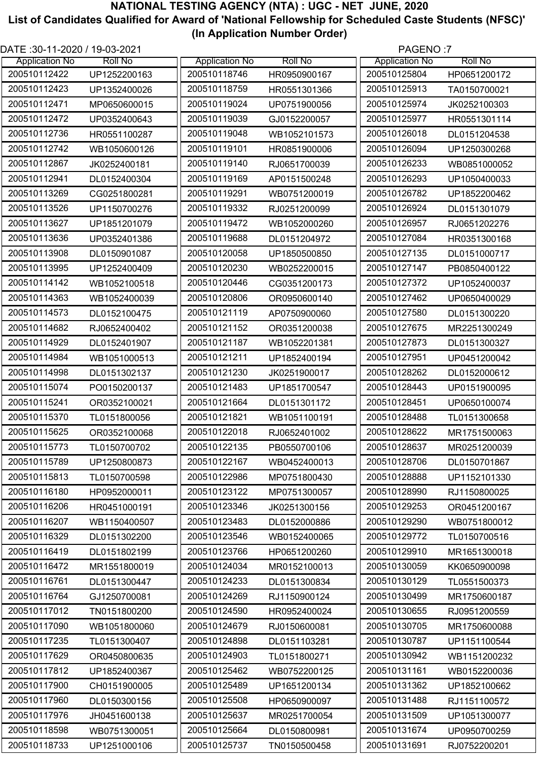# NATIONAL TESTING AGENCY (NTA) : UGC - NET JUNE, 2020

## List of Candidates Qualified for Award of 'National Fellowship for Scheduled Caste Students (NFSC)'

### (In Application Number Order)

DATE :30-11-2020 / 19-03-2021

| Application No | Roll No |
|---|---|
| 200510112422 | UP1252200163 |
| 200510112423 | UP1352400026 |
| 200510112471 | MP0650600015 |
| 200510112472 | UP0352400643 |
| 200510112736 | HR0551100287 |
| 200510112742 | WB1050600126 |
| 200510112867 | JK0252400181 |
| 200510112941 | DL0152400304 |
| 200510113269 | CG0251800281 |
| 200510113526 | UP1150700276 |
| 200510113627 | UP1851201079 |
| 200510113636 | UP0352401386 |
| 200510113908 | DL0150901087 |
| 200510113995 | UP1252400409 |
| 200510114142 | WB1052100518 |
| 200510114363 | WB1052400039 |
| 200510114573 | DL0152100475 |
| 200510114682 | RJ0652400402 |
| 200510114929 | DL0152401907 |
| 200510114984 | WB1051000513 |
| 200510114998 | DL0151302137 |
| 200510115074 | PO0150200137 |
| 200510115241 | OR0352100021 |
| 200510115370 | TL0151800056 |
| 200510115625 | OR0352100068 |
| 200510115773 | TL0150700702 |
| 200510115789 | UP1250800873 |
| 200510115813 | TL0150700598 |
| 200510116180 | HP0952000011 |
| 200510116206 | HR0451000191 |
| 200510116207 | WB1150400507 |
| 200510116329 | DL0151302200 |
| 200510116419 | DL0151802199 |
| 200510116472 | MR1551800019 |
| 200510116761 | DL0151300447 |
| 200510116764 | GJ1250700081 |
| 200510117012 | TN0151800200 |
| 200510117090 | WB1051800060 |
| 200510117235 | TL0151300407 |
| 200510117629 | OR0450800635 |
| 200510117812 | UP1852400367 |
| 200510117900 | CH0151900005 |
| 200510117960 | DL0150300156 |
| 200510117976 | JH0451600138 |
| 200510118598 | WB0751300051 |
| 200510118733 | UP1251000106 |
| 200510118746 | HR0950900167 |
| 200510118759 | HR0551301366 |
| 200510119024 | UP0751900056 |
| 200510119039 | GJ0152200057 |
| 200510119048 | WB1052101573 |
| 200510119101 | HR0851900006 |
| 200510119140 | RJ0651700039 |
| 200510119169 | AP0151500248 |
| 200510119291 | WB0751200019 |
| 200510119332 | RJ0251200099 |
| 200510119472 | WB1052000260 |
| 200510119688 | DL0151204972 |
| 200510120058 | UP1850500850 |
| 200510120230 | WB0252200015 |
| 200510120446 | CG0351200173 |
| 200510120806 | OR0950600140 |
| 200510121119 | AP0750900060 |
| 200510121152 | OR0351200038 |
| 200510121187 | WB1052201381 |
| 200510121211 | UP1852400194 |
| 200510121230 | JK0251900017 |
| 200510121483 | UP1851700547 |
| 200510121664 | DL0151301172 |
| 200510121821 | WB1051100191 |
| 200510122018 | RJ0652401002 |
| 200510122135 | PB0550700106 |
| 200510122167 | WB0452400013 |
| 200510122986 | MP0751800430 |
| 200510123122 | MP0751300057 |
| 200510123346 | JK0251300156 |
| 200510123483 | DL0152000886 |
| 200510123546 | WB0152400065 |
| 200510123766 | HP0651200260 |
| 200510124034 | MR0152100013 |
| 200510124233 | DL0151300834 |
| 200510124269 | RJ1150900124 |
| 200510124590 | HR0952400024 |
| 200510124679 | RJ0150600081 |
| 200510124898 | DL0151103281 |
| 200510124903 | TL0151800271 |
| 200510125462 | WB0752200125 |
| 200510125489 | UP1651200134 |
| 200510125508 | HP0650900097 |
| 200510125637 | MR0251700054 |
| 200510125664 | DL0150800981 |
| 200510125737 | TN0150500458 |
| 200510125804 | HP0651200172 |
| 200510125913 | TA0150700021 |
| 200510125974 | JK0252100303 |
| 200510125977 | HR0551301114 |
| 200510126018 | DL0151204538 |
| 200510126094 | UP1250300268 |
| 200510126233 | WB0851000052 |
| 200510126293 | UP1050400033 |
| 200510126782 | UP1852200462 |
| 200510126924 | DL0151301079 |
| 200510126957 | RJ0651202276 |
| 200510127084 | HR0351300168 |
| 200510127135 | DL0151000717 |
| 200510127147 | PB0850400122 |
| 200510127372 | UP1052400037 |
| 200510127462 | UP0650400029 |
| 200510127580 | DL0151300220 |
| 200510127675 | MR2251300249 |
| 200510127873 | DL0151300327 |
| 200510127951 | UP0451200042 |
| 200510128262 | DL0152000612 |
| 200510128443 | UP0151900095 |
| 200510128451 | UP0650100074 |
| 200510128488 | TL0151300658 |
| 200510128622 | MR1751500063 |
| 200510128637 | MR0251200039 |
| 200510128706 | DL0150701867 |
| 200510128888 | UP1152101330 |
| 200510128990 | RJ1150800025 |
| 200510129253 | OR0451200167 |
| 200510129290 | WB0751800012 |
| 200510129772 | TL0150700516 |
| 200510129910 | MR1651300018 |
| 200510130059 | KK0650900098 |
| 200510130129 | TL0551500373 |
| 200510130499 | MR1750600187 |
| 200510130655 | RJ0951200559 |
| 200510130705 | MR1750600088 |
| 200510130787 | UP1151100544 |
| 200510130942 | WB1151200232 |
| 200510131161 | WB0152200036 |
| 200510131362 | UP1852100662 |
| 200510131488 | RJ1151100572 |
| 200510131509 | UP1051300077 |
| 200510131674 | UP0950700259 |
| 200510131691 | RJ0752200201 |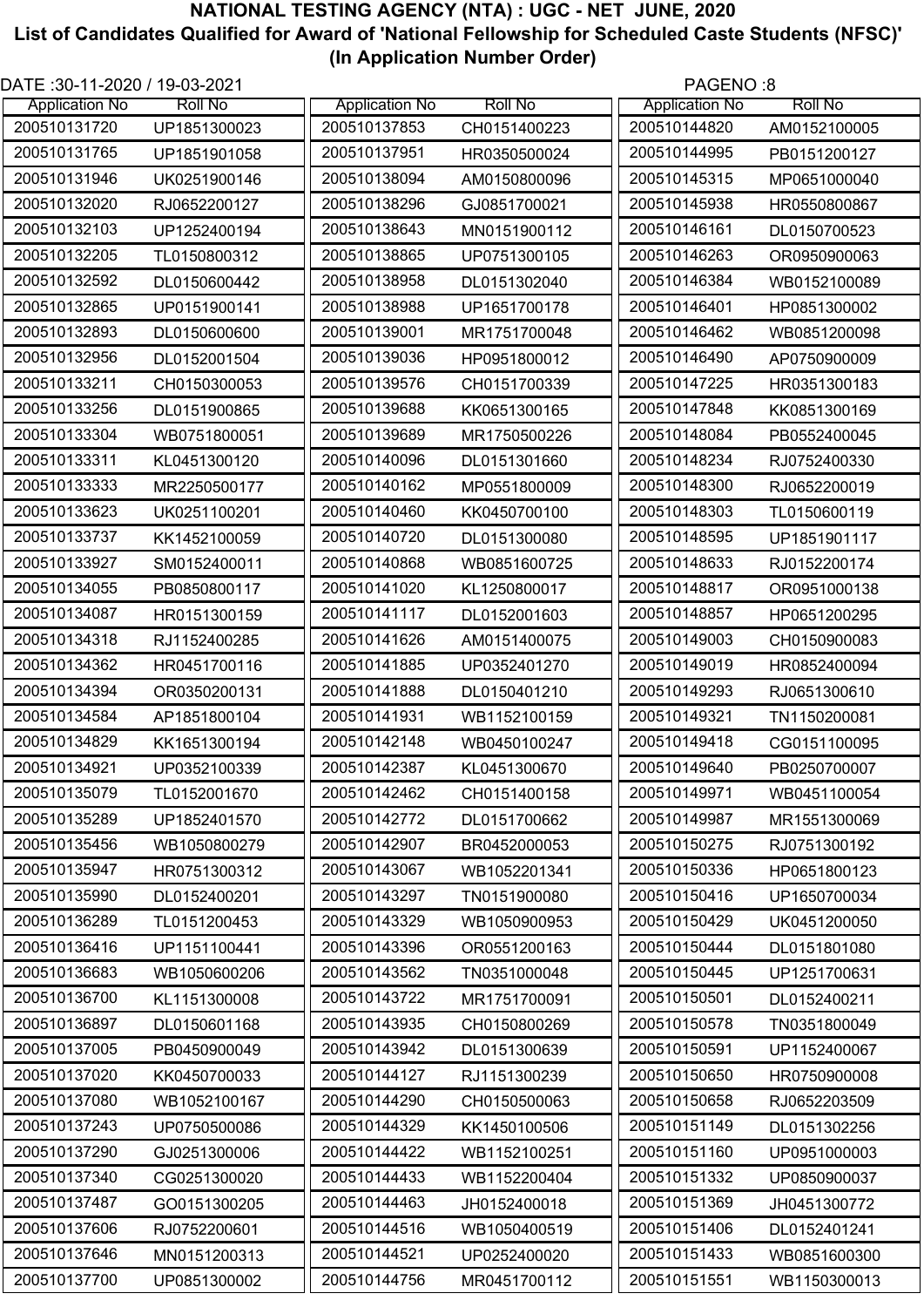# NATIONAL TESTING AGENCY (NTA) : UGC - NET JUNE, 2020

## List of Candidates Qualified for Award of 'National Fellowship for Scheduled Caste Students (NFSC)'

### (In Application Number Order)

DATE :30-11-2020 / 19-03-2021

| Application No | Roll No |
|---|---|
| 200510131720 | UP1851300023 |
| 200510131765 | UP1851901058 |
| 200510131946 | UK0251900146 |
| 200510132020 | RJ0652200127 |
| 200510132103 | UP1252400194 |
| 200510132205 | TL0150800312 |
| 200510132592 | DL0150600442 |
| 200510132865 | UP0151900141 |
| 200510132893 | DL0150600600 |
| 200510132956 | DL0152001504 |
| 200510133211 | CH0150300053 |
| 200510133256 | DL0151900865 |
| 200510133304 | WB0751800051 |
| 200510133311 | KL0451300120 |
| 200510133333 | MR2250500177 |
| 200510133623 | UK0251100201 |
| 200510133737 | KK1452100059 |
| 200510133927 | SM0152400011 |
| 200510134055 | PB0850800117 |
| 200510134087 | HR0151300159 |
| 200510134318 | RJ1152400285 |
| 200510134362 | HR0451700116 |
| 200510134394 | OR0350200131 |
| 200510134584 | AP1851800104 |
| 200510134829 | KK1651300194 |
| 200510134921 | UP0352100339 |
| 200510135079 | TL0152001670 |
| 200510135289 | UP1852401570 |
| 200510135456 | WB1050800279 |
| 200510135947 | HR0751300312 |
| 200510135990 | DL0152400201 |
| 200510136289 | TL0151200453 |
| 200510136416 | UP1151100441 |
| 200510136683 | WB1050600206 |
| 200510136700 | KL1151300008 |
| 200510136897 | DL0150601168 |
| 200510137005 | PB0450900049 |
| 200510137020 | KK0450700033 |
| 200510137080 | WB1052100167 |
| 200510137243 | UP0750500086 |
| 200510137290 | GJ0251300006 |
| 200510137340 | CG0251300020 |
| 200510137487 | GO0151300205 |
| 200510137606 | RJ0752200601 |
| 200510137646 | MN0151200313 |
| 200510137700 | UP0851300002 |
| 200510137853 | CH0151400223 |
| 200510137951 | HR0350500024 |
| 200510138094 | AM0150800096 |
| 200510138296 | GJ0851700021 |
| 200510138643 | MN0151900112 |
| 200510138865 | UP0751300105 |
| 200510138958 | DL0151302040 |
| 200510138988 | UP1651700178 |
| 200510139001 | MR1751700048 |
| 200510139036 | HP0951800012 |
| 200510139576 | CH0151700339 |
| 200510139688 | KK0651300165 |
| 200510139689 | MR1750500226 |
| 200510140096 | DL0151301660 |
| 200510140162 | MP0551800009 |
| 200510140460 | KK0450700100 |
| 200510140720 | DL0151300080 |
| 200510140868 | WB0851600725 |
| 200510141020 | KL1250800017 |
| 200510141117 | DL0152001603 |
| 200510141626 | AM0151400075 |
| 200510141885 | UP0352401270 |
| 200510141888 | DL0150401210 |
| 200510141931 | WB1152100159 |
| 200510142148 | WB0450100247 |
| 200510142387 | KL0451300670 |
| 200510142462 | CH0151400158 |
| 200510142772 | DL0151700662 |
| 200510142907 | BR0452000053 |
| 200510143067 | WB1052201341 |
| 200510143297 | TN0151900080 |
| 200510143329 | WB1050900953 |
| 200510143396 | OR0551200163 |
| 200510143562 | TN0351000048 |
| 200510143722 | MR1751700091 |
| 200510143935 | CH0150800269 |
| 200510143942 | DL0151300639 |
| 200510144127 | RJ1151300239 |
| 200510144290 | CH0150500063 |
| 200510144329 | KK1450100506 |
| 200510144422 | WB1152100251 |
| 200510144433 | WB1152200404 |
| 200510144463 | JH0152400018 |
| 200510144516 | WB1050400519 |
| 200510144521 | UP0252400020 |
| 200510144756 | MR0451700112 |
| 200510144820 | AM0152100005 |
| 200510144995 | PB0151200127 |
| 200510145315 | MP0651000040 |
| 200510145938 | HR0550800867 |
| 200510146161 | DL0150700523 |
| 200510146263 | OR0950900063 |
| 200510146384 | WB0152100089 |
| 200510146401 | HP0851300002 |
| 200510146462 | WB0851200098 |
| 200510146490 | AP0750900009 |
| 200510147225 | HR0351300183 |
| 200510147848 | KK0851300169 |
| 200510148084 | PB0552400045 |
| 200510148234 | RJ0752400330 |
| 200510148300 | RJ0652200019 |
| 200510148303 | TL0150600119 |
| 200510148595 | UP1851901117 |
| 200510148633 | RJ0152200174 |
| 200510148817 | OR0951000138 |
| 200510148857 | HP0651200295 |
| 200510149003 | CH0150900083 |
| 200510149019 | HR0852400094 |
| 200510149293 | RJ0651300610 |
| 200510149321 | TN1150200081 |
| 200510149418 | CG0151100095 |
| 200510149640 | PB0250700007 |
| 200510149971 | WB0451100054 |
| 200510149987 | MR1551300069 |
| 200510150275 | RJ0751300192 |
| 200510150336 | HP0651800123 |
| 200510150416 | UP1650700034 |
| 200510150429 | UK0451200050 |
| 200510150444 | DL0151801080 |
| 200510150445 | UP1251700631 |
| 200510150501 | DL0152400211 |
| 200510150578 | TN0351800049 |
| 200510150591 | UP1152400067 |
| 200510150650 | HR0750900008 |
| 200510150658 | RJ0652203509 |
| 200510151149 | DL0151302256 |
| 200510151160 | UP0951000003 |
| 200510151332 | UP0850900037 |
| 200510151369 | JH0451300772 |
| 200510151406 | DL0152401241 |
| 200510151433 | WB0851600300 |
| 200510151551 | WB1150300013 |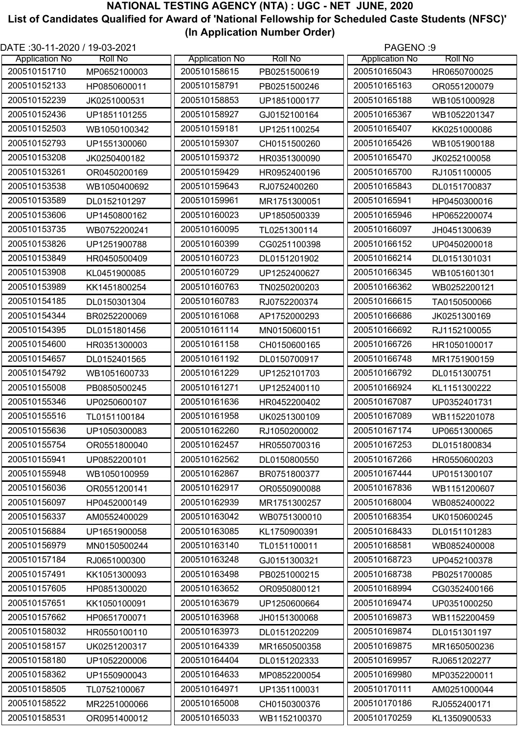# NATIONAL TESTING AGENCY (NTA) : UGC - NET JUNE, 2020

## List of Candidates Qualified for Award of 'National Fellowship for Scheduled Caste Students (NFSC)'

### (In Application Number Order)

DATE :30-11-2020 / 19-03-2021

| Application No | Roll No |
|---|---|
| 200510151710 | MP0652100003 |
| 200510152133 | HP0850600011 |
| 200510152239 | JK0251000531 |
| 200510152436 | UP1851101255 |
| 200510152503 | WB1050100342 |
| 200510152793 | UP1551300060 |
| 200510153208 | JK0250400182 |
| 200510153261 | OR0450200169 |
| 200510153538 | WB1050400692 |
| 200510153589 | DL0152101297 |
| 200510153606 | UP1450800162 |
| 200510153735 | WB0752200241 |
| 200510153826 | UP1251900788 |
| 200510153849 | HR0450500409 |
| 200510153908 | KL0451900085 |
| 200510153989 | KK1451800254 |
| 200510154185 | DL0150301304 |
| 200510154344 | BR0252200069 |
| 200510154395 | DL0151801456 |
| 200510154600 | HR0351300003 |
| 200510154657 | DL0152401565 |
| 200510154792 | WB1051600733 |
| 200510155008 | PB0850500245 |
| 200510155346 | UP0250600107 |
| 200510155516 | TL0151100184 |
| 200510155636 | UP1050300083 |
| 200510155754 | OR0551800040 |
| 200510155941 | UP0852200101 |
| 200510155948 | WB1050100959 |
| 200510156036 | OR0551200141 |
| 200510156097 | HP0452000149 |
| 200510156337 | AM0552400029 |
| 200510156884 | UP1651900058 |
| 200510156979 | MN0150500244 |
| 200510157184 | RJ0651000300 |
| 200510157491 | KK1051300093 |
| 200510157605 | HP0851300020 |
| 200510157651 | KK1050100091 |
| 200510157662 | HP0651700071 |
| 200510158032 | HR0550100110 |
| 200510158157 | UK0251200317 |
| 200510158180 | UP1052200006 |
| 200510158362 | UP1550900043 |
| 200510158505 | TL0752100067 |
| 200510158522 | MR2251000066 |
| 200510158531 | OR0951400012 |
| 200510158615 | PB0251500619 |
| 200510158791 | PB0251500246 |
| 200510158853 | UP1851000177 |
| 200510158927 | GJ0152100164 |
| 200510159181 | UP1251100254 |
| 200510159307 | CH0151500260 |
| 200510159372 | HR0351300090 |
| 200510159429 | HR0952400196 |
| 200510159643 | RJ0752400260 |
| 200510159961 | MR1751300051 |
| 200510160023 | UP1850500339 |
| 200510160095 | TL0251300114 |
| 200510160399 | CG0251100398 |
| 200510160723 | DL0151201902 |
| 200510160729 | UP1252400627 |
| 200510160763 | TN0250200203 |
| 200510160783 | RJ0752200374 |
| 200510161068 | AP1752000293 |
| 200510161114 | MN0150600151 |
| 200510161158 | CH0150600165 |
| 200510161192 | DL0150700917 |
| 200510161229 | UP1252101703 |
| 200510161271 | UP1252400110 |
| 200510161636 | HR0452200402 |
| 200510161958 | UK0251300109 |
| 200510162260 | RJ1050200002 |
| 200510162457 | HR0550700316 |
| 200510162562 | DL0150800550 |
| 200510162867 | BR0751800377 |
| 200510162917 | OR0550900088 |
| 200510162939 | MR1751300257 |
| 200510163042 | WB0751300010 |
| 200510163085 | KL1750900391 |
| 200510163140 | TL0151100011 |
| 200510163248 | GJ0151300321 |
| 200510163498 | PB0251000215 |
| 200510163652 | OR0950800121 |
| 200510163679 | UP1250600664 |
| 200510163968 | JH0151300068 |
| 200510163973 | DL0151202209 |
| 200510164339 | MR1650500358 |
| 200510164404 | DL0151202333 |
| 200510164633 | MP0852200054 |
| 200510164971 | UP1351100031 |
| 200510165008 | CH0150300376 |
| 200510165033 | WB1152100370 |
| 200510165043 | HR0650700025 |
| 200510165163 | OR0551200079 |
| 200510165188 | WB1051000928 |
| 200510165367 | WB1052201347 |
| 200510165407 | KK0251000086 |
| 200510165426 | WB1051900188 |
| 200510165470 | JK0252100058 |
| 200510165700 | RJ1051100005 |
| 200510165843 | DL0151700837 |
| 200510165941 | HP0450300016 |
| 200510165946 | HP0652200074 |
| 200510166097 | JH0451300639 |
| 200510166152 | UP0450200018 |
| 200510166214 | DL0151301031 |
| 200510166345 | WB1051601301 |
| 200510166362 | WB0252200121 |
| 200510166615 | TA0150500066 |
| 200510166686 | JK0251300169 |
| 200510166692 | RJ1152100055 |
| 200510166726 | HR1050100017 |
| 200510166748 | MR1751900159 |
| 200510166792 | DL0151300751 |
| 200510166924 | KL1151300222 |
| 200510167087 | UP0352401731 |
| 200510167089 | WB1152201078 |
| 200510167174 | UP0651300065 |
| 200510167253 | DL0151800834 |
| 200510167266 | HR0550600203 |
| 200510167444 | UP0151300107 |
| 200510167836 | WB1151200607 |
| 200510168004 | WB0852400022 |
| 200510168354 | UK0150600245 |
| 200510168433 | DL0151101283 |
| 200510168581 | WB0852400008 |
| 200510168723 | UP0452100378 |
| 200510168738 | PB0251700085 |
| 200510168994 | CG0352400166 |
| 200510169474 | UP0351000250 |
| 200510169873 | WB1152200459 |
| 200510169874 | DL0151301197 |
| 200510169875 | MR1650500236 |
| 200510169957 | RJ0651202277 |
| 200510169980 | MP0352200011 |
| 200510170111 | AM0251000044 |
| 200510170186 | RJ0552400171 |
| 200510170259 | KL1350900533 |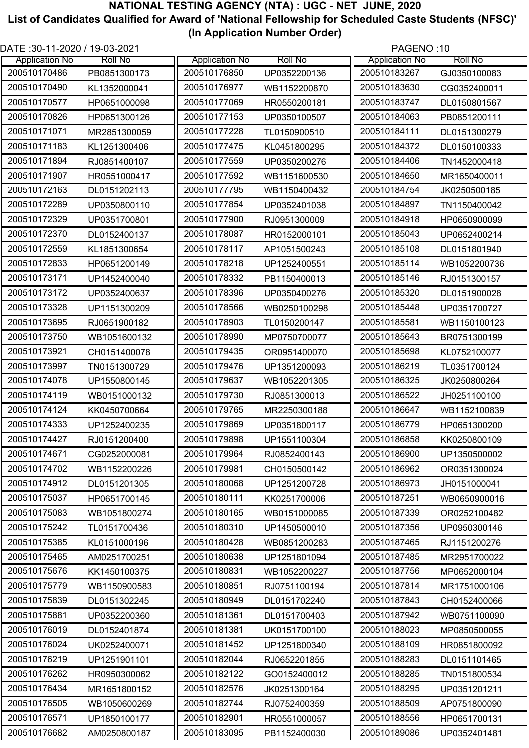# NATIONAL TESTING AGENCY (NTA) : UGC - NET JUNE, 2020

## List of Candidates Qualified for Award of 'National Fellowship for Scheduled Caste Students (NFSC)'

### (In Application Number Order)

DATE :30-11-2020 / 19-03-2021

| Application No | Roll No |
|---|---|
| 200510170486 | PB0851300173 |
| 200510170490 | KL1352000041 |
| 200510170577 | HP0651000098 |
| 200510170826 | HP0651300126 |
| 200510171071 | MR2851300059 |
| 200510171183 | KL1251300406 |
| 200510171894 | RJ0851400107 |
| 200510171907 | HR0551000417 |
| 200510172163 | DL0151202113 |
| 200510172289 | UP0350800110 |
| 200510172329 | UP0351700801 |
| 200510172370 | DL0152400137 |
| 200510172559 | KL1851300654 |
| 200510172833 | HP0651200149 |
| 200510173171 | UP1452400040 |
| 200510173172 | UP0352400637 |
| 200510173328 | UP1151300209 |
| 200510173695 | RJ0651900182 |
| 200510173750 | WB1051600132 |
| 200510173921 | CH0151400078 |
| 200510173997 | TN0151300729 |
| 200510174078 | UP1550800145 |
| 200510174119 | WB0151000132 |
| 200510174124 | KK0450700664 |
| 200510174333 | UP1252400235 |
| 200510174427 | RJ0151200400 |
| 200510174671 | CG0252000081 |
| 200510174702 | WB1152200226 |
| 200510174912 | DL0151201305 |
| 200510175037 | HP0651700145 |
| 200510175083 | WB1051800274 |
| 200510175242 | TL0151700436 |
| 200510175385 | KL0151000196 |
| 200510175465 | AM0251700251 |
| 200510175676 | KK1450100375 |
| 200510175779 | WB1150900583 |
| 200510175839 | DL0151302245 |
| 200510175881 | UP0352200360 |
| 200510176019 | DL0152401874 |
| 200510176024 | UK0252400071 |
| 200510176219 | UP1251901101 |
| 200510176262 | HR0950300062 |
| 200510176434 | MR1651800152 |
| 200510176505 | WB1050600269 |
| 200510176571 | UP1850100177 |
| 200510176682 | AM0250800187 |
| 200510176850 | UP0352200136 |
| 200510176977 | WB1152200870 |
| 200510177069 | HR0550200181 |
| 200510177153 | UP0350100507 |
| 200510177228 | TL0150900510 |
| 200510177475 | KL0451800295 |
| 200510177559 | UP0350200276 |
| 200510177592 | WB1151600530 |
| 200510177795 | WB1150400432 |
| 200510177854 | UP0352401038 |
| 200510177900 | RJ0951300009 |
| 200510178087 | HR0152000101 |
| 200510178117 | AP1051500243 |
| 200510178218 | UP1252400551 |
| 200510178332 | PB1150400013 |
| 200510178396 | UP0350400276 |
| 200510178566 | WB0250100298 |
| 200510178903 | TL0150200147 |
| 200510178990 | MP0750700077 |
| 200510179435 | OR0951400070 |
| 200510179476 | UP1351200093 |
| 200510179637 | WB1052201305 |
| 200510179730 | RJ0851300013 |
| 200510179765 | MR2250300188 |
| 200510179869 | UP0351800117 |
| 200510179898 | UP1551100304 |
| 200510179964 | RJ0852400143 |
| 200510179981 | CH0150500142 |
| 200510180068 | UP1251200728 |
| 200510180111 | KK0251700006 |
| 200510180165 | WB0151000085 |
| 200510180310 | UP1450500010 |
| 200510180428 | WB0851200283 |
| 200510180638 | UP1251801094 |
| 200510180831 | WB1052200227 |
| 200510180851 | RJ0751100194 |
| 200510180949 | DL0151702240 |
| 200510181361 | DL0151700403 |
| 200510181381 | UK0151700100 |
| 200510181452 | UP1251800340 |
| 200510182044 | RJ0652201855 |
| 200510182122 | GO0152400012 |
| 200510182576 | JK0251300164 |
| 200510182744 | RJ0752400359 |
| 200510182901 | HR0551000057 |
| 200510183095 | PB1152400030 |
| 200510183267 | GJ0350100083 |
| 200510183630 | CG0352400011 |
| 200510183747 | DL0150801567 |
| 200510184063 | PB0851200111 |
| 200510184111 | DL0151300279 |
| 200510184372 | DL0150100333 |
| 200510184406 | TN1452000418 |
| 200510184650 | MR1650400011 |
| 200510184754 | JK0250500185 |
| 200510184897 | TN1150400042 |
| 200510184918 | HP0650900099 |
| 200510185043 | UP0652400214 |
| 200510185108 | DL0151801940 |
| 200510185114 | WB1052200736 |
| 200510185146 | RJ0151300157 |
| 200510185320 | DL0151900028 |
| 200510185448 | UP0351700727 |
| 200510185581 | WB1150100123 |
| 200510185643 | BR0751300199 |
| 200510185698 | KL0752100077 |
| 200510186219 | TL0351700124 |
| 200510186325 | JK0250800264 |
| 200510186522 | JH0251100100 |
| 200510186647 | WB1152100839 |
| 200510186779 | HP0651300200 |
| 200510186858 | KK0250800109 |
| 200510186900 | UP1350500002 |
| 200510186962 | OR0351300024 |
| 200510186973 | JH0151000041 |
| 200510187251 | WB0650900016 |
| 200510187339 | OR0252100482 |
| 200510187356 | UP0950300146 |
| 200510187465 | RJ1151200276 |
| 200510187485 | MR2951700022 |
| 200510187756 | MP0652000104 |
| 200510187814 | MR1751000106 |
| 200510187843 | CH0152400066 |
| 200510187942 | WB0751100090 |
| 200510188023 | MP0850500055 |
| 200510188109 | HR0851800092 |
| 200510188283 | DL0151101465 |
| 200510188285 | TN0151800534 |
| 200510188295 | UP0351201211 |
| 200510188509 | AP0751800090 |
| 200510188556 | HP0651700131 |
| 200510189086 | UP0352401481 |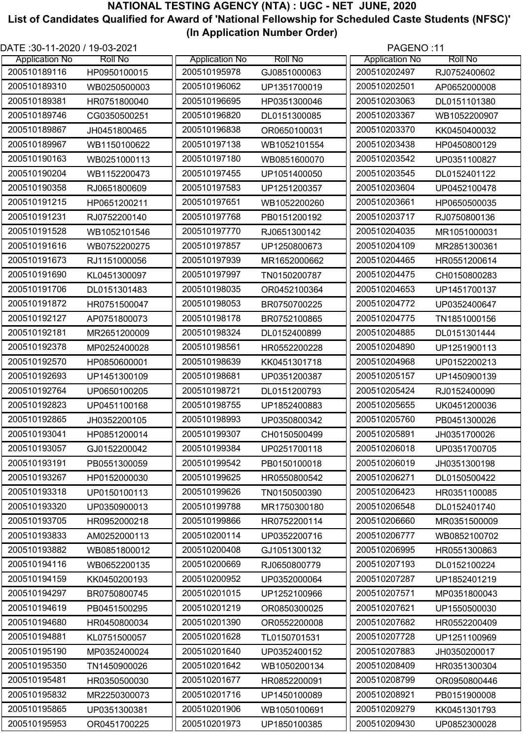# NATIONAL TESTING AGENCY (NTA) : UGC - NET JUNE, 2020

## List of Candidates Qualified for Award of 'National Fellowship for Scheduled Caste Students (NFSC)'

### (In Application Number Order)

DATE :30-11-2020 / 19-03-2021

PAGENO :11

| Application No | Roll No |
|---|---|
| 200510189116 | HP0950100015 |
| 200510189310 | WB0250500003 |
| 200510189381 | HR0751800040 |
| 200510189746 | CG0350500251 |
| 200510189867 | JH0451800465 |
| 200510189967 | WB1150100622 |
| 200510190163 | WB0251000113 |
| 200510190204 | WB1152200473 |
| 200510190358 | RJ0651800609 |
| 200510191215 | HP0651200211 |
| 200510191231 | RJ0752200140 |
| 200510191528 | WB1052101546 |
| 200510191616 | WB0752200275 |
| 200510191673 | RJ1151000056 |
| 200510191690 | KL0451300097 |
| 200510191706 | DL0151301483 |
| 200510191872 | HR0751500047 |
| 200510192127 | AP0751800073 |
| 200510192181 | MR2651200009 |
| 200510192378 | MP0252400028 |
| 200510192570 | HP0850600001 |
| 200510192693 | UP1451300109 |
| 200510192764 | UP0650100205 |
| 200510192823 | UP0451100168 |
| 200510192865 | JH0352200105 |
| 200510193041 | HP0851200014 |
| 200510193057 | GJ0152200042 |
| 200510193191 | PB0551300059 |
| 200510193267 | HP0152000030 |
| 200510193318 | UP0150100113 |
| 200510193320 | UP0350900013 |
| 200510193705 | HR0952000218 |
| 200510193833 | AM0252000113 |
| 200510193882 | WB0851800012 |
| 200510194116 | WB0652200135 |
| 200510194159 | KK0450200193 |
| 200510194297 | BR0750800745 |
| 200510194619 | PB0451500295 |
| 200510194680 | HR0450800034 |
| 200510194881 | KL0751500057 |
| 200510195190 | MP0352400024 |
| 200510195350 | TN1450900026 |
| 200510195481 | HR0350500030 |
| 200510195832 | MR2250300073 |
| 200510195865 | UP0351300381 |
| 200510195953 | OR0451700225 |
| 200510195978 | GJ0851000063 |
| 200510196062 | UP1351700019 |
| 200510196695 | HP0351300046 |
| 200510196820 | DL0151300085 |
| 200510196838 | OR0650100031 |
| 200510197138 | WB1052101554 |
| 200510197180 | WB0851600070 |
| 200510197455 | UP1051400050 |
| 200510197583 | UP1251200357 |
| 200510197651 | WB1052200260 |
| 200510197768 | PB0151200192 |
| 200510197770 | RJ0651300142 |
| 200510197857 | UP1250800673 |
| 200510197939 | MR1652000662 |
| 200510197997 | TN0150200787 |
| 200510198035 | OR0452100364 |
| 200510198053 | BR0750700225 |
| 200510198178 | BR0752100865 |
| 200510198324 | DL0152400899 |
| 200510198561 | HR0552200228 |
| 200510198639 | KK0451301718 |
| 200510198681 | UP0351200387 |
| 200510198721 | DL0151200793 |
| 200510198755 | UP1852400883 |
| 200510198993 | UP0350800342 |
| 200510199307 | CH0150500499 |
| 200510199384 | UP0251700118 |
| 200510199542 | PB0150100018 |
| 200510199625 | HR0550800542 |
| 200510199626 | TN0150500390 |
| 200510199788 | MR1750300180 |
| 200510199866 | HR0752200114 |
| 200510200114 | UP0352200716 |
| 200510200408 | GJ1051300132 |
| 200510200669 | RJ0650800779 |
| 200510200952 | UP0352000064 |
| 200510201015 | UP1252100966 |
| 200510201219 | OR0850300025 |
| 200510201390 | OR0552200008 |
| 200510201628 | TL0150701531 |
| 200510201640 | UP0352400152 |
| 200510201642 | WB1050200134 |
| 200510201677 | HR0852200091 |
| 200510201716 | UP1450100089 |
| 200510201906 | WB1050100691 |
| 200510201973 | UP1850100385 |
| 200510202497 | RJ0752400602 |
| 200510202501 | AP0652000008 |
| 200510203063 | DL0151101380 |
| 200510203367 | WB1052200907 |
| 200510203370 | KK0450400032 |
| 200510203438 | HP0450800129 |
| 200510203542 | UP0351100827 |
| 200510203545 | DL0152401122 |
| 200510203604 | UP0452100478 |
| 200510203661 | HP0650500035 |
| 200510203717 | RJ0750800136 |
| 200510204035 | MR1051000031 |
| 200510204109 | MR2851300361 |
| 200510204465 | HR0551200614 |
| 200510204475 | CH0150800283 |
| 200510204653 | UP1451700137 |
| 200510204772 | UP0352400647 |
| 200510204775 | TN1851000156 |
| 200510204885 | DL0151301444 |
| 200510204890 | UP1251900113 |
| 200510204968 | UP0152200213 |
| 200510205157 | UP1450900139 |
| 200510205424 | RJ0152400090 |
| 200510205655 | UK0451200036 |
| 200510205760 | PB0451300026 |
| 200510205891 | JH0351700026 |
| 200510206018 | UP0351700705 |
| 200510206019 | JH0351300198 |
| 200510206271 | DL0150500422 |
| 200510206423 | HR0351100085 |
| 200510206548 | DL0152401740 |
| 200510206660 | MR0351500009 |
| 200510206777 | WB0852100702 |
| 200510206995 | HR0551300863 |
| 200510207193 | DL0152100224 |
| 200510207287 | UP1852401219 |
| 200510207571 | MP0351800043 |
| 200510207621 | UP1550500030 |
| 200510207682 | HR0552200409 |
| 200510207728 | UP1251100969 |
| 200510207883 | JH0350200017 |
| 200510208409 | HR0351300304 |
| 200510208799 | OR0950800446 |
| 200510208921 | PB0151900008 |
| 200510209279 | KK0451301793 |
| 200510209430 | UP0852300028 |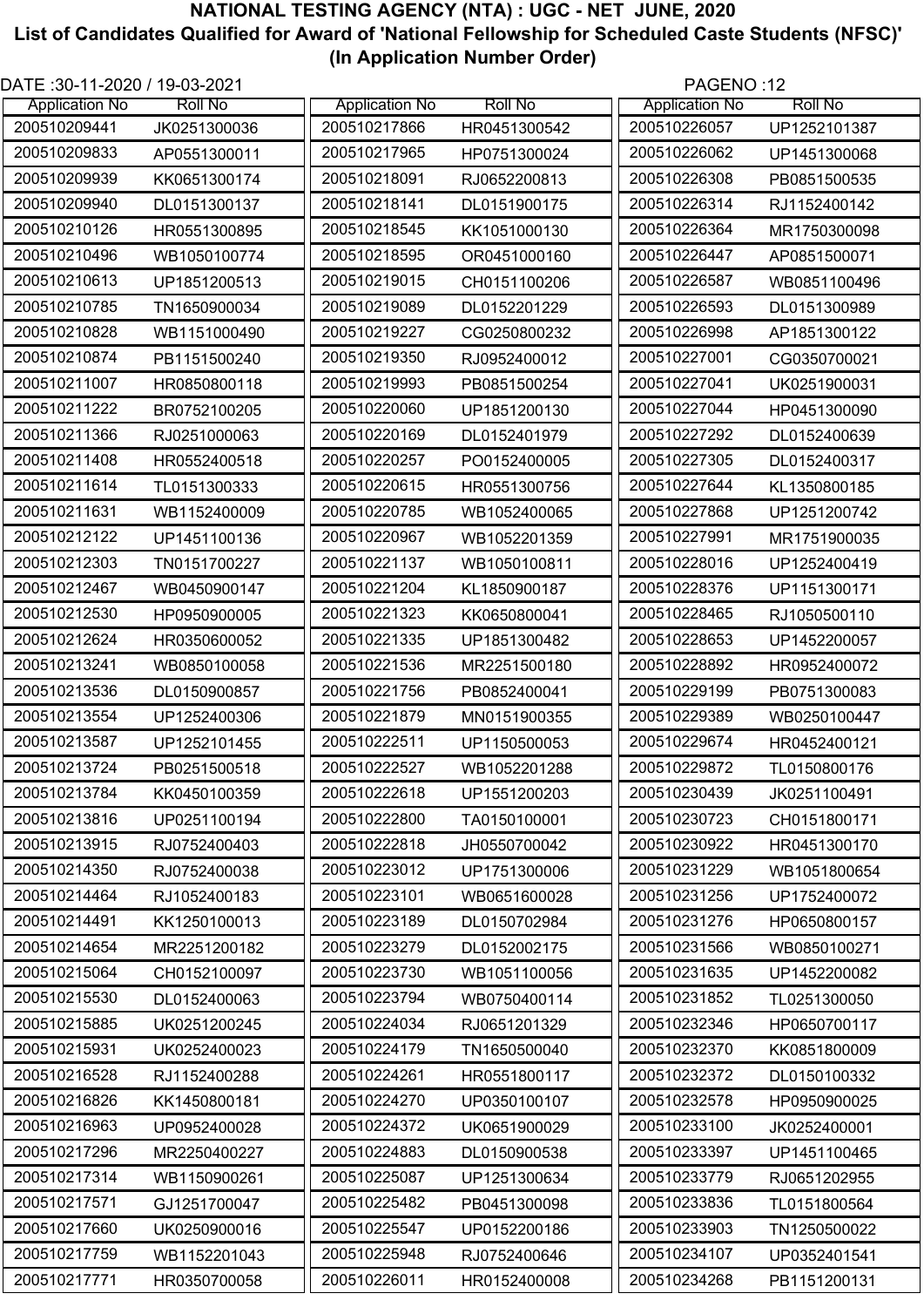# NATIONAL TESTING AGENCY (NTA) : UGC - NET JUNE, 2020

## List of Candidates Qualified for Award of 'National Fellowship for Scheduled Caste Students (NFSC)'

### (In Application Number Order)

DATE :30-11-2020 / 19-03-2021

| Application No | Roll No |
|---|---|
| 200510209441 | JK0251300036 |
| 200510209833 | AP0551300011 |
| 200510209939 | KK0651300174 |
| 200510209940 | DL0151300137 |
| 200510210126 | HR0551300895 |
| 200510210496 | WB1050100774 |
| 200510210613 | UP1851200513 |
| 200510210785 | TN1650900034 |
| 200510210828 | WB1151000490 |
| 200510210874 | PB1151500240 |
| 200510211007 | HR0850800118 |
| 200510211222 | BR0752100205 |
| 200510211366 | RJ0251000063 |
| 200510211408 | HR0552400518 |
| 200510211614 | TL0151300333 |
| 200510211631 | WB1152400009 |
| 200510212122 | UP1451100136 |
| 200510212303 | TN0151700227 |
| 200510212467 | WB0450900147 |
| 200510212530 | HP0950900005 |
| 200510212624 | HR0350600052 |
| 200510213241 | WB0850100058 |
| 200510213536 | DL0150900857 |
| 200510213554 | UP1252400306 |
| 200510213587 | UP1252101455 |
| 200510213724 | PB0251500518 |
| 200510213784 | KK0450100359 |
| 200510213816 | UP0251100194 |
| 200510213915 | RJ0752400403 |
| 200510214350 | RJ0752400038 |
| 200510214464 | RJ1052400183 |
| 200510214491 | KK1250100013 |
| 200510214654 | MR2251200182 |
| 200510215064 | CH0152100097 |
| 200510215530 | DL0152400063 |
| 200510215885 | UK0251200245 |
| 200510215931 | UK0252400023 |
| 200510216528 | RJ1152400288 |
| 200510216826 | KK1450800181 |
| 200510216963 | UP0952400028 |
| 200510217296 | MR2250400227 |
| 200510217314 | WB1150900261 |
| 200510217571 | GJ1251700047 |
| 200510217660 | UK0250900016 |
| 200510217759 | WB1152201043 |
| 200510217771 | HR0350700058 |
| 200510217866 | HR0451300542 |
| 200510217965 | HP0751300024 |
| 200510218091 | RJ0652200813 |
| 200510218141 | DL0151900175 |
| 200510218545 | KK1051000130 |
| 200510218595 | OR0451000160 |
| 200510219015 | CH0151100206 |
| 200510219089 | DL0152201229 |
| 200510219227 | CG0250800232 |
| 200510219350 | RJ0952400012 |
| 200510219993 | PB0851500254 |
| 200510220060 | UP1851200130 |
| 200510220169 | DL0152401979 |
| 200510220257 | PO0152400005 |
| 200510220615 | HR0551300756 |
| 200510220785 | WB1052400065 |
| 200510220967 | WB1052201359 |
| 200510221137 | WB1050100811 |
| 200510221204 | KL1850900187 |
| 200510221323 | KK0650800041 |
| 200510221335 | UP1851300482 |
| 200510221536 | MR2251500180 |
| 200510221756 | PB0852400041 |
| 200510221879 | MN0151900355 |
| 200510222511 | UP1150500053 |
| 200510222527 | WB1052201288 |
| 200510222618 | UP1551200203 |
| 200510222800 | TA0150100001 |
| 200510222818 | JH0550700042 |
| 200510223012 | UP1751300006 |
| 200510223101 | WB0651600028 |
| 200510223189 | DL0150702984 |
| 200510223279 | DL0152002175 |
| 200510223730 | WB1051100056 |
| 200510223794 | WB0750400114 |
| 200510224034 | RJ0651201329 |
| 200510224179 | TN1650500040 |
| 200510224261 | HR0551800117 |
| 200510224270 | UP0350100107 |
| 200510224372 | UK0651900029 |
| 200510224883 | DL0150900538 |
| 200510225087 | UP1251300634 |
| 200510225482 | PB0451300098 |
| 200510225547 | UP0152200186 |
| 200510225948 | RJ0752400646 |
| 200510226011 | HR0152400008 |
| 200510226057 | UP1252101387 |
| 200510226062 | UP1451300068 |
| 200510226308 | PB0851500535 |
| 200510226314 | RJ1152400142 |
| 200510226364 | MR1750300098 |
| 200510226447 | AP0851500071 |
| 200510226587 | WB0851100496 |
| 200510226593 | DL0151300989 |
| 200510226998 | AP1851300122 |
| 200510227001 | CG0350700021 |
| 200510227041 | UK0251900031 |
| 200510227044 | HP0451300090 |
| 200510227292 | DL0152400639 |
| 200510227305 | DL0152400317 |
| 200510227644 | KL1350800185 |
| 200510227868 | UP1251200742 |
| 200510227991 | MR1751900035 |
| 200510228016 | UP1252400419 |
| 200510228376 | UP1151300171 |
| 200510228465 | RJ1050500110 |
| 200510228653 | UP1452200057 |
| 200510228892 | HR0952400072 |
| 200510229199 | PB0751300083 |
| 200510229389 | WB0250100447 |
| 200510229674 | HR0452400121 |
| 200510229872 | TL0150800176 |
| 200510230439 | JK0251100491 |
| 200510230723 | CH0151800171 |
| 200510230922 | HR0451300170 |
| 200510231229 | WB1051800654 |
| 200510231256 | UP1752400072 |
| 200510231276 | HP0650800157 |
| 200510231566 | WB0850100271 |
| 200510231635 | UP1452200082 |
| 200510231852 | TL0251300050 |
| 200510232346 | HP0650700117 |
| 200510232370 | KK0851800009 |
| 200510232372 | DL0150100332 |
| 200510232578 | HP0950900025 |
| 200510233100 | JK0252400001 |
| 200510233397 | UP1451100465 |
| 200510233779 | RJ0651202955 |
| 200510233836 | TL0151800564 |
| 200510233903 | TN1250500022 |
| 200510234107 | UP0352401541 |
| 200510234268 | PB1151200131 |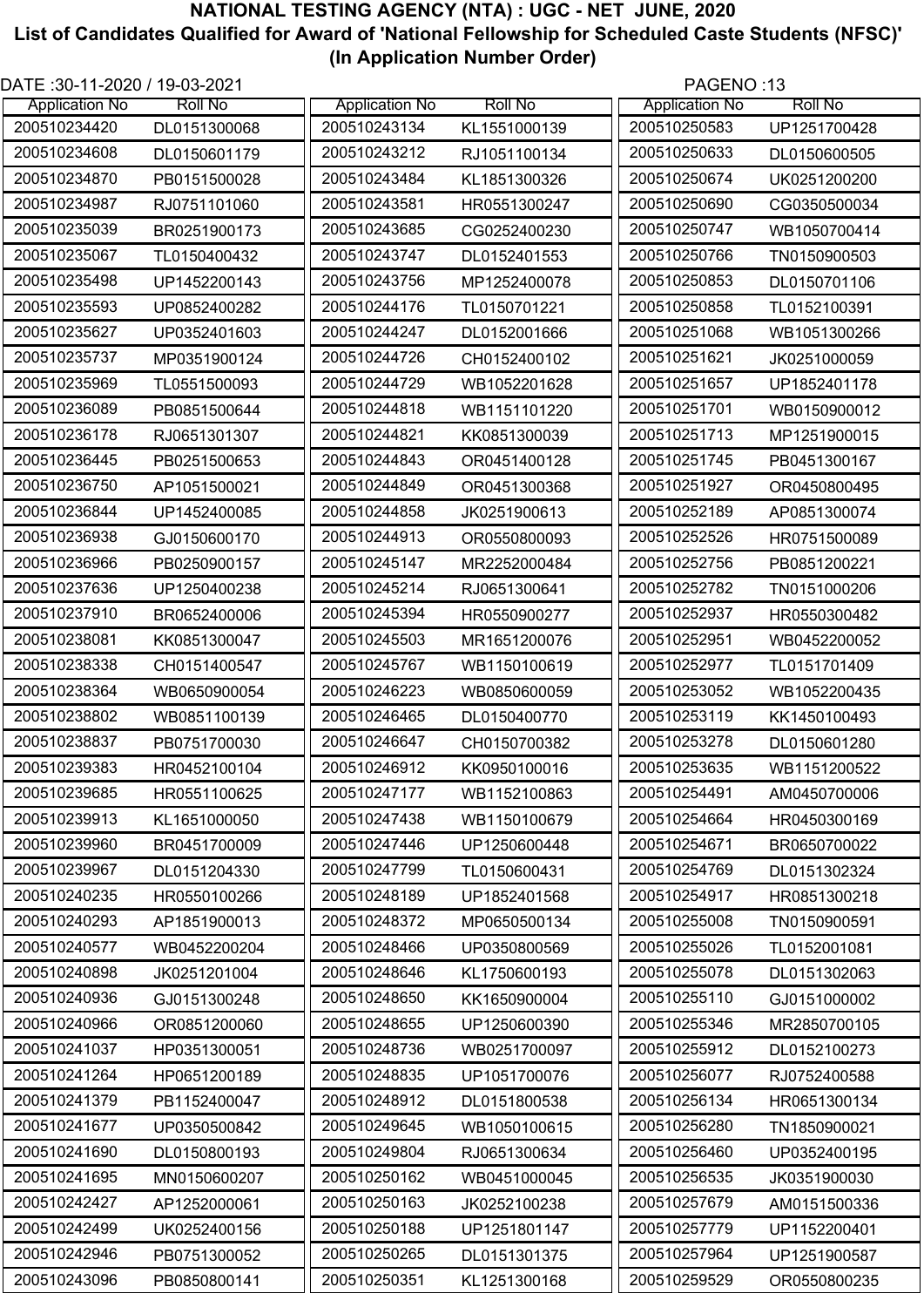# NATIONAL TESTING AGENCY (NTA) : UGC - NET JUNE, 2020

## List of Candidates Qualified for Award of 'National Fellowship for Scheduled Caste Students (NFSC)' (In Application Number Order)

DATE :30-11-2020 / 19-03-2021

PAGENO :13

| Application No | Roll No |
|---|---|
| 200510234420 | DL0151300068 |
| 200510234608 | DL0150601179 |
| 200510234870 | PB0151500028 |
| 200510234987 | RJ0751101060 |
| 200510235039 | BR0251900173 |
| 200510235067 | TL0150400432 |
| 200510235498 | UP1452200143 |
| 200510235593 | UP0852400282 |
| 200510235627 | UP0352401603 |
| 200510235737 | MP0351900124 |
| 200510235969 | TL0551500093 |
| 200510236089 | PB0851500644 |
| 200510236178 | RJ0651301307 |
| 200510236445 | PB0251500653 |
| 200510236750 | AP1051500021 |
| 200510236844 | UP1452400085 |
| 200510236938 | GJ0150600170 |
| 200510236966 | PB0250900157 |
| 200510237636 | UP1250400238 |
| 200510237910 | BR0652400006 |
| 200510238081 | KK0851300047 |
| 200510238338 | CH0151400547 |
| 200510238364 | WB0650900054 |
| 200510238802 | WB0851100139 |
| 200510238837 | PB0751700030 |
| 200510239383 | HR0452100104 |
| 200510239685 | HR0551100625 |
| 200510239913 | KL1651000050 |
| 200510239960 | BR0451700009 |
| 200510239967 | DL0151204330 |
| 200510240235 | HR0550100266 |
| 200510240293 | AP1851900013 |
| 200510240577 | WB0452200204 |
| 200510240898 | JK0251201004 |
| 200510240936 | GJ0151300248 |
| 200510240966 | OR0851200060 |
| 200510241037 | HP0351300051 |
| 200510241264 | HP0651200189 |
| 200510241379 | PB1152400047 |
| 200510241677 | UP0350500842 |
| 200510241690 | DL0150800193 |
| 200510241695 | MN0150600207 |
| 200510242427 | AP1252000061 |
| 200510242499 | UK0252400156 |
| 200510242946 | PB0751300052 |
| 200510243096 | PB0850800141 |
| 200510243134 | KL1551000139 |
| 200510243212 | RJ1051100134 |
| 200510243484 | KL1851300326 |
| 200510243581 | HR0551300247 |
| 200510243685 | CG0252400230 |
| 200510243747 | DL0152401553 |
| 200510243756 | MP1252400078 |
| 200510244176 | TL0150701221 |
| 200510244247 | DL0152001666 |
| 200510244726 | CH0152400102 |
| 200510244729 | WB1052201628 |
| 200510244818 | WB1151101220 |
| 200510244821 | KK0851300039 |
| 200510244843 | OR0451400128 |
| 200510244849 | OR0451300368 |
| 200510244858 | JK0251900613 |
| 200510244913 | OR0550800093 |
| 200510245147 | MR2252000484 |
| 200510245214 | RJ0651300641 |
| 200510245394 | HR0550900277 |
| 200510245503 | MR1651200076 |
| 200510245767 | WB1150100619 |
| 200510246223 | WB0850600059 |
| 200510246465 | DL0150400770 |
| 200510246647 | CH0150700382 |
| 200510246912 | KK0950100016 |
| 200510247177 | WB1152100863 |
| 200510247438 | WB1150100679 |
| 200510247446 | UP1250600448 |
| 200510247799 | TL0150600431 |
| 200510248189 | UP1852401568 |
| 200510248372 | MP0650500134 |
| 200510248466 | UP0350800569 |
| 200510248646 | KL1750600193 |
| 200510248650 | KK1650900004 |
| 200510248655 | UP1250600390 |
| 200510248736 | WB0251700097 |
| 200510248835 | UP1051700076 |
| 200510248912 | DL0151800538 |
| 200510249645 | WB1050100615 |
| 200510249804 | RJ0651300634 |
| 200510250162 | WB0451000045 |
| 200510250163 | JK0252100238 |
| 200510250188 | UP1251801147 |
| 200510250265 | DL0151301375 |
| 200510250351 | KL1251300168 |
| 200510250583 | UP1251700428 |
| 200510250633 | DL0150600505 |
| 200510250674 | UK0251200200 |
| 200510250690 | CG0350500034 |
| 200510250747 | WB1050700414 |
| 200510250766 | TN0150900503 |
| 200510250853 | DL0150701106 |
| 200510250858 | TL0152100391 |
| 200510251068 | WB1051300266 |
| 200510251621 | JK0251000059 |
| 200510251657 | UP1852401178 |
| 200510251701 | WB0150900012 |
| 200510251713 | MP1251900015 |
| 200510251745 | PB0451300167 |
| 200510251927 | OR0450800495 |
| 200510252189 | AP0851300074 |
| 200510252526 | HR0751500089 |
| 200510252756 | PB0851200221 |
| 200510252782 | TN0151000206 |
| 200510252937 | HR0550300482 |
| 200510252951 | WB0452200052 |
| 200510252977 | TL0151701409 |
| 200510253052 | WB1052200435 |
| 200510253119 | KK1450100493 |
| 200510253278 | DL0150601280 |
| 200510253635 | WB1151200522 |
| 200510254491 | AM0450700006 |
| 200510254664 | HR0450300169 |
| 200510254671 | BR0650700022 |
| 200510254769 | DL0151302324 |
| 200510254917 | HR0851300218 |
| 200510255008 | TN0150900591 |
| 200510255026 | TL0152001081 |
| 200510255078 | DL0151302063 |
| 200510255110 | GJ0151000002 |
| 200510255346 | MR2850700105 |
| 200510255912 | DL0152100273 |
| 200510256077 | RJ0752400588 |
| 200510256134 | HR0651300134 |
| 200510256280 | TN1850900021 |
| 200510256460 | UP0352400195 |
| 200510256535 | JK0351900030 |
| 200510257679 | AM0151500336 |
| 200510257779 | UP1152200401 |
| 200510257964 | UP1251900587 |
| 200510259529 | OR0550800235 |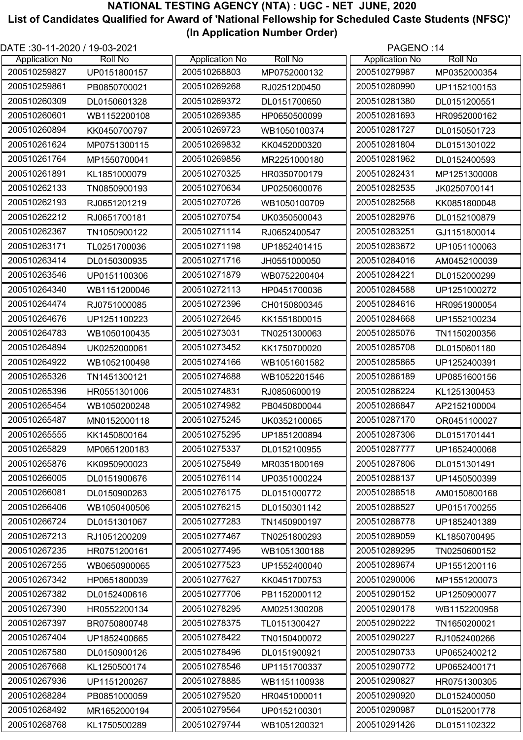# NATIONAL TESTING AGENCY (NTA) : UGC - NET JUNE, 2020

## List of Candidates Qualified for Award of 'National Fellowship for Scheduled Caste Students (NFSC)' (In Application Number Order)

DATE :30-11-2020 / 19-03-2021

| Application No | Roll No |
|---|---|
| 200510259827 | UP0151800157 |
| 200510259861 | PB0850700021 |
| 200510260309 | DL0150601328 |
| 200510260601 | WB1152200108 |
| 200510260894 | KK0450700797 |
| 200510261624 | MP0751300115 |
| 200510261764 | MP1550700041 |
| 200510261891 | KL1851000079 |
| 200510262133 | TN0850900193 |
| 200510262193 | RJ0651201219 |
| 200510262212 | RJ0651700181 |
| 200510262367 | TN1050900122 |
| 200510263171 | TL0251700036 |
| 200510263414 | DL0150300935 |
| 200510263546 | UP0151100306 |
| 200510264340 | WB1151200046 |
| 200510264474 | RJ0751000085 |
| 200510264676 | UP1251100223 |
| 200510264783 | WB1050100435 |
| 200510264894 | UK0252000061 |
| 200510264922 | WB1052100498 |
| 200510265326 | TN1451300121 |
| 200510265396 | HR0551301006 |
| 200510265454 | WB1050200248 |
| 200510265487 | MN0152000118 |
| 200510265555 | KK1450800164 |
| 200510265829 | MP0651200183 |
| 200510265876 | KK0950900023 |
| 200510266005 | DL0151900676 |
| 200510266081 | DL0150900263 |
| 200510266406 | WB1050400506 |
| 200510266724 | DL0151301067 |
| 200510267213 | RJ1051200209 |
| 200510267235 | HR0751200161 |
| 200510267255 | WB0650900065 |
| 200510267342 | HP0651800039 |
| 200510267382 | DL0152400616 |
| 200510267390 | HR0552200134 |
| 200510267397 | BR0750800748 |
| 200510267404 | UP1852400665 |
| 200510267580 | DL0150900126 |
| 200510267668 | KL1250500174 |
| 200510267936 | UP1151200267 |
| 200510268284 | PB0851000059 |
| 200510268492 | MR1652000194 |
| 200510268768 | KL1750500289 |
| 200510268803 | MP0752000132 |
| 200510269268 | RJ0251200450 |
| 200510269372 | DL0151700650 |
| 200510269385 | HP0650500099 |
| 200510269723 | WB1050100374 |
| 200510269832 | KK0452000320 |
| 200510269856 | MR2251000180 |
| 200510270325 | HR0350700179 |
| 200510270634 | UP0250600076 |
| 200510270726 | WB1050100709 |
| 200510270754 | UK0350500043 |
| 200510271114 | RJ0652400547 |
| 200510271198 | UP1852401415 |
| 200510271716 | JH0551000050 |
| 200510271879 | WB0752200404 |
| 200510272113 | HP0451700036 |
| 200510272396 | CH0150800345 |
| 200510272645 | KK1551800015 |
| 200510273031 | TN0251300063 |
| 200510273452 | KK1750700020 |
| 200510274166 | WB1051601582 |
| 200510274688 | WB1052201546 |
| 200510274831 | RJ0850600019 |
| 200510274982 | PB0450800044 |
| 200510275245 | UK0352100065 |
| 200510275295 | UP1851200894 |
| 200510275337 | DL0152100955 |
| 200510275849 | MR0351800169 |
| 200510276114 | UP0351000224 |
| 200510276175 | DL0151000772 |
| 200510276215 | DL0150301142 |
| 200510277283 | TN1450900197 |
| 200510277467 | TN0251800293 |
| 200510277495 | WB1051300188 |
| 200510277523 | UP1552400040 |
| 200510277627 | KK0451700753 |
| 200510277706 | PB1152000112 |
| 200510278295 | AM0251300208 |
| 200510278375 | TL0151300427 |
| 200510278422 | TN0150400072 |
| 200510278496 | DL0151900921 |
| 200510278546 | UP1151700337 |
| 200510278885 | WB1151100938 |
| 200510279520 | HR0451000011 |
| 200510279564 | UP0152100301 |
| 200510279744 | WB1051200321 |
| 200510279987 | MP0352000354 |
| 200510280990 | UP1152100153 |
| 200510281380 | DL0151200551 |
| 200510281693 | HR0952000162 |
| 200510281727 | DL0150501723 |
| 200510281804 | DL0151301022 |
| 200510281962 | DL0152400593 |
| 200510282431 | MP1251300008 |
| 200510282535 | JK0250700141 |
| 200510282568 | KK0851800048 |
| 200510282976 | DL0152100879 |
| 200510283251 | GJ1151800014 |
| 200510283672 | UP1051100063 |
| 200510284016 | AM0452100039 |
| 200510284221 | DL0152000299 |
| 200510284588 | UP1251000272 |
| 200510284616 | HR0951900054 |
| 200510284668 | UP1552100234 |
| 200510285076 | TN1150200356 |
| 200510285708 | DL0150601180 |
| 200510285865 | UP1252400391 |
| 200510286189 | UP0851600156 |
| 200510286224 | KL1251300453 |
| 200510286847 | AP2152100004 |
| 200510287170 | OR0451100027 |
| 200510287306 | DL0151701441 |
| 200510287777 | UP1652400068 |
| 200510287806 | DL0151301491 |
| 200510288137 | UP1450500399 |
| 200510288518 | AM0150800168 |
| 200510288527 | UP0151700255 |
| 200510288778 | UP1852401389 |
| 200510289059 | KL1850700495 |
| 200510289295 | TN0250600152 |
| 200510289674 | UP1551200116 |
| 200510290006 | MP1551200073 |
| 200510290152 | UP1250900077 |
| 200510290178 | WB1152200958 |
| 200510290222 | TN1650200021 |
| 200510290227 | RJ1052400266 |
| 200510290733 | UP0652400212 |
| 200510290772 | UP0652400171 |
| 200510290827 | HR0751300305 |
| 200510290920 | DL0152400050 |
| 200510290987 | DL0152001778 |
| 200510291426 | DL0151102322 |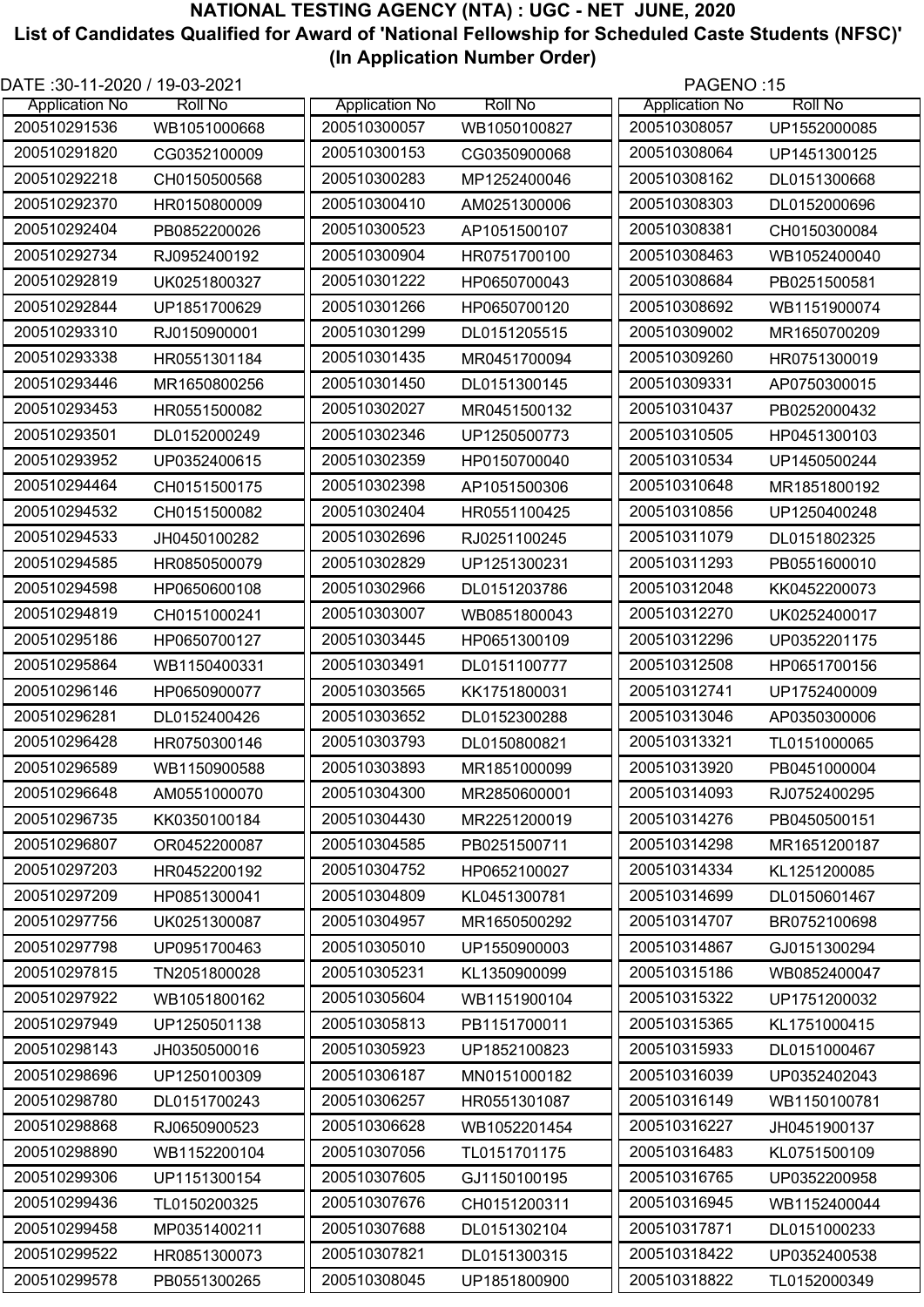# NATIONAL TESTING AGENCY (NTA) : UGC - NET JUNE, 2020

## List of Candidates Qualified for Award of 'National Fellowship for Scheduled Caste Students (NFSC)'

### (In Application Number Order)

DATE :30-11-2020 / 19-03-2021

| Application No | Roll No |
|---|---|
| 200510291536 | WB1051000668 |
| 200510291820 | CG0352100009 |
| 200510292218 | CH0150500568 |
| 200510292370 | HR0150800009 |
| 200510292404 | PB0852200026 |
| 200510292734 | RJ0952400192 |
| 200510292819 | UK0251800327 |
| 200510292844 | UP1851700629 |
| 200510293310 | RJ0150900001 |
| 200510293338 | HR0551301184 |
| 200510293446 | MR1650800256 |
| 200510293453 | HR0551500082 |
| 200510293501 | DL0152000249 |
| 200510293952 | UP0352400615 |
| 200510294464 | CH0151500175 |
| 200510294532 | CH0151500082 |
| 200510294533 | JH0450100282 |
| 200510294585 | HR0850500079 |
| 200510294598 | HP0650600108 |
| 200510294819 | CH0151000241 |
| 200510295186 | HP0650700127 |
| 200510295864 | WB1150400331 |
| 200510296146 | HP0650900077 |
| 200510296281 | DL0152400426 |
| 200510296428 | HR0750300146 |
| 200510296589 | WB1150900588 |
| 200510296648 | AM0551000070 |
| 200510296735 | KK0350100184 |
| 200510296807 | OR0452200087 |
| 200510297203 | HR0452200192 |
| 200510297209 | HP0851300041 |
| 200510297756 | UK0251300087 |
| 200510297798 | UP0951700463 |
| 200510297815 | TN2051800028 |
| 200510297922 | WB1051800162 |
| 200510297949 | UP1250501138 |
| 200510298143 | JH0350500016 |
| 200510298696 | UP1250100309 |
| 200510298780 | DL0151700243 |
| 200510298868 | RJ0650900523 |
| 200510298890 | WB1152200104 |
| 200510299306 | UP1151300154 |
| 200510299436 | TL0150200325 |
| 200510299458 | MP0351400211 |
| 200510299522 | HR0851300073 |
| 200510299578 | PB0551300265 |
| 200510300057 | WB1050100827 |
| 200510300153 | CG0350900068 |
| 200510300283 | MP1252400046 |
| 200510300410 | AM0251300006 |
| 200510300523 | AP1051500107 |
| 200510300904 | HR0751700100 |
| 200510301222 | HP0650700043 |
| 200510301266 | HP0650700120 |
| 200510301299 | DL0151205515 |
| 200510301435 | MR0451700094 |
| 200510301450 | DL0151300145 |
| 200510302027 | MR0451500132 |
| 200510302346 | UP1250500773 |
| 200510302359 | HP0150700040 |
| 200510302398 | AP1051500306 |
| 200510302404 | HR0551100425 |
| 200510302696 | RJ0251100245 |
| 200510302829 | UP1251300231 |
| 200510302966 | DL0151203786 |
| 200510303007 | WB0851800043 |
| 200510303445 | HP0651300109 |
| 200510303491 | DL0151100777 |
| 200510303565 | KK1751800031 |
| 200510303652 | DL0152300288 |
| 200510303793 | DL0150800821 |
| 200510303893 | MR1851000099 |
| 200510304300 | MR2850600001 |
| 200510304430 | MR2251200019 |
| 200510304585 | PB0251500711 |
| 200510304752 | HP0652100027 |
| 200510304809 | KL0451300781 |
| 200510304957 | MR1650500292 |
| 200510305010 | UP1550900003 |
| 200510305231 | KL1350900099 |
| 200510305604 | WB1151900104 |
| 200510305813 | PB1151700011 |
| 200510305923 | UP1852100823 |
| 200510306187 | MN0151000182 |
| 200510306257 | HR0551301087 |
| 200510306628 | WB1052201454 |
| 200510307056 | TL0151701175 |
| 200510307605 | GJ1150100195 |
| 200510307676 | CH0151200311 |
| 200510307688 | DL0151302104 |
| 200510307821 | DL0151300315 |
| 200510308045 | UP1851800900 |
| 200510308057 | UP1552000085 |
| 200510308064 | UP1451300125 |
| 200510308162 | DL0151300668 |
| 200510308303 | DL0152000696 |
| 200510308381 | CH0150300084 |
| 200510308463 | WB1052400040 |
| 200510308684 | PB0251500581 |
| 200510308692 | WB1151900074 |
| 200510309002 | MR1650700209 |
| 200510309260 | HR0751300019 |
| 200510309331 | AP0750300015 |
| 200510310437 | PB0252000432 |
| 200510310505 | HP0451300103 |
| 200510310534 | UP1450500244 |
| 200510310648 | MR1851800192 |
| 200510310856 | UP1250400248 |
| 200510311079 | DL0151802325 |
| 200510311293 | PB0551600010 |
| 200510312048 | KK0452200073 |
| 200510312270 | UK0252400017 |
| 200510312296 | UP0352201175 |
| 200510312508 | HP0651700156 |
| 200510312741 | UP1752400009 |
| 200510313046 | AP0350300006 |
| 200510313321 | TL0151000065 |
| 200510313920 | PB0451000004 |
| 200510314093 | RJ0752400295 |
| 200510314276 | PB0450500151 |
| 200510314298 | MR1651200187 |
| 200510314334 | KL1251200085 |
| 200510314699 | DL0150601467 |
| 200510314707 | BR0752100698 |
| 200510314867 | GJ0151300294 |
| 200510315186 | WB0852400047 |
| 200510315322 | UP1751200032 |
| 200510315365 | KL1751000415 |
| 200510315933 | DL0151000467 |
| 200510316039 | UP0352402043 |
| 200510316149 | WB1150100781 |
| 200510316227 | JH0451900137 |
| 200510316483 | KL0751500109 |
| 200510316765 | UP0352200958 |
| 200510316945 | WB1152400044 |
| 200510317871 | DL0151000233 |
| 200510318422 | UP0352400538 |
| 200510318822 | TL0152000349 |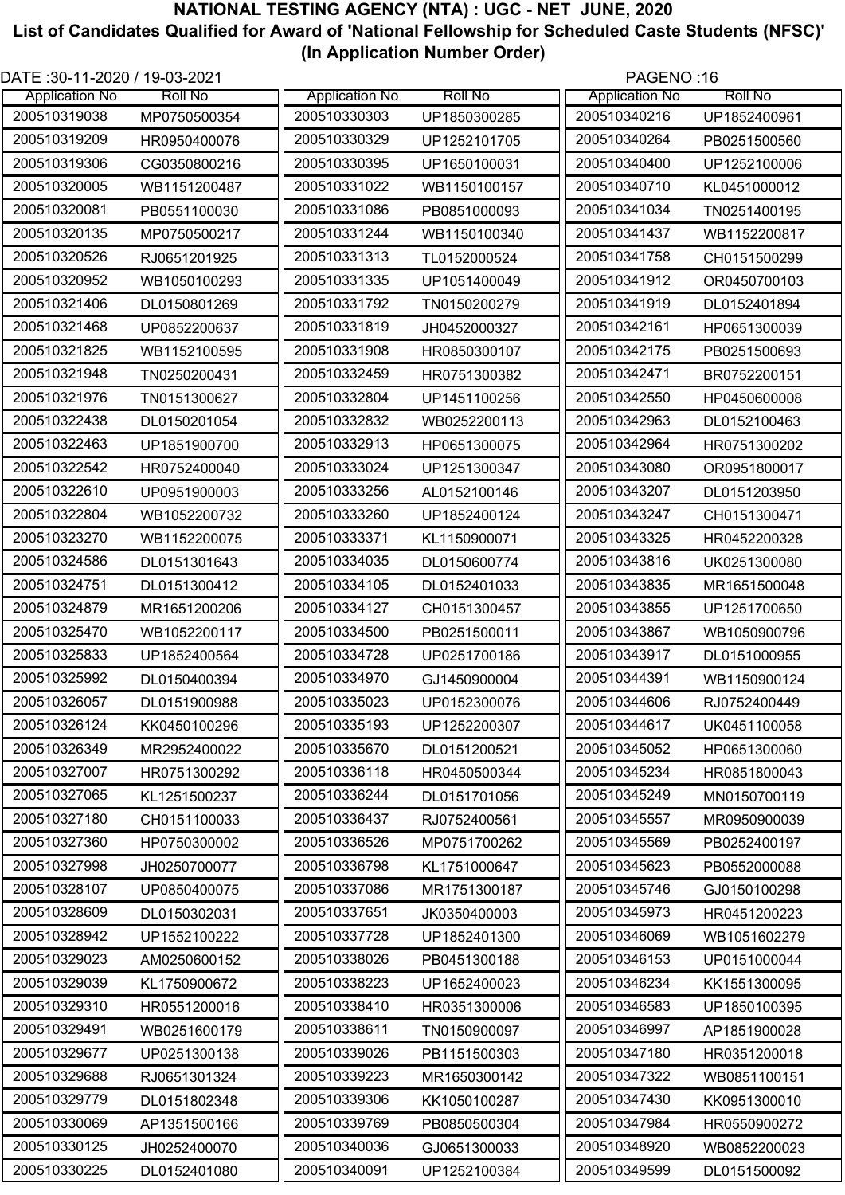# NATIONAL TESTING AGENCY (NTA) : UGC - NET JUNE, 2020

## List of Candidates Qualified for Award of 'National Fellowship for Scheduled Caste Students (NFSC)'

### (In Application Number Order)

DATE :30-11-2020 / 19-03-2021

| Application No | Roll No |
|---|---|
| 200510319038 | MP0750500354 |
| 200510319209 | HR0950400076 |
| 200510319306 | CG0350800216 |
| 200510320005 | WB1151200487 |
| 200510320081 | PB0551100030 |
| 200510320135 | MP0750500217 |
| 200510320526 | RJ0651201925 |
| 200510320952 | WB1050100293 |
| 200510321406 | DL0150801269 |
| 200510321468 | UP0852200637 |
| 200510321825 | WB1152100595 |
| 200510321948 | TN0250200431 |
| 200510321976 | TN0151300627 |
| 200510322438 | DL0150201054 |
| 200510322463 | UP1851900700 |
| 200510322542 | HR0752400040 |
| 200510322610 | UP0951900003 |
| 200510322804 | WB1052200732 |
| 200510323270 | WB1152200075 |
| 200510324586 | DL0151301643 |
| 200510324751 | DL0151300412 |
| 200510324879 | MR1651200206 |
| 200510325470 | WB1052200117 |
| 200510325833 | UP1852400564 |
| 200510325992 | DL0150400394 |
| 200510326057 | DL0151900988 |
| 200510326124 | KK0450100296 |
| 200510326349 | MR2952400022 |
| 200510327007 | HR0751300292 |
| 200510327065 | KL1251500237 |
| 200510327180 | CH0151100033 |
| 200510327360 | HP0750300002 |
| 200510327998 | JH0250700077 |
| 200510328107 | UP0850400075 |
| 200510328609 | DL0150302031 |
| 200510328942 | UP1552100222 |
| 200510329023 | AM0250600152 |
| 200510329039 | KL1750900672 |
| 200510329310 | HR0551200016 |
| 200510329491 | WB0251600179 |
| 200510329677 | UP0251300138 |
| 200510329688 | RJ0651301324 |
| 200510329779 | DL0151802348 |
| 200510330069 | AP1351500166 |
| 200510330125 | JH0252400070 |
| 200510330225 | DL0152401080 |
| 200510330303 | UP1850300285 |
| 200510330329 | UP1252101705 |
| 200510330395 | UP1650100031 |
| 200510331022 | WB1150100157 |
| 200510331086 | PB0851000093 |
| 200510331244 | WB1150100340 |
| 200510331313 | TL0152000524 |
| 200510331335 | UP1051400049 |
| 200510331792 | TN0150200279 |
| 200510331819 | JH0452000327 |
| 200510331908 | HR0850300107 |
| 200510332459 | HR0751300382 |
| 200510332804 | UP1451100256 |
| 200510332832 | WB0252200113 |
| 200510332913 | HP0651300075 |
| 200510333024 | UP1251300347 |
| 200510333256 | AL0152100146 |
| 200510333260 | UP1852400124 |
| 200510333371 | KL1150900071 |
| 200510334035 | DL0150600774 |
| 200510334105 | DL0152401033 |
| 200510334127 | CH0151300457 |
| 200510334500 | PB0251500011 |
| 200510334728 | UP0251700186 |
| 200510334970 | GJ1450900004 |
| 200510335023 | UP0152300076 |
| 200510335193 | UP1252200307 |
| 200510335670 | DL0151200521 |
| 200510336118 | HR0450500344 |
| 200510336244 | DL0151701056 |
| 200510336437 | RJ0752400561 |
| 200510336526 | MP0751700262 |
| 200510336798 | KL1751000647 |
| 200510337086 | MR1751300187 |
| 200510337651 | JK0350400003 |
| 200510337728 | UP1852401300 |
| 200510338026 | PB0451300188 |
| 200510338223 | UP1652400023 |
| 200510338410 | HR0351300006 |
| 200510338611 | TN0150900097 |
| 200510339026 | PB1151500303 |
| 200510339223 | MR1650300142 |
| 200510339306 | KK1050100287 |
| 200510339769 | PB0850500304 |
| 200510340036 | GJ0651300033 |
| 200510340091 | UP1252100384 |
| 200510340216 | UP1852400961 |
| 200510340264 | PB0251500560 |
| 200510340400 | UP1252100006 |
| 200510340710 | KL0451000012 |
| 200510341034 | TN0251400195 |
| 200510341437 | WB1152200817 |
| 200510341758 | CH0151500299 |
| 200510341912 | OR0450700103 |
| 200510341919 | DL0152401894 |
| 200510342161 | HP0651300039 |
| 200510342175 | PB0251500693 |
| 200510342471 | BR0752200151 |
| 200510342550 | HP0450600008 |
| 200510342963 | DL0152100463 |
| 200510342964 | HR0751300202 |
| 200510343080 | OR0951800017 |
| 200510343207 | DL0151203950 |
| 200510343247 | CH0151300471 |
| 200510343325 | HR0452200328 |
| 200510343816 | UK0251300080 |
| 200510343835 | MR1651500048 |
| 200510343855 | UP1251700650 |
| 200510343867 | WB1050900796 |
| 200510343917 | DL0151000955 |
| 200510344391 | WB1150900124 |
| 200510344606 | RJ0752400449 |
| 200510344617 | UK0451100058 |
| 200510345052 | HP0651300060 |
| 200510345234 | HR0851800043 |
| 200510345249 | MN0150700119 |
| 200510345557 | MR0950900039 |
| 200510345569 | PB0252400197 |
| 200510345623 | PB0552000088 |
| 200510345746 | GJ0150100298 |
| 200510345973 | HR0451200223 |
| 200510346069 | WB1051602279 |
| 200510346153 | UP0151000044 |
| 200510346234 | KK1551300095 |
| 200510346583 | UP1850100395 |
| 200510346997 | AP1851900028 |
| 200510347180 | HR0351200018 |
| 200510347322 | WB0851100151 |
| 200510347430 | KK0951300010 |
| 200510347984 | HR0550900272 |
| 200510348920 | WB0852200023 |
| 200510349599 | DL0151500092 |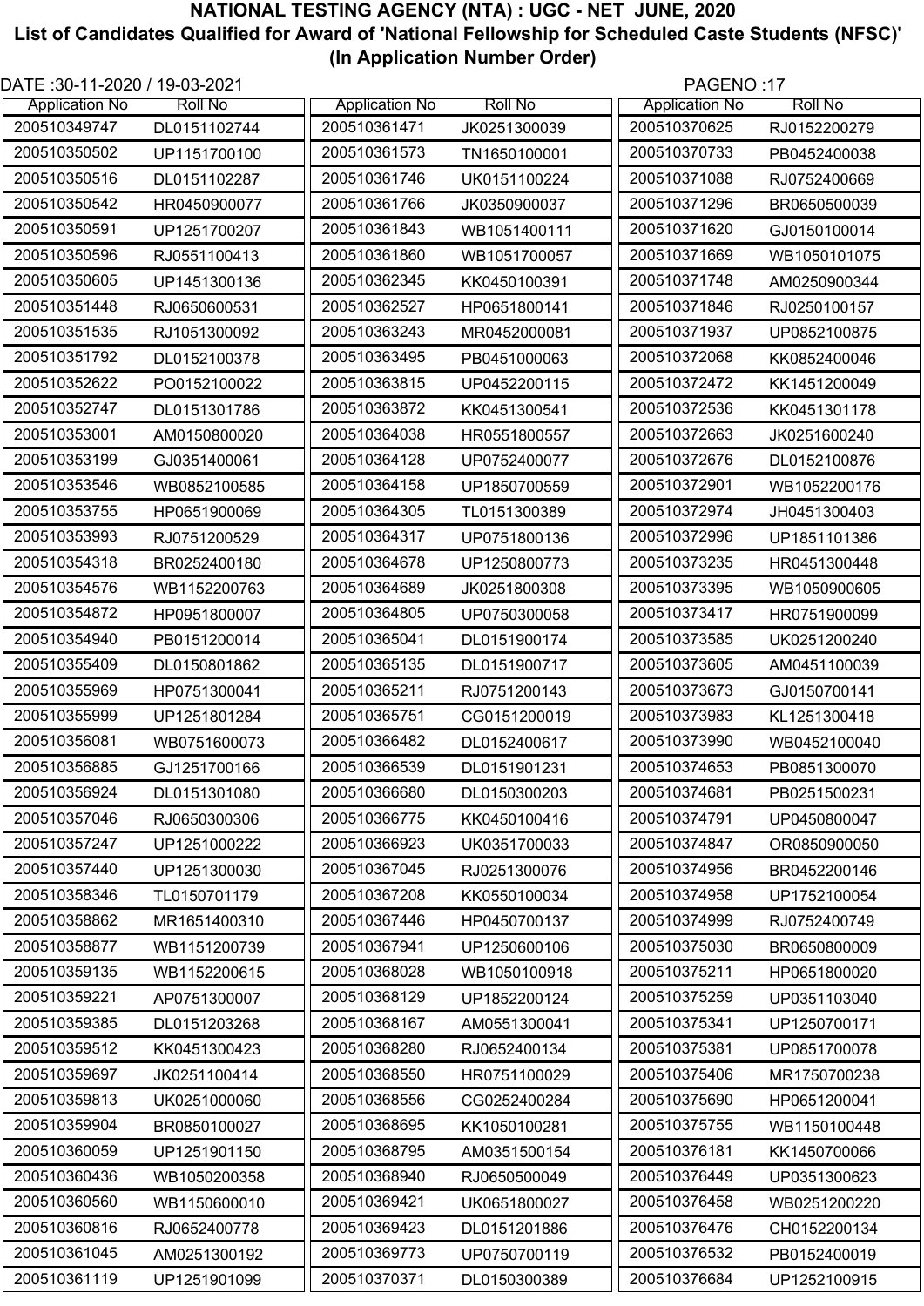# NATIONAL TESTING AGENCY (NTA) : UGC - NET JUNE, 2020

## List of Candidates Qualified for Award of 'National Fellowship for Scheduled Caste Students (NFSC)'

### (In Application Number Order)

DATE :30-11-2020 / 19-03-2021

| Application No | Roll No |
|---|---|
| 200510349747 | DL0151102744 |
| 200510350502 | UP1151700100 |
| 200510350516 | DL0151102287 |
| 200510350542 | HR0450900077 |
| 200510350591 | UP1251700207 |
| 200510350596 | RJ0551100413 |
| 200510350605 | UP1451300136 |
| 200510351448 | RJ0650600531 |
| 200510351535 | RJ1051300092 |
| 200510351792 | DL0152100378 |
| 200510352622 | PO0152100022 |
| 200510352747 | DL0151301786 |
| 200510353001 | AM0150800020 |
| 200510353199 | GJ0351400061 |
| 200510353546 | WB0852100585 |
| 200510353755 | HP0651900069 |
| 200510353993 | RJ0751200529 |
| 200510354318 | BR0252400180 |
| 200510354576 | WB1152200763 |
| 200510354872 | HP0951800007 |
| 200510354940 | PB0151200014 |
| 200510355409 | DL0150801862 |
| 200510355969 | HP0751300041 |
| 200510355999 | UP1251801284 |
| 200510356081 | WB0751600073 |
| 200510356885 | GJ1251700166 |
| 200510356924 | DL0151301080 |
| 200510357046 | RJ0650300306 |
| 200510357247 | UP1251000222 |
| 200510357440 | UP1251300030 |
| 200510358346 | TL0150701179 |
| 200510358862 | MR1651400310 |
| 200510358877 | WB1151200739 |
| 200510359135 | WB1152200615 |
| 200510359221 | AP0751300007 |
| 200510359385 | DL0151203268 |
| 200510359512 | KK0451300423 |
| 200510359697 | JK0251100414 |
| 200510359813 | UK0251000060 |
| 200510359904 | BR0850100027 |
| 200510360059 | UP1251901150 |
| 200510360436 | WB1050200358 |
| 200510360560 | WB1150600010 |
| 200510360816 | RJ0652400778 |
| 200510361045 | AM0251300192 |
| 200510361119 | UP1251901099 |
| 200510361471 | JK0251300039 |
| 200510361573 | TN1650100001 |
| 200510361746 | UK0151100224 |
| 200510361766 | JK0350900037 |
| 200510361843 | WB1051400111 |
| 200510361860 | WB1051700057 |
| 200510362345 | KK0450100391 |
| 200510362527 | HP0651800141 |
| 200510363243 | MR0452000081 |
| 200510363495 | PB0451000063 |
| 200510363815 | UP0452200115 |
| 200510363872 | KK0451300541 |
| 200510364038 | HR0551800557 |
| 200510364128 | UP0752400077 |
| 200510364158 | UP1850700559 |
| 200510364305 | TL0151300389 |
| 200510364317 | UP0751800136 |
| 200510364678 | UP1250800773 |
| 200510364689 | JK0251800308 |
| 200510364805 | UP0750300058 |
| 200510365041 | DL0151900174 |
| 200510365135 | DL0151900717 |
| 200510365211 | RJ0751200143 |
| 200510365751 | CG0151200019 |
| 200510366482 | DL0152400617 |
| 200510366539 | DL0151901231 |
| 200510366680 | DL0150300203 |
| 200510366775 | KK0450100416 |
| 200510366923 | UK0351700033 |
| 200510367045 | RJ0251300076 |
| 200510367208 | KK0550100034 |
| 200510367446 | HP0450700137 |
| 200510367941 | UP1250600106 |
| 200510368028 | WB1050100918 |
| 200510368129 | UP1852200124 |
| 200510368167 | AM0551300041 |
| 200510368280 | RJ0652400134 |
| 200510368550 | HR0751100029 |
| 200510368556 | CG0252400284 |
| 200510368695 | KK1050100281 |
| 200510368795 | AM0351500154 |
| 200510368940 | RJ0650500049 |
| 200510369421 | UK0651800027 |
| 200510369423 | DL0151201886 |
| 200510369773 | UP0750700119 |
| 200510370371 | DL0150300389 |
| 200510370625 | RJ0152200279 |
| 200510370733 | PB0452400038 |
| 200510371088 | RJ0752400669 |
| 200510371296 | BR0650500039 |
| 200510371620 | GJ0150100014 |
| 200510371669 | WB1050101075 |
| 200510371748 | AM0250900344 |
| 200510371846 | RJ0250100157 |
| 200510371937 | UP0852100875 |
| 200510372068 | KK0852400046 |
| 200510372472 | KK1451200049 |
| 200510372536 | KK0451301178 |
| 200510372663 | JK0251600240 |
| 200510372676 | DL0152100876 |
| 200510372901 | WB1052200176 |
| 200510372974 | JH0451300403 |
| 200510372996 | UP1851101386 |
| 200510373235 | HR0451300448 |
| 200510373395 | WB1050900605 |
| 200510373417 | HR0751900099 |
| 200510373585 | UK0251200240 |
| 200510373605 | AM0451100039 |
| 200510373673 | GJ0150700141 |
| 200510373983 | KL1251300418 |
| 200510373990 | WB0452100040 |
| 200510374653 | PB0851300070 |
| 200510374681 | PB0251500231 |
| 200510374791 | UP0450800047 |
| 200510374847 | OR0850900050 |
| 200510374956 | BR0452200146 |
| 200510374958 | UP1752100054 |
| 200510374999 | RJ0752400749 |
| 200510375030 | BR0650800009 |
| 200510375211 | HP0651800020 |
| 200510375259 | UP0351103040 |
| 200510375341 | UP1250700171 |
| 200510375381 | UP0851700078 |
| 200510375406 | MR1750700238 |
| 200510375690 | HP0651200041 |
| 200510375755 | WB1150100448 |
| 200510376181 | KK1450700066 |
| 200510376449 | UP0351300623 |
| 200510376458 | WB0251200220 |
| 200510376476 | CH0152200134 |
| 200510376532 | PB0152400019 |
| 200510376684 | UP1252100915 |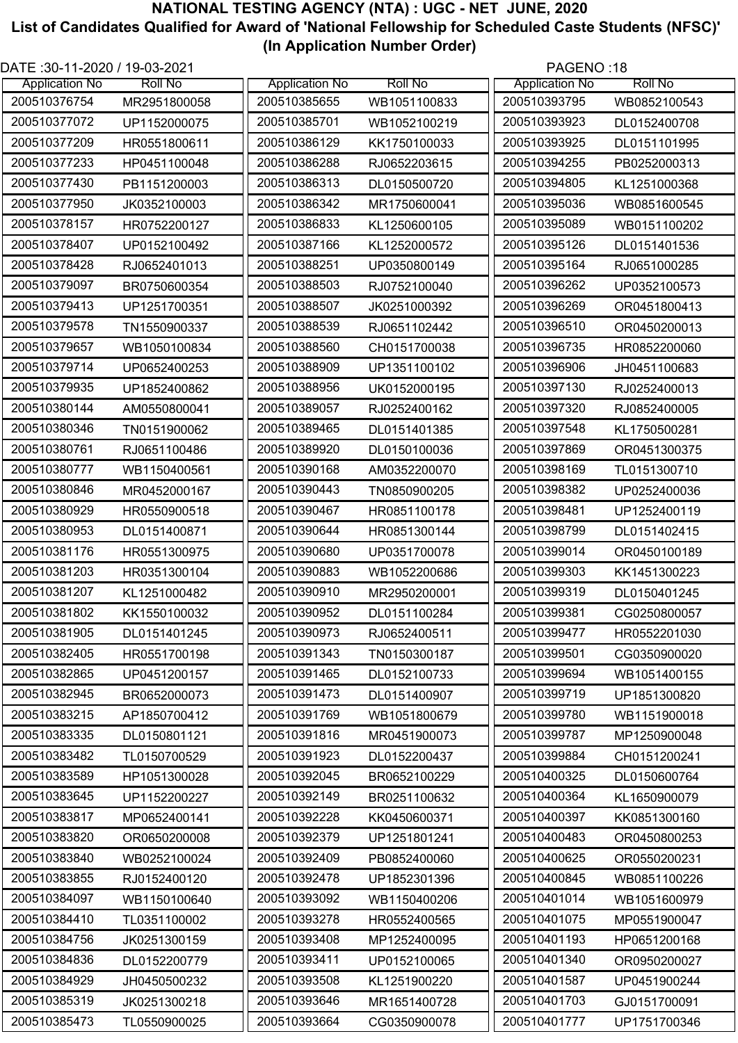# NATIONAL TESTING AGENCY (NTA) : UGC - NET JUNE, 2020

## List of Candidates Qualified for Award of 'National Fellowship for Scheduled Caste Students (NFSC)'

### (In Application Number Order)

DATE :30-11-2020 / 19-03-2021

| Application No | Roll No |
|---|---|
| 200510376754 | MR2951800058 |
| 200510377072 | UP1152000075 |
| 200510377209 | HR0551800611 |
| 200510377233 | HP0451100048 |
| 200510377430 | PB1151200003 |
| 200510377950 | JK0352100003 |
| 200510378157 | HR0752200127 |
| 200510378407 | UP0152100492 |
| 200510378428 | RJ0652401013 |
| 200510379097 | BR0750600354 |
| 200510379413 | UP1251700351 |
| 200510379578 | TN1550900337 |
| 200510379657 | WB1050100834 |
| 200510379714 | UP0652400253 |
| 200510379935 | UP1852400862 |
| 200510380144 | AM0550800041 |
| 200510380346 | TN0151900062 |
| 200510380761 | RJ0651100486 |
| 200510380777 | WB1150400561 |
| 200510380846 | MR0452000167 |
| 200510380929 | HR0550900518 |
| 200510380953 | DL0151400871 |
| 200510381176 | HR0551300975 |
| 200510381203 | HR0351300104 |
| 200510381207 | KL1251000482 |
| 200510381802 | KK1550100032 |
| 200510381905 | DL0151401245 |
| 200510382405 | HR0551700198 |
| 200510382865 | UP0451200157 |
| 200510382945 | BR0652000073 |
| 200510383215 | AP1850700412 |
| 200510383335 | DL0150801121 |
| 200510383482 | TL0150700529 |
| 200510383589 | HP1051300028 |
| 200510383645 | UP1152200227 |
| 200510383817 | MP0652400141 |
| 200510383820 | OR0650200008 |
| 200510383840 | WB0252100024 |
| 200510383855 | RJ0152400120 |
| 200510384097 | WB1150100640 |
| 200510384410 | TL0351100002 |
| 200510384756 | JK0251300159 |
| 200510384836 | DL0152200779 |
| 200510384929 | JH0450500232 |
| 200510385319 | JK0251300218 |
| 200510385473 | TL0550900025 |
| 200510385655 | WB1051100833 |
| 200510385701 | WB1052100219 |
| 200510386129 | KK1750100033 |
| 200510386288 | RJ0652203615 |
| 200510386313 | DL0150500720 |
| 200510386342 | MR1750600041 |
| 200510386833 | KL1250600105 |
| 200510387166 | KL1252000572 |
| 200510388251 | UP0350800149 |
| 200510388503 | RJ0752100040 |
| 200510388507 | JK0251000392 |
| 200510388539 | RJ0651102442 |
| 200510388560 | CH0151700038 |
| 200510388909 | UP1351100102 |
| 200510388956 | UK0152000195 |
| 200510389057 | RJ0252400162 |
| 200510389465 | DL0151401385 |
| 200510389920 | DL0150100036 |
| 200510390168 | AM0352200070 |
| 200510390443 | TN0850900205 |
| 200510390467 | HR0851100178 |
| 200510390644 | HR0851300144 |
| 200510390680 | UP0351700078 |
| 200510390883 | WB1052200686 |
| 200510390910 | MR2950200001 |
| 200510390952 | DL0151100284 |
| 200510390973 | RJ0652400511 |
| 200510391343 | TN0150300187 |
| 200510391465 | DL0152100733 |
| 200510391473 | DL0151400907 |
| 200510391769 | WB1051800679 |
| 200510391816 | MR0451900073 |
| 200510391923 | DL0152200437 |
| 200510392045 | BR0652100229 |
| 200510392149 | BR0251100632 |
| 200510392228 | KK0450600371 |
| 200510392379 | UP1251801241 |
| 200510392409 | PB0852400060 |
| 200510392478 | UP1852301396 |
| 200510393092 | WB1150400206 |
| 200510393278 | HR0552400565 |
| 200510393408 | MP1252400095 |
| 200510393411 | UP0152100065 |
| 200510393508 | KL1251900220 |
| 200510393646 | MR1651400728 |
| 200510393664 | CG0350900078 |
| 200510393795 | WB0852100543 |
| 200510393923 | DL0152400708 |
| 200510393925 | DL0151101995 |
| 200510394255 | PB0252000313 |
| 200510394805 | KL1251000368 |
| 200510395036 | WB0851600545 |
| 200510395089 | WB0151100202 |
| 200510395126 | DL0151401536 |
| 200510395164 | RJ0651000285 |
| 200510396262 | UP0352100573 |
| 200510396269 | OR0451800413 |
| 200510396510 | OR0450200013 |
| 200510396735 | HR0852200060 |
| 200510396906 | JH0451100683 |
| 200510397130 | RJ0252400013 |
| 200510397320 | RJ0852400005 |
| 200510397548 | KL1750500281 |
| 200510397869 | OR0451300375 |
| 200510398169 | TL0151300710 |
| 200510398382 | UP0252400036 |
| 200510398481 | UP1252400119 |
| 200510398799 | DL0151402415 |
| 200510399014 | OR0450100189 |
| 200510399303 | KK1451300223 |
| 200510399319 | DL0150401245 |
| 200510399381 | CG0250800057 |
| 200510399477 | HR0552201030 |
| 200510399501 | CG0350900020 |
| 200510399694 | WB1051400155 |
| 200510399719 | UP1851300820 |
| 200510399780 | WB1151900018 |
| 200510399787 | MP1250900048 |
| 200510399884 | CH0151200241 |
| 200510400325 | DL0150600764 |
| 200510400364 | KL1650900079 |
| 200510400397 | KK0851300160 |
| 200510400483 | OR0450800253 |
| 200510400625 | OR0550200231 |
| 200510400845 | WB0851100226 |
| 200510401014 | WB1051600979 |
| 200510401075 | MP0551900047 |
| 200510401193 | HP0651200168 |
| 200510401340 | OR0950200027 |
| 200510401587 | UP0451900244 |
| 200510401703 | GJ0151700091 |
| 200510401777 | UP1751700346 |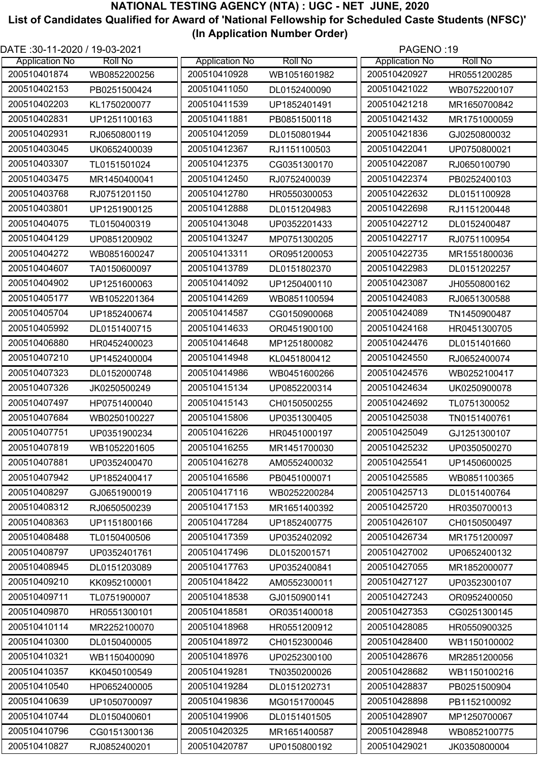# NATIONAL TESTING AGENCY (NTA) : UGC - NET JUNE, 2020

## List of Candidates Qualified for Award of 'National Fellowship for Scheduled Caste Students (NFSC)'

### (In Application Number Order)

DATE :30-11-2020 / 19-03-2021

| Application No | Roll No |
|---|---|
| 200510401874 | WB0852200256 |
| 200510402153 | PB0251500424 |
| 200510402203 | KL1750200077 |
| 200510402831 | UP1251100163 |
| 200510402931 | RJ0650800119 |
| 200510403045 | UK0652400039 |
| 200510403307 | TL0151501024 |
| 200510403475 | MR1450400041 |
| 200510403768 | RJ0751201150 |
| 200510403801 | UP1251900125 |
| 200510404075 | TL0150400319 |
| 200510404129 | UP0851200902 |
| 200510404272 | WB0851600247 |
| 200510404607 | TA0150600097 |
| 200510404902 | UP1251600063 |
| 200510405177 | WB1052201364 |
| 200510405704 | UP1852400674 |
| 200510405992 | DL0151400715 |
| 200510406880 | HR0452400023 |
| 200510407210 | UP1452400004 |
| 200510407323 | DL0152000748 |
| 200510407326 | JK0250500249 |
| 200510407497 | HP0751400040 |
| 200510407684 | WB0250100227 |
| 200510407751 | UP0351900234 |
| 200510407819 | WB1052201605 |
| 200510407881 | UP0352400470 |
| 200510407942 | UP1852400417 |
| 200510408297 | GJ0651900019 |
| 200510408312 | RJ0650500239 |
| 200510408363 | UP1151800166 |
| 200510408488 | TL0150400506 |
| 200510408797 | UP0352401761 |
| 200510408945 | DL0151203089 |
| 200510409210 | KK0952100001 |
| 200510409711 | TL0751900007 |
| 200510409870 | HR0551300101 |
| 200510410114 | MR2252100070 |
| 200510410300 | DL0150400005 |
| 200510410321 | WB1150400090 |
| 200510410357 | KK0450100549 |
| 200510410540 | HP0652400005 |
| 200510410639 | UP1050700097 |
| 200510410744 | DL0150400601 |
| 200510410796 | CG0151300136 |
| 200510410827 | RJ0852400201 |
| 200510410928 | WB1051601982 |
| 200510411050 | DL0152400090 |
| 200510411539 | UP1852401491 |
| 200510411881 | PB0851500118 |
| 200510412059 | DL0150801944 |
| 200510412367 | RJ1151100503 |
| 200510412375 | CG0351300170 |
| 200510412450 | RJ0752400039 |
| 200510412780 | HR0550300053 |
| 200510412888 | DL0151204983 |
| 200510413048 | UP0352201433 |
| 200510413247 | MP0751300205 |
| 200510413311 | OR0951200053 |
| 200510413789 | DL0151802370 |
| 200510414092 | UP1250400110 |
| 200510414269 | WB0851100594 |
| 200510414587 | CG0150900068 |
| 200510414633 | OR0451900100 |
| 200510414648 | MP1251800082 |
| 200510414948 | KL0451800412 |
| 200510414986 | WB0451600266 |
| 200510415134 | UP0852200314 |
| 200510415143 | CH0150500255 |
| 200510415806 | UP0351300405 |
| 200510416226 | HR0451000197 |
| 200510416255 | MR1451700030 |
| 200510416278 | AM0552400032 |
| 200510416586 | PB0451000071 |
| 200510417116 | WB0252200284 |
| 200510417153 | MR1651400392 |
| 200510417284 | UP1852400775 |
| 200510417359 | UP0352402092 |
| 200510417496 | DL0152001571 |
| 200510417763 | UP0352400841 |
| 200510418422 | AM0552300011 |
| 200510418538 | GJ0150900141 |
| 200510418581 | OR0351400018 |
| 200510418968 | HR0551200912 |
| 200510418972 | CH0152300046 |
| 200510418976 | UP0252300100 |
| 200510419281 | TN0350200026 |
| 200510419284 | DL0151202731 |
| 200510419836 | MG0151700045 |
| 200510419906 | DL0151401505 |
| 200510420325 | MR1651400587 |
| 200510420787 | UP0150800192 |
| 200510420927 | HR0551200285 |
| 200510421022 | WB0752200107 |
| 200510421218 | MR1650700842 |
| 200510421432 | MR1751000059 |
| 200510421836 | GJ0250800032 |
| 200510422041 | UP0750800021 |
| 200510422087 | RJ0650100790 |
| 200510422374 | PB0252400103 |
| 200510422632 | DL0151100928 |
| 200510422698 | RJ1151200448 |
| 200510422712 | DL0152400487 |
| 200510422717 | RJ0751100954 |
| 200510422735 | MR1551800036 |
| 200510422983 | DL0151202257 |
| 200510423087 | JH0550800162 |
| 200510424083 | RJ0651300588 |
| 200510424089 | TN1450900487 |
| 200510424168 | HR0451300705 |
| 200510424476 | DL0151401660 |
| 200510424550 | RJ0652400074 |
| 200510424576 | WB0252100417 |
| 200510424634 | UK0250900078 |
| 200510424692 | TL0751300052 |
| 200510425038 | TN0151400761 |
| 200510425049 | GJ1251300107 |
| 200510425232 | UP0350500270 |
| 200510425541 | UP1450600025 |
| 200510425585 | WB0851100365 |
| 200510425713 | DL0151400764 |
| 200510425720 | HR0350700013 |
| 200510426107 | CH0150500497 |
| 200510426734 | MR1751200097 |
| 200510427002 | UP0652400132 |
| 200510427055 | MR1852000077 |
| 200510427127 | UP0352300107 |
| 200510427243 | OR0952400050 |
| 200510427353 | CG0251300145 |
| 200510428085 | HR0550900325 |
| 200510428400 | WB1150100002 |
| 200510428676 | MR2851200056 |
| 200510428682 | WB1150100216 |
| 200510428837 | PB0251500904 |
| 200510428898 | PB1152100092 |
| 200510428907 | MP1250700067 |
| 200510428948 | WB0852100775 |
| 200510429021 | JK0350800004 |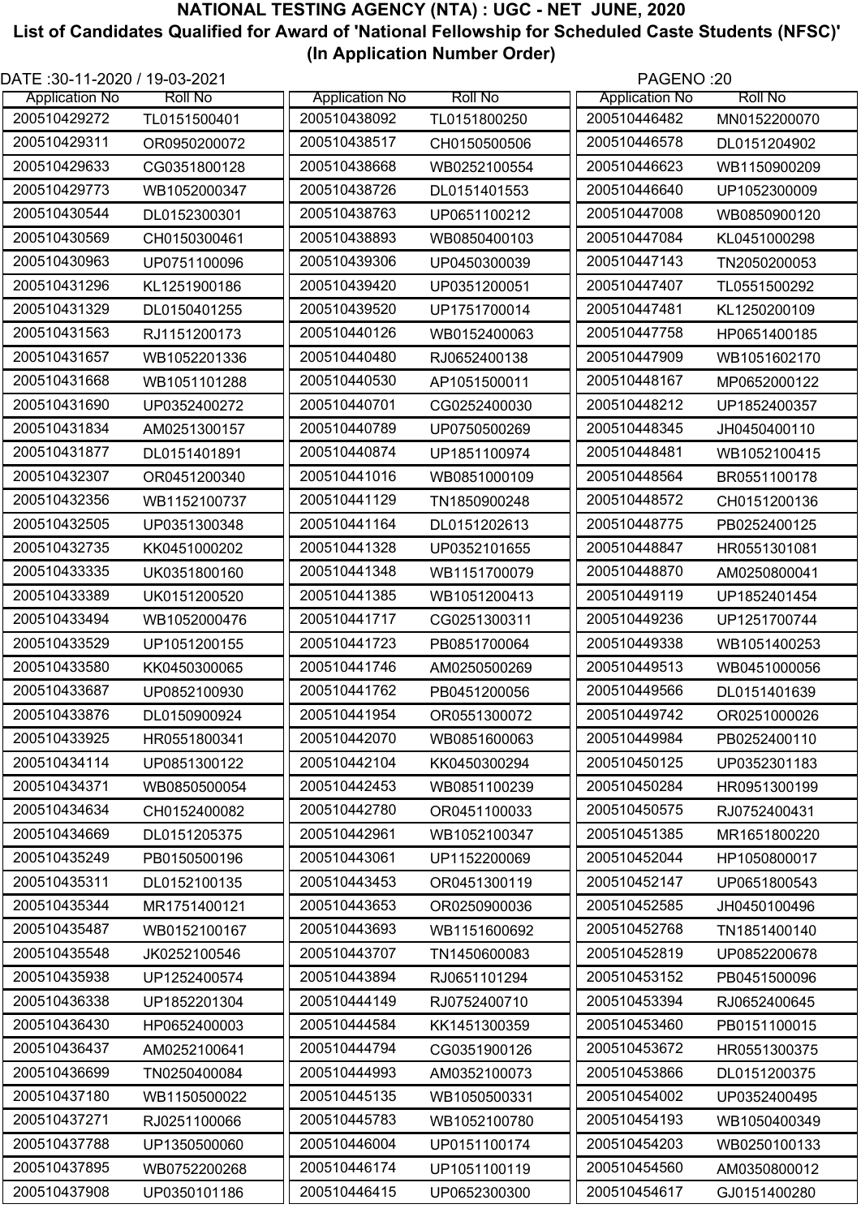# NATIONAL TESTING AGENCY (NTA) : UGC - NET JUNE, 2020

## List of Candidates Qualified for Award of 'National Fellowship for Scheduled Caste Students (NFSC)'

### (In Application Number Order)

DATE :30-11-2020 / 19-03-2021

| Application No | Roll No |
|---|---|
| 200510429272 | TL0151500401 |
| 200510429311 | OR0950200072 |
| 200510429633 | CG0351800128 |
| 200510429773 | WB1052000347 |
| 200510430544 | DL0152300301 |
| 200510430569 | CH0150300461 |
| 200510430963 | UP0751100096 |
| 200510431296 | KL1251900186 |
| 200510431329 | DL0150401255 |
| 200510431563 | RJ1151200173 |
| 200510431657 | WB1052201336 |
| 200510431668 | WB1051101288 |
| 200510431690 | UP0352400272 |
| 200510431834 | AM0251300157 |
| 200510431877 | DL0151401891 |
| 200510432307 | OR0451200340 |
| 200510432356 | WB1152100737 |
| 200510432505 | UP0351300348 |
| 200510432735 | KK0451000202 |
| 200510433335 | UK0351800160 |
| 200510433389 | UK0151200520 |
| 200510433494 | WB1052000476 |
| 200510433529 | UP1051200155 |
| 200510433580 | KK0450300065 |
| 200510433687 | UP0852100930 |
| 200510433876 | DL0150900924 |
| 200510433925 | HR0551800341 |
| 200510434114 | UP0851300122 |
| 200510434371 | WB0850500054 |
| 200510434634 | CH0152400082 |
| 200510434669 | DL0151205375 |
| 200510435249 | PB0150500196 |
| 200510435311 | DL0152100135 |
| 200510435344 | MR1751400121 |
| 200510435487 | WB0152100167 |
| 200510435548 | JK0252100546 |
| 200510435938 | UP1252400574 |
| 200510436338 | UP1852201304 |
| 200510436430 | HP0652400003 |
| 200510436437 | AM0252100641 |
| 200510436699 | TN0250400084 |
| 200510437180 | WB1150500022 |
| 200510437271 | RJ0251100066 |
| 200510437788 | UP1350500060 |
| 200510437895 | WB0752200268 |
| 200510437908 | UP0350101186 |
| 200510438092 | TL0151800250 |
| 200510438517 | CH0150500506 |
| 200510438668 | WB0252100554 |
| 200510438726 | DL0151401553 |
| 200510438763 | UP0651100212 |
| 200510438893 | WB0850400103 |
| 200510439306 | UP0450300039 |
| 200510439420 | UP0351200051 |
| 200510439520 | UP1751700014 |
| 200510440126 | WB0152400063 |
| 200510440480 | RJ0652400138 |
| 200510440530 | AP1051500011 |
| 200510440701 | CG0252400030 |
| 200510440789 | UP0750500269 |
| 200510440874 | UP1851100974 |
| 200510441016 | WB0851000109 |
| 200510441129 | TN1850900248 |
| 200510441164 | DL0151202613 |
| 200510441328 | UP0352101655 |
| 200510441348 | WB1151700079 |
| 200510441385 | WB1051200413 |
| 200510441717 | CG0251300311 |
| 200510441723 | PB0851700064 |
| 200510441746 | AM0250500269 |
| 200510441762 | PB0451200056 |
| 200510441954 | OR0551300072 |
| 200510442070 | WB0851600063 |
| 200510442104 | KK0450300294 |
| 200510442453 | WB0851100239 |
| 200510442780 | OR0451100033 |
| 200510442961 | WB1052100347 |
| 200510443061 | UP1152200069 |
| 200510443453 | OR0451300119 |
| 200510443653 | OR0250900036 |
| 200510443693 | WB1151600692 |
| 200510443707 | TN1450600083 |
| 200510443894 | RJ0651101294 |
| 200510444149 | RJ0752400710 |
| 200510444584 | KK1451300359 |
| 200510444794 | CG0351900126 |
| 200510444993 | AM0352100073 |
| 200510445135 | WB1050500331 |
| 200510445783 | WB1052100780 |
| 200510446004 | UP0151100174 |
| 200510446174 | UP1051100119 |
| 200510446415 | UP0652300300 |
| 200510446482 | MN0152200070 |
| 200510446578 | DL0151204902 |
| 200510446623 | WB1150900209 |
| 200510446640 | UP1052300009 |
| 200510447008 | WB0850900120 |
| 200510447084 | KL0451000298 |
| 200510447143 | TN2050200053 |
| 200510447407 | TL0551500292 |
| 200510447481 | KL1250200109 |
| 200510447758 | HP0651400185 |
| 200510447909 | WB1051602170 |
| 200510448167 | MP0652000122 |
| 200510448212 | UP1852400357 |
| 200510448345 | JH0450400110 |
| 200510448481 | WB1052100415 |
| 200510448564 | BR0551100178 |
| 200510448572 | CH0151200136 |
| 200510448775 | PB0252400125 |
| 200510448847 | HR0551301081 |
| 200510448870 | AM0250800041 |
| 200510449119 | UP1852401454 |
| 200510449236 | UP1251700744 |
| 200510449338 | WB1051400253 |
| 200510449513 | WB0451000056 |
| 200510449566 | DL0151401639 |
| 200510449742 | OR0251000026 |
| 200510449984 | PB0252400110 |
| 200510450125 | UP0352301183 |
| 200510450284 | HR0951300199 |
| 200510450575 | RJ0752400431 |
| 200510451385 | MR1651800220 |
| 200510452044 | HP1050800017 |
| 200510452147 | UP0651800543 |
| 200510452585 | JH0450100496 |
| 200510452768 | TN1851400140 |
| 200510452819 | UP0852200678 |
| 200510453152 | PB0451500096 |
| 200510453394 | RJ0652400645 |
| 200510453460 | PB0151100015 |
| 200510453672 | HR0551300375 |
| 200510453866 | DL0151200375 |
| 200510454002 | UP0352400495 |
| 200510454193 | WB1050400349 |
| 200510454203 | WB0250100133 |
| 200510454560 | AM0350800012 |
| 200510454617 | GJ0151400280 |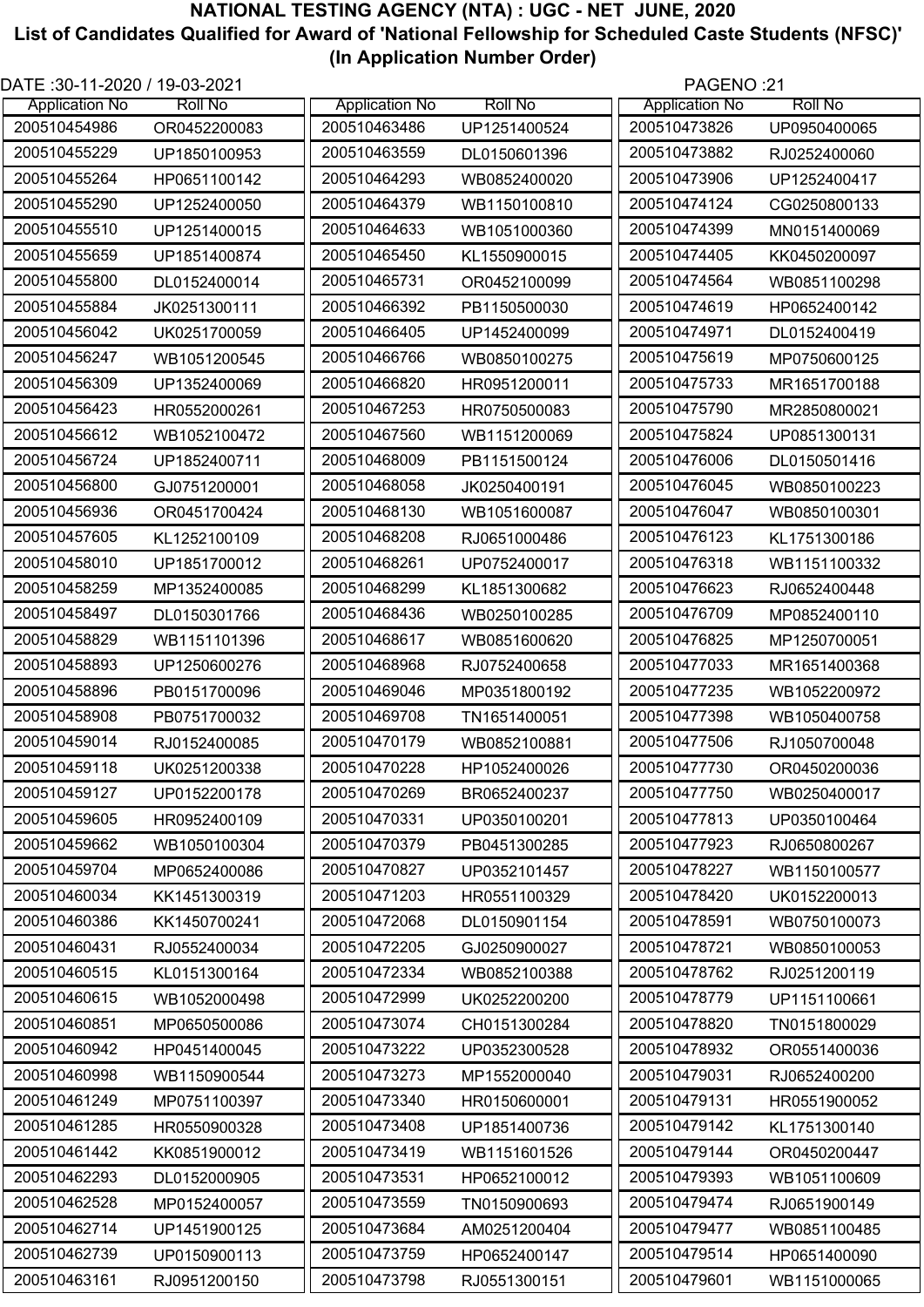# NATIONAL TESTING AGENCY (NTA) : UGC - NET JUNE, 2020

## List of Candidates Qualified for Award of 'National Fellowship for Scheduled Caste Students (NFSC)'

### (In Application Number Order)

DATE :30-11-2020 / 19-03-2021

| Application No | Roll No |
|---|---|
| 200510454986 | OR0452200083 |
| 200510455229 | UP1850100953 |
| 200510455264 | HP0651100142 |
| 200510455290 | UP1252400050 |
| 200510455510 | UP1251400015 |
| 200510455659 | UP1851400874 |
| 200510455800 | DL0152400014 |
| 200510455884 | JK0251300111 |
| 200510456042 | UK0251700059 |
| 200510456247 | WB1051200545 |
| 200510456309 | UP1352400069 |
| 200510456423 | HR0552000261 |
| 200510456612 | WB1052100472 |
| 200510456724 | UP1852400711 |
| 200510456800 | GJ0751200001 |
| 200510456936 | OR0451700424 |
| 200510457605 | KL1252100109 |
| 200510458010 | UP1851700012 |
| 200510458259 | MP1352400085 |
| 200510458497 | DL0150301766 |
| 200510458829 | WB1151101396 |
| 200510458893 | UP1250600276 |
| 200510458896 | PB0151700096 |
| 200510458908 | PB0751700032 |
| 200510459014 | RJ0152400085 |
| 200510459118 | UK0251200338 |
| 200510459127 | UP0152200178 |
| 200510459605 | HR0952400109 |
| 200510459662 | WB1050100304 |
| 200510459704 | MP0652400086 |
| 200510460034 | KK1451300319 |
| 200510460386 | KK1450700241 |
| 200510460431 | RJ0552400034 |
| 200510460515 | KL0151300164 |
| 200510460615 | WB1052000498 |
| 200510460851 | MP0650500086 |
| 200510460942 | HP0451400045 |
| 200510460998 | WB1150900544 |
| 200510461249 | MP0751100397 |
| 200510461285 | HR0550900328 |
| 200510461442 | KK0851900012 |
| 200510462293 | DL0152000905 |
| 200510462528 | MP0152400057 |
| 200510462714 | UP1451900125 |
| 200510462739 | UP0150900113 |
| 200510463161 | RJ0951200150 |
| 200510463486 | UP1251400524 |
| 200510463559 | DL0150601396 |
| 200510464293 | WB0852400020 |
| 200510464379 | WB1150100810 |
| 200510464633 | WB1051000360 |
| 200510465450 | KL1550900015 |
| 200510465731 | OR0452100099 |
| 200510466392 | PB1150500030 |
| 200510466405 | UP1452400099 |
| 200510466766 | WB0850100275 |
| 200510466820 | HR0951200011 |
| 200510467253 | HR0750500083 |
| 200510467560 | WB1151200069 |
| 200510468009 | PB1151500124 |
| 200510468058 | JK0250400191 |
| 200510468130 | WB1051600087 |
| 200510468208 | RJ0651000486 |
| 200510468261 | UP0752400017 |
| 200510468299 | KL1851300682 |
| 200510468436 | WB0250100285 |
| 200510468617 | WB0851600620 |
| 200510468968 | RJ0752400658 |
| 200510469046 | MP0351800192 |
| 200510469708 | TN1651400051 |
| 200510470179 | WB0852100881 |
| 200510470228 | HP1052400026 |
| 200510470269 | BR0652400237 |
| 200510470331 | UP0350100201 |
| 200510470379 | PB0451300285 |
| 200510470827 | UP0352101457 |
| 200510471203 | HR0551100329 |
| 200510472068 | DL0150901154 |
| 200510472205 | GJ0250900027 |
| 200510472334 | WB0852100388 |
| 200510472999 | UK0252200200 |
| 200510473074 | CH0151300284 |
| 200510473222 | UP0352300528 |
| 200510473273 | MP1552000040 |
| 200510473340 | HR0150600001 |
| 200510473408 | UP1851400736 |
| 200510473419 | WB1151601526 |
| 200510473531 | HP0652100012 |
| 200510473559 | TN0150900693 |
| 200510473684 | AM0251200404 |
| 200510473759 | HP0652400147 |
| 200510473798 | RJ0551300151 |
| 200510473826 | UP0950400065 |
| 200510473882 | RJ0252400060 |
| 200510473906 | UP1252400417 |
| 200510474124 | CG0250800133 |
| 200510474399 | MN0151400069 |
| 200510474405 | KK0450200097 |
| 200510474564 | WB0851100298 |
| 200510474619 | HP0652400142 |
| 200510474971 | DL0152400419 |
| 200510475619 | MP0750600125 |
| 200510475733 | MR1651700188 |
| 200510475790 | MR2850800021 |
| 200510475824 | UP0851300131 |
| 200510476006 | DL0150501416 |
| 200510476045 | WB0850100223 |
| 200510476047 | WB0850100301 |
| 200510476123 | KL1751300186 |
| 200510476318 | WB1151100332 |
| 200510476623 | RJ0652400448 |
| 200510476709 | MP0852400110 |
| 200510476825 | MP1250700051 |
| 200510477033 | MR1651400368 |
| 200510477235 | WB1052200972 |
| 200510477398 | WB1050400758 |
| 200510477506 | RJ1050700048 |
| 200510477730 | OR0450200036 |
| 200510477750 | WB0250400017 |
| 200510477813 | UP0350100464 |
| 200510477923 | RJ0650800267 |
| 200510478227 | WB1150100577 |
| 200510478420 | UK0152200013 |
| 200510478591 | WB0750100073 |
| 200510478721 | WB0850100053 |
| 200510478762 | RJ0251200119 |
| 200510478779 | UP1151100661 |
| 200510478820 | TN0151800029 |
| 200510478932 | OR0551400036 |
| 200510479031 | RJ0652400200 |
| 200510479131 | HR0551900052 |
| 200510479142 | KL1751300140 |
| 200510479144 | OR0450200447 |
| 200510479393 | WB1051100609 |
| 200510479474 | RJ0651900149 |
| 200510479477 | WB0851100485 |
| 200510479514 | HP0651400090 |
| 200510479601 | WB1151000065 |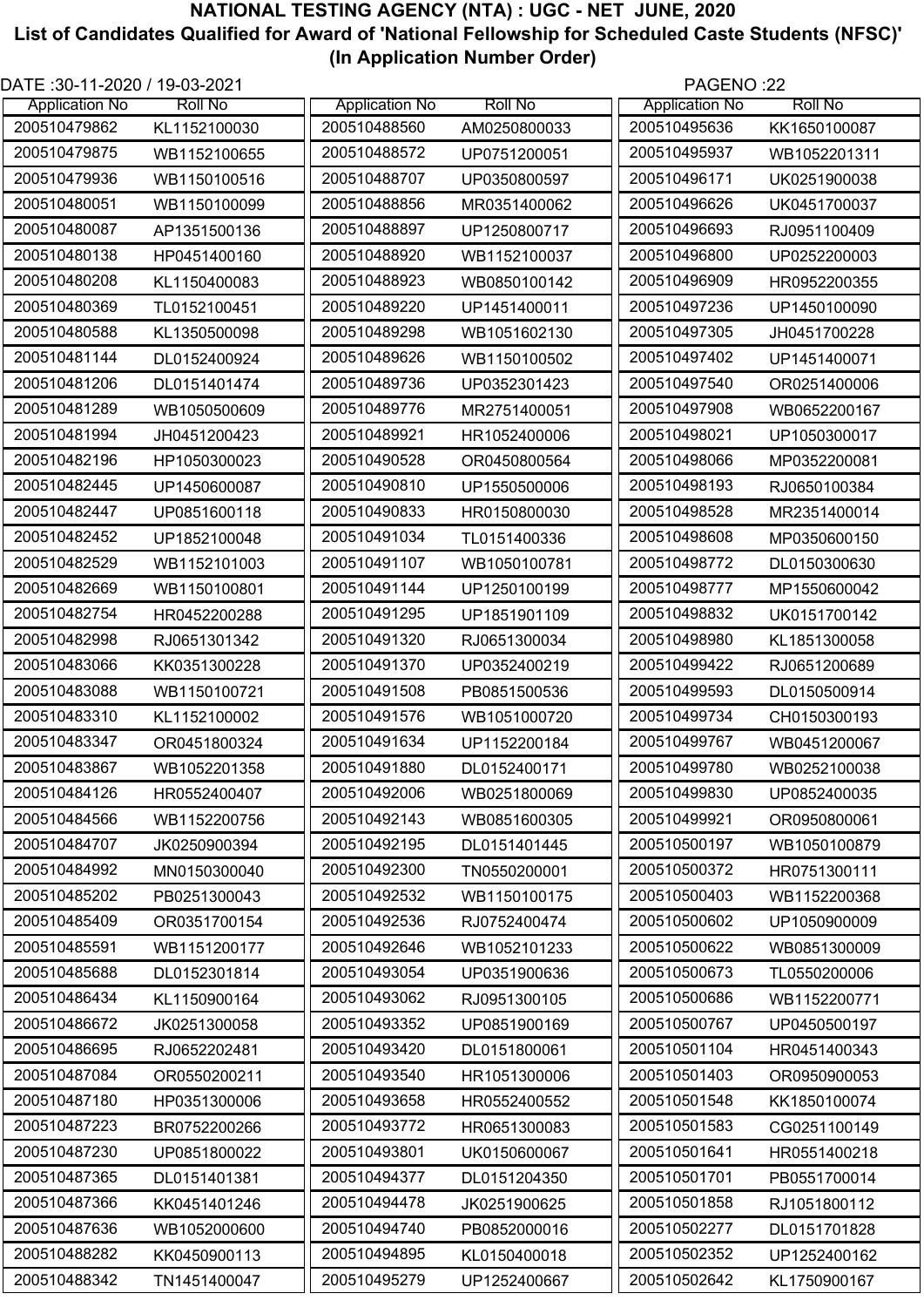# NATIONAL TESTING AGENCY (NTA) : UGC - NET JUNE, 2020

## List of Candidates Qualified for Award of 'National Fellowship for Scheduled Caste Students (NFSC)' (In Application Number Order)

DATE :30-11-2020 / 19-03-2021

PAGENO :22

| Application No | Roll No |
|---|---|
| 200510479862 | KL1152100030 |
| 200510479875 | WB1152100655 |
| 200510479936 | WB1150100516 |
| 200510480051 | WB1150100099 |
| 200510480087 | AP1351500136 |
| 200510480138 | HP0451400160 |
| 200510480208 | KL1150400083 |
| 200510480369 | TL0152100451 |
| 200510480588 | KL1350500098 |
| 200510481144 | DL0152400924 |
| 200510481206 | DL0151401474 |
| 200510481289 | WB1050500609 |
| 200510481994 | JH0451200423 |
| 200510482196 | HP1050300023 |
| 200510482445 | UP1450600087 |
| 200510482447 | UP0851600118 |
| 200510482452 | UP1852100048 |
| 200510482529 | WB1152101003 |
| 200510482669 | WB1150100801 |
| 200510482754 | HR0452200288 |
| 200510482998 | RJ0651301342 |
| 200510483066 | KK0351300228 |
| 200510483088 | WB1150100721 |
| 200510483310 | KL1152100002 |
| 200510483347 | OR0451800324 |
| 200510483867 | WB1052201358 |
| 200510484126 | HR0552400407 |
| 200510484566 | WB1152200756 |
| 200510484707 | JK0250900394 |
| 200510484992 | MN0150300040 |
| 200510485202 | PB0251300043 |
| 200510485409 | OR0351700154 |
| 200510485591 | WB1151200177 |
| 200510485688 | DL0152301814 |
| 200510486434 | KL1150900164 |
| 200510486672 | JK0251300058 |
| 200510486695 | RJ0652202481 |
| 200510487084 | OR0550200211 |
| 200510487180 | HP0351300006 |
| 200510487223 | BR0752200266 |
| 200510487230 | UP0851800022 |
| 200510487365 | DL0151401381 |
| 200510487366 | KK0451401246 |
| 200510487636 | WB1052000600 |
| 200510488282 | KK0450900113 |
| 200510488342 | TN1451400047 |
| 200510488560 | AM0250800033 |
| 200510488572 | UP0751200051 |
| 200510488707 | UP0350800597 |
| 200510488856 | MR0351400062 |
| 200510488897 | UP1250800717 |
| 200510488920 | WB1152100037 |
| 200510488923 | WB0850100142 |
| 200510489220 | UP1451400011 |
| 200510489298 | WB1051602130 |
| 200510489626 | WB1150100502 |
| 200510489736 | UP0352301423 |
| 200510489776 | MR2751400051 |
| 200510489921 | HR1052400006 |
| 200510490528 | OR0450800564 |
| 200510490810 | UP1550500006 |
| 200510490833 | HR0150800030 |
| 200510491034 | TL0151400336 |
| 200510491107 | WB1050100781 |
| 200510491144 | UP1250100199 |
| 200510491295 | UP1851901109 |
| 200510491320 | RJ0651300034 |
| 200510491370 | UP0352400219 |
| 200510491508 | PB0851500536 |
| 200510491576 | WB1051000720 |
| 200510491634 | UP1152200184 |
| 200510491880 | DL0152400171 |
| 200510492006 | WB0251800069 |
| 200510492143 | WB0851600305 |
| 200510492195 | DL0151401445 |
| 200510492300 | TN0550200001 |
| 200510492532 | WB1150100175 |
| 200510492536 | RJ0752400474 |
| 200510492646 | WB1052101233 |
| 200510493054 | UP0351900636 |
| 200510493062 | RJ0951300105 |
| 200510493352 | UP0851900169 |
| 200510493420 | DL0151800061 |
| 200510493540 | HR1051300006 |
| 200510493658 | HR0552400552 |
| 200510493772 | HR0651300083 |
| 200510493801 | UK0150600067 |
| 200510494377 | DL0151204350 |
| 200510494478 | JK0251900625 |
| 200510494740 | PB0852000016 |
| 200510494895 | KL0150400018 |
| 200510495279 | UP1252400667 |
| 200510495636 | KK1650100087 |
| 200510495937 | WB1052201311 |
| 200510496171 | UK0251900038 |
| 200510496626 | UK0451700037 |
| 200510496693 | RJ0951100409 |
| 200510496800 | UP0252200003 |
| 200510496909 | HR0952200355 |
| 200510497236 | UP1450100090 |
| 200510497305 | JH0451700228 |
| 200510497402 | UP1451400071 |
| 200510497540 | OR0251400006 |
| 200510497908 | WB0652200167 |
| 200510498021 | UP1050300017 |
| 200510498066 | MP0352200081 |
| 200510498193 | RJ0650100384 |
| 200510498528 | MR2351400014 |
| 200510498608 | MP0350600150 |
| 200510498772 | DL0150300630 |
| 200510498777 | MP1550600042 |
| 200510498832 | UK0151700142 |
| 200510498980 | KL1851300058 |
| 200510499422 | RJ0651200689 |
| 200510499593 | DL0150500914 |
| 200510499734 | CH0150300193 |
| 200510499767 | WB0451200067 |
| 200510499780 | WB0252100038 |
| 200510499830 | UP0852400035 |
| 200510499921 | OR0950800061 |
| 200510500197 | WB1050100879 |
| 200510500372 | HR0751300111 |
| 200510500403 | WB1152200368 |
| 200510500602 | UP1050900009 |
| 200510500622 | WB0851300009 |
| 200510500673 | TL0550200006 |
| 200510500686 | WB1152200771 |
| 200510500767 | UP0450500197 |
| 200510501104 | HR0451400343 |
| 200510501403 | OR0950900053 |
| 200510501548 | KK1850100074 |
| 200510501583 | CG0251100149 |
| 200510501641 | HR0551400218 |
| 200510501701 | PB0551700014 |
| 200510501858 | RJ1051800112 |
| 200510502277 | DL0151701828 |
| 200510502352 | UP1252400162 |
| 200510502642 | KL1750900167 |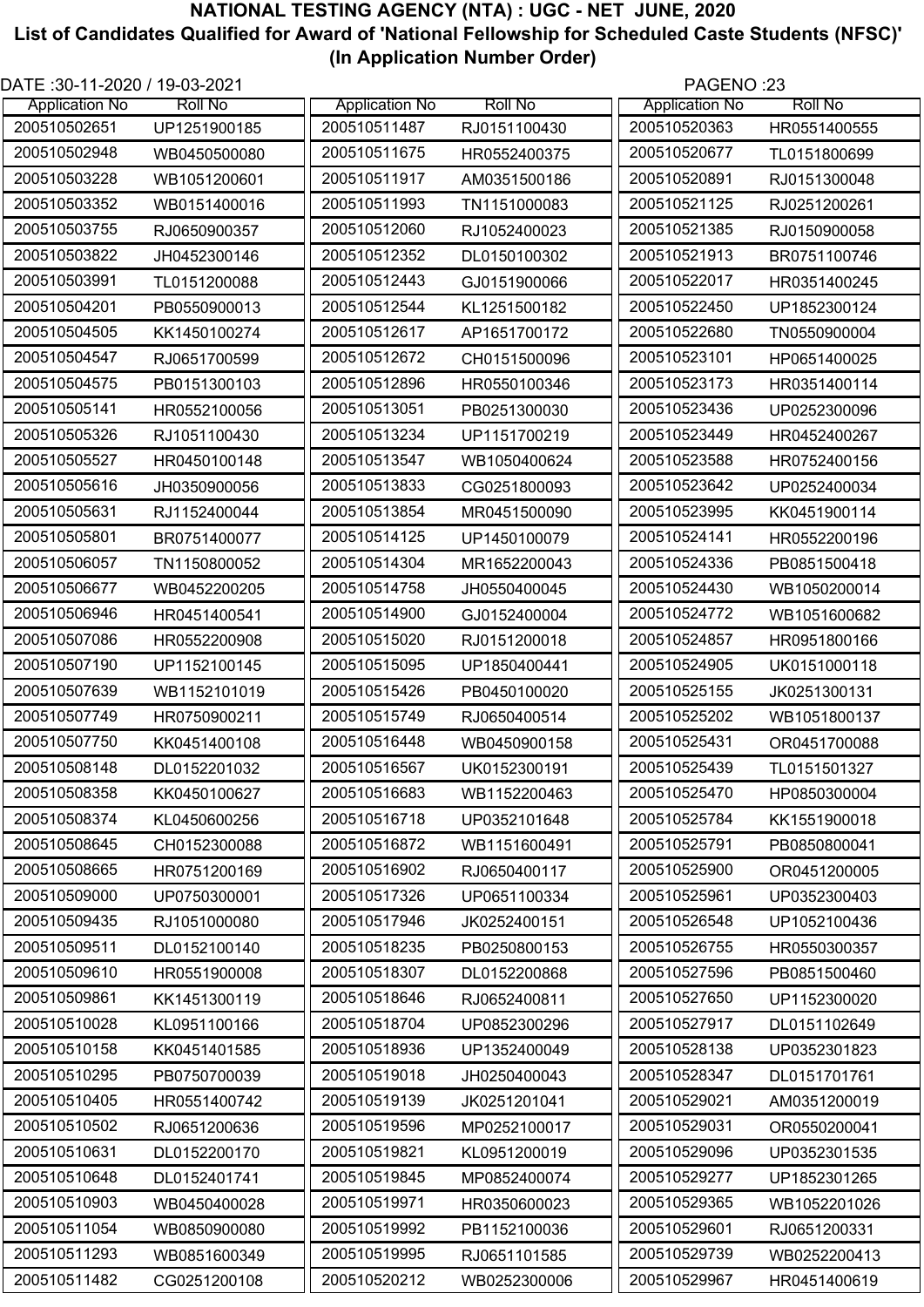# NATIONAL TESTING AGENCY (NTA) : UGC - NET JUNE, 2020

## List of Candidates Qualified for Award of 'National Fellowship for Scheduled Caste Students (NFSC)' (In Application Number Order)

DATE :30-11-2020 / 19-03-2021

| Application No | Roll No |
|---|---|
| 200510502651 | UP1251900185 |
| 200510502948 | WB0450500080 |
| 200510503228 | WB1051200601 |
| 200510503352 | WB0151400016 |
| 200510503755 | RJ0650900357 |
| 200510503822 | JH0452300146 |
| 200510503991 | TL0151200088 |
| 200510504201 | PB0550900013 |
| 200510504505 | KK1450100274 |
| 200510504547 | RJ0651700599 |
| 200510504575 | PB0151300103 |
| 200510505141 | HR0552100056 |
| 200510505326 | RJ1051100430 |
| 200510505527 | HR0450100148 |
| 200510505616 | JH0350900056 |
| 200510505631 | RJ1152400044 |
| 200510505801 | BR0751400077 |
| 200510506057 | TN1150800052 |
| 200510506677 | WB0452200205 |
| 200510506946 | HR0451400541 |
| 200510507086 | HR0552200908 |
| 200510507190 | UP1152100145 |
| 200510507639 | WB1152101019 |
| 200510507749 | HR0750900211 |
| 200510507750 | KK0451400108 |
| 200510508148 | DL0152201032 |
| 200510508358 | KK0450100627 |
| 200510508374 | KL0450600256 |
| 200510508645 | CH0152300088 |
| 200510508665 | HR0751200169 |
| 200510509000 | UP0750300001 |
| 200510509435 | RJ1051000080 |
| 200510509511 | DL0152100140 |
| 200510509610 | HR0551900008 |
| 200510509861 | KK1451300119 |
| 200510510028 | KL0951100166 |
| 200510510158 | KK0451401585 |
| 200510510295 | PB0750700039 |
| 200510510405 | HR0551400742 |
| 200510510502 | RJ0651200636 |
| 200510510631 | DL0152200170 |
| 200510510648 | DL0152401741 |
| 200510510903 | WB0450400028 |
| 200510511054 | WB0850900080 |
| 200510511293 | WB0851600349 |
| 200510511482 | CG0251200108 |
| 200510511487 | RJ0151100430 |
| 200510511675 | HR0552400375 |
| 200510511917 | AM0351500186 |
| 200510511993 | TN1151000083 |
| 200510512060 | RJ1052400023 |
| 200510512352 | DL0150100302 |
| 200510512443 | GJ0151900066 |
| 200510512544 | KL1251500182 |
| 200510512617 | AP1651700172 |
| 200510512672 | CH0151500096 |
| 200510512896 | HR0550100346 |
| 200510513051 | PB0251300030 |
| 200510513234 | UP1151700219 |
| 200510513547 | WB1050400624 |
| 200510513833 | CG0251800093 |
| 200510513854 | MR0451500090 |
| 200510514125 | UP1450100079 |
| 200510514304 | MR1652200043 |
| 200510514758 | JH0550400045 |
| 200510514900 | GJ0152400004 |
| 200510515020 | RJ0151200018 |
| 200510515095 | UP1850400441 |
| 200510515426 | PB0450100020 |
| 200510515749 | RJ0650400514 |
| 200510516448 | WB0450900158 |
| 200510516567 | UK0152300191 |
| 200510516683 | WB1152200463 |
| 200510516718 | UP0352101648 |
| 200510516872 | WB1151600491 |
| 200510516902 | RJ0650400117 |
| 200510517326 | UP0651100334 |
| 200510517946 | JK0252400151 |
| 200510518235 | PB0250800153 |
| 200510518307 | DL0152200868 |
| 200510518646 | RJ0652400811 |
| 200510518704 | UP0852300296 |
| 200510518936 | UP1352400049 |
| 200510519018 | JH0250400043 |
| 200510519139 | JK0251201041 |
| 200510519596 | MP0252100017 |
| 200510519821 | KL0951200019 |
| 200510519845 | MP0852400074 |
| 200510519971 | HR0350600023 |
| 200510519992 | PB1152100036 |
| 200510519995 | RJ0651101585 |
| 200510520212 | WB0252300006 |
| 200510520363 | HR0551400555 |
| 200510520677 | TL0151800699 |
| 200510520891 | RJ0151300048 |
| 200510521125 | RJ0251200261 |
| 200510521385 | RJ0150900058 |
| 200510521913 | BR0751100746 |
| 200510522017 | HR0351400245 |
| 200510522450 | UP1852300124 |
| 200510522680 | TN0550900004 |
| 200510523101 | HP0651400025 |
| 200510523173 | HR0351400114 |
| 200510523436 | UP0252300096 |
| 200510523449 | HR0452400267 |
| 200510523588 | HR0752400156 |
| 200510523642 | UP0252400034 |
| 200510523995 | KK0451900114 |
| 200510524141 | HR0552200196 |
| 200510524336 | PB0851500418 |
| 200510524430 | WB1050200014 |
| 200510524772 | WB1051600682 |
| 200510524857 | HR0951800166 |
| 200510524905 | UK0151000118 |
| 200510525155 | JK0251300131 |
| 200510525202 | WB1051800137 |
| 200510525431 | OR0451700088 |
| 200510525439 | TL0151501327 |
| 200510525470 | HP0850300004 |
| 200510525784 | KK1551900018 |
| 200510525791 | PB0850800041 |
| 200510525900 | OR0451200005 |
| 200510525961 | UP0352300403 |
| 200510526548 | UP1052100436 |
| 200510526755 | HR0550300357 |
| 200510527596 | PB0851500460 |
| 200510527650 | UP1152300020 |
| 200510527917 | DL0151102649 |
| 200510528138 | UP0352301823 |
| 200510528347 | DL0151701761 |
| 200510529021 | AM0351200019 |
| 200510529031 | OR0550200041 |
| 200510529096 | UP0352301535 |
| 200510529277 | UP1852301265 |
| 200510529365 | WB1052201026 |
| 200510529601 | RJ0651200331 |
| 200510529739 | WB0252200413 |
| 200510529967 | HR0451400619 |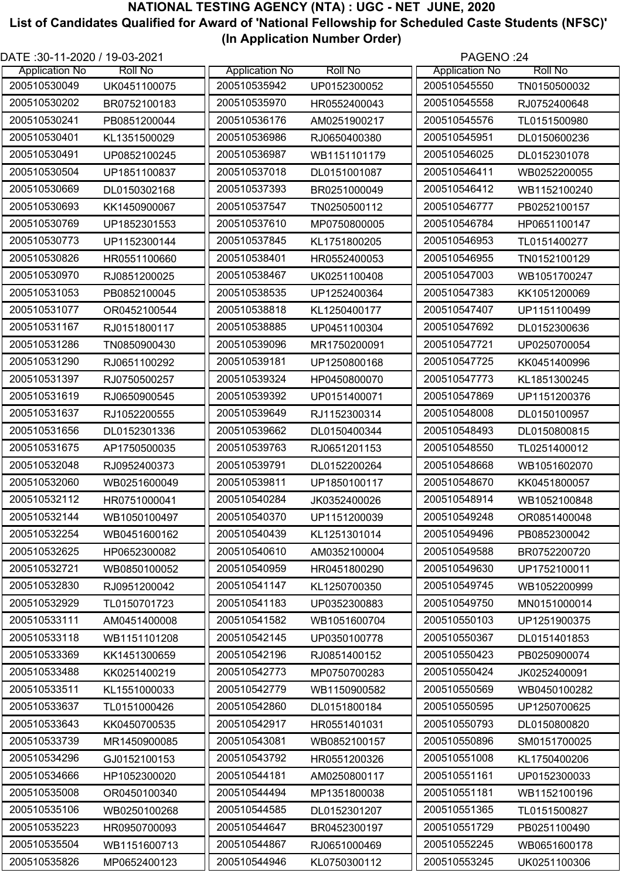# NATIONAL TESTING AGENCY (NTA) : UGC - NET JUNE, 2020

## List of Candidates Qualified for Award of 'National Fellowship for Scheduled Caste Students (NFSC)'

### (In Application Number Order)

DATE :30-11-2020 / 19-03-2021

PAGENO :24

| Application No | Roll No |
|---|---|
| 200510530049 | UK0451100075 |
| 200510530202 | BR0752100183 |
| 200510530241 | PB0851200044 |
| 200510530401 | KL1351500029 |
| 200510530491 | UP0852100245 |
| 200510530504 | UP1851100837 |
| 200510530669 | DL0150302168 |
| 200510530693 | KK1450900067 |
| 200510530769 | UP1852301553 |
| 200510530773 | UP1152300144 |
| 200510530826 | HR0551100660 |
| 200510530970 | RJ0851200025 |
| 200510531053 | PB0852100045 |
| 200510531077 | OR0452100544 |
| 200510531167 | RJ0151800117 |
| 200510531286 | TN0850900430 |
| 200510531290 | RJ0651100292 |
| 200510531397 | RJ0750500257 |
| 200510531619 | RJ0650900545 |
| 200510531637 | RJ1052200555 |
| 200510531656 | DL0152301336 |
| 200510531675 | AP1750500035 |
| 200510532048 | RJ0952400373 |
| 200510532060 | WB0251600049 |
| 200510532112 | HR0751000041 |
| 200510532144 | WB1050100497 |
| 200510532254 | WB0451600162 |
| 200510532625 | HP0652300082 |
| 200510532721 | WB0850100052 |
| 200510532830 | RJ0951200042 |
| 200510532929 | TL0150701723 |
| 200510533111 | AM0451400008 |
| 200510533118 | WB1151101208 |
| 200510533369 | KK1451300659 |
| 200510533488 | KK0251400219 |
| 200510533511 | KL1551000033 |
| 200510533637 | TL0151000426 |
| 200510533643 | KK0450700535 |
| 200510533739 | MR1450900085 |
| 200510534296 | GJ0152100153 |
| 200510534666 | HP1052300020 |
| 200510535008 | OR0450100340 |
| 200510535106 | WB0250100268 |
| 200510535223 | HR0950700093 |
| 200510535504 | WB1151600713 |
| 200510535826 | MP0652400123 |
| 200510535942 | UP0152300052 |
| 200510535970 | HR0552400043 |
| 200510536176 | AM0251900217 |
| 200510536986 | RJ0650400380 |
| 200510536987 | WB1151101179 |
| 200510537018 | DL0151001087 |
| 200510537393 | BR0251000049 |
| 200510537547 | TN0250500112 |
| 200510537610 | MP0750800005 |
| 200510537845 | KL1751800205 |
| 200510538401 | HR0552400053 |
| 200510538467 | UK0251100408 |
| 200510538535 | UP1252400364 |
| 200510538818 | KL1250400177 |
| 200510538885 | UP0451100304 |
| 200510539096 | MR1750200091 |
| 200510539181 | UP1250800168 |
| 200510539324 | HP0450800070 |
| 200510539392 | UP0151400071 |
| 200510539649 | RJ1152300314 |
| 200510539662 | DL0150400344 |
| 200510539763 | RJ0651201153 |
| 200510539791 | DL0152200264 |
| 200510539811 | UP1850100117 |
| 200510540284 | JK0352400026 |
| 200510540370 | UP1151200039 |
| 200510540439 | KL1251301014 |
| 200510540610 | AM0352100004 |
| 200510540959 | HR0451800290 |
| 200510541147 | KL1250700350 |
| 200510541183 | UP0352300883 |
| 200510541582 | WB1051600704 |
| 200510542145 | UP0350100778 |
| 200510542196 | RJ0851400152 |
| 200510542773 | MP0750700283 |
| 200510542779 | WB1150900582 |
| 200510542860 | DL0151800184 |
| 200510542917 | HR0551401031 |
| 200510543081 | WB0852100157 |
| 200510543792 | HR0551200326 |
| 200510544181 | AM0250800117 |
| 200510544494 | MP1351800038 |
| 200510544585 | DL0152301207 |
| 200510544647 | BR0452300197 |
| 200510544867 | RJ0651000469 |
| 200510544946 | KL0750300112 |
| 200510545550 | TN0150500032 |
| 200510545558 | RJ0752400648 |
| 200510545576 | TL0151500980 |
| 200510545951 | DL0150600236 |
| 200510546025 | DL0152301078 |
| 200510546411 | WB0252200055 |
| 200510546412 | WB1152100240 |
| 200510546777 | PB0252100157 |
| 200510546784 | HP0651100147 |
| 200510546953 | TL0151400277 |
| 200510546955 | TN0152100129 |
| 200510547003 | WB1051700247 |
| 200510547383 | KK1051200069 |
| 200510547407 | UP1151100499 |
| 200510547692 | DL0152300636 |
| 200510547721 | UP0250700054 |
| 200510547725 | KK0451400996 |
| 200510547773 | KL1851300245 |
| 200510547869 | UP1151200376 |
| 200510548008 | DL0150100957 |
| 200510548493 | DL0150800815 |
| 200510548550 | TL0251400012 |
| 200510548668 | WB1051602070 |
| 200510548670 | KK0451800057 |
| 200510548914 | WB1052100848 |
| 200510549248 | OR0851400048 |
| 200510549496 | PB0852300042 |
| 200510549588 | BR0752200720 |
| 200510549630 | UP1752100011 |
| 200510549745 | WB1052200999 |
| 200510549750 | MN0151000014 |
| 200510550103 | UP1251900375 |
| 200510550367 | DL0151401853 |
| 200510550423 | PB0250900074 |
| 200510550424 | JK0252400091 |
| 200510550569 | WB0450100282 |
| 200510550595 | UP1250700625 |
| 200510550793 | DL0150800820 |
| 200510550896 | SM0151700025 |
| 200510551008 | KL1750400206 |
| 200510551161 | UP0152300033 |
| 200510551181 | WB1152100196 |
| 200510551365 | TL0151500827 |
| 200510551729 | PB0251100490 |
| 200510552245 | WB0651600178 |
| 200510553245 | UK0251100306 |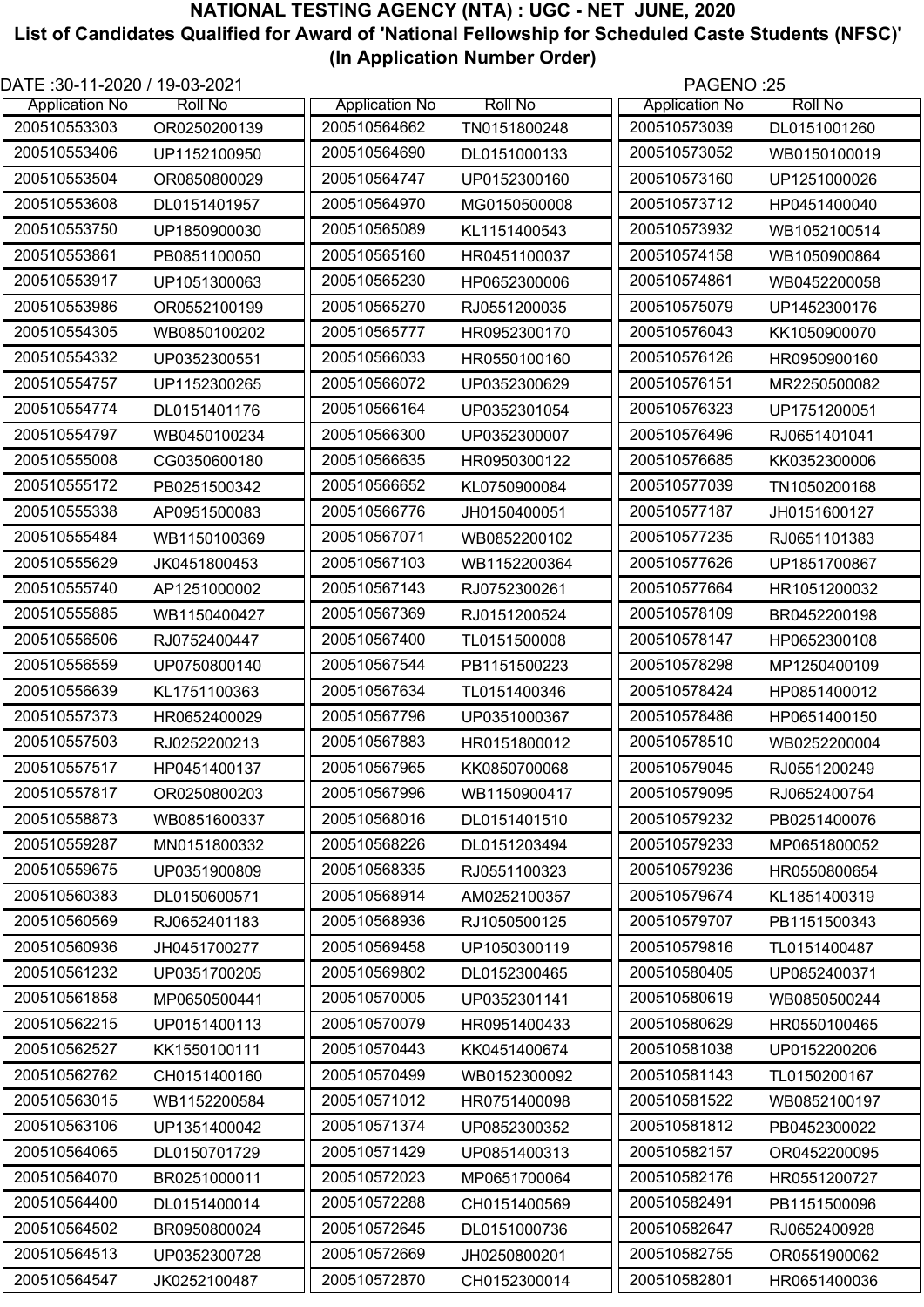# NATIONAL TESTING AGENCY (NTA) : UGC - NET JUNE, 2020

## List of Candidates Qualified for Award of 'National Fellowship for Scheduled Caste Students (NFSC)'

### (In Application Number Order)

DATE :30-11-2020 / 19-03-2021

| Application No | Roll No |
|---|---|
| 200510553303 | OR0250200139 |
| 200510553406 | UP1152100950 |
| 200510553504 | OR0850800029 |
| 200510553608 | DL0151401957 |
| 200510553750 | UP1850900030 |
| 200510553861 | PB0851100050 |
| 200510553917 | UP1051300063 |
| 200510553986 | OR0552100199 |
| 200510554305 | WB0850100202 |
| 200510554332 | UP0352300551 |
| 200510554757 | UP1152300265 |
| 200510554774 | DL0151401176 |
| 200510554797 | WB0450100234 |
| 200510555008 | CG0350600180 |
| 200510555172 | PB0251500342 |
| 200510555338 | AP0951500083 |
| 200510555484 | WB1150100369 |
| 200510555629 | JK0451800453 |
| 200510555740 | AP1251000002 |
| 200510555885 | WB1150400427 |
| 200510556506 | RJ0752400447 |
| 200510556559 | UP0750800140 |
| 200510556639 | KL1751100363 |
| 200510557373 | HR0652400029 |
| 200510557503 | RJ0252200213 |
| 200510557517 | HP0451400137 |
| 200510557817 | OR0250800203 |
| 200510558873 | WB0851600337 |
| 200510559287 | MN0151800332 |
| 200510559675 | UP0351900809 |
| 200510560383 | DL0150600571 |
| 200510560569 | RJ0652401183 |
| 200510560936 | JH0451700277 |
| 200510561232 | UP0351700205 |
| 200510561858 | MP0650500441 |
| 200510562215 | UP0151400113 |
| 200510562527 | KK1550100111 |
| 200510562762 | CH0151400160 |
| 200510563015 | WB1152200584 |
| 200510563106 | UP1351400042 |
| 200510564065 | DL0150701729 |
| 200510564070 | BR0251000011 |
| 200510564400 | DL0151400014 |
| 200510564502 | BR0950800024 |
| 200510564513 | UP0352300728 |
| 200510564547 | JK0252100487 |
| 200510564662 | TN0151800248 |
| 200510564690 | DL0151000133 |
| 200510564747 | UP0152300160 |
| 200510564970 | MG0150500008 |
| 200510565089 | KL1151400543 |
| 200510565160 | HR0451100037 |
| 200510565230 | HP0652300006 |
| 200510565270 | RJ0551200035 |
| 200510565777 | HR0952300170 |
| 200510566033 | HR0550100160 |
| 200510566072 | UP0352300629 |
| 200510566164 | UP0352301054 |
| 200510566300 | UP0352300007 |
| 200510566635 | HR0950300122 |
| 200510566652 | KL0750900084 |
| 200510566776 | JH0150400051 |
| 200510567071 | WB0852200102 |
| 200510567103 | WB1152200364 |
| 200510567143 | RJ0752300261 |
| 200510567369 | RJ0151200524 |
| 200510567400 | TL0151500008 |
| 200510567544 | PB1151500223 |
| 200510567634 | TL0151400346 |
| 200510567796 | UP0351000367 |
| 200510567883 | HR0151800012 |
| 200510567965 | KK0850700068 |
| 200510567996 | WB1150900417 |
| 200510568016 | DL0151401510 |
| 200510568226 | DL0151203494 |
| 200510568335 | RJ0551100323 |
| 200510568914 | AM0252100357 |
| 200510568936 | RJ1050500125 |
| 200510569458 | UP1050300119 |
| 200510569802 | DL0152300465 |
| 200510570005 | UP0352301141 |
| 200510570079 | HR0951400433 |
| 200510570443 | KK0451400674 |
| 200510570499 | WB0152300092 |
| 200510571012 | HR0751400098 |
| 200510571374 | UP0852300352 |
| 200510571429 | UP0851400313 |
| 200510572023 | MP0651700064 |
| 200510572288 | CH0151400569 |
| 200510572645 | DL0151000736 |
| 200510572669 | JH0250800201 |
| 200510572870 | CH0152300014 |
| 200510573039 | DL0151001260 |
| 200510573052 | WB0150100019 |
| 200510573160 | UP1251000026 |
| 200510573712 | HP0451400040 |
| 200510573932 | WB1052100514 |
| 200510574158 | WB1050900864 |
| 200510574861 | WB0452200058 |
| 200510575079 | UP1452300176 |
| 200510576043 | KK1050900070 |
| 200510576126 | HR0950900160 |
| 200510576151 | MR2250500082 |
| 200510576323 | UP1751200051 |
| 200510576496 | RJ0651401041 |
| 200510576685 | KK0352300006 |
| 200510577039 | TN1050200168 |
| 200510577187 | JH0151600127 |
| 200510577235 | RJ0651101383 |
| 200510577626 | UP1851700867 |
| 200510577664 | HR1051200032 |
| 200510578109 | BR0452200198 |
| 200510578147 | HP0652300108 |
| 200510578298 | MP1250400109 |
| 200510578424 | HP0851400012 |
| 200510578486 | HP0651400150 |
| 200510578510 | WB0252200004 |
| 200510579045 | RJ0551200249 |
| 200510579095 | RJ0652400754 |
| 200510579232 | PB0251400076 |
| 200510579233 | MP0651800052 |
| 200510579236 | HR0550800654 |
| 200510579674 | KL1851400319 |
| 200510579707 | PB1151500343 |
| 200510579816 | TL0151400487 |
| 200510580405 | UP0852400371 |
| 200510580619 | WB0850500244 |
| 200510580629 | HR0550100465 |
| 200510581038 | UP0152200206 |
| 200510581143 | TL0150200167 |
| 200510581522 | WB0852100197 |
| 200510581812 | PB0452300022 |
| 200510582157 | OR0452200095 |
| 200510582176 | HR0551200727 |
| 200510582491 | PB1151500096 |
| 200510582647 | RJ0652400928 |
| 200510582755 | OR0551900062 |
| 200510582801 | HR0651400036 |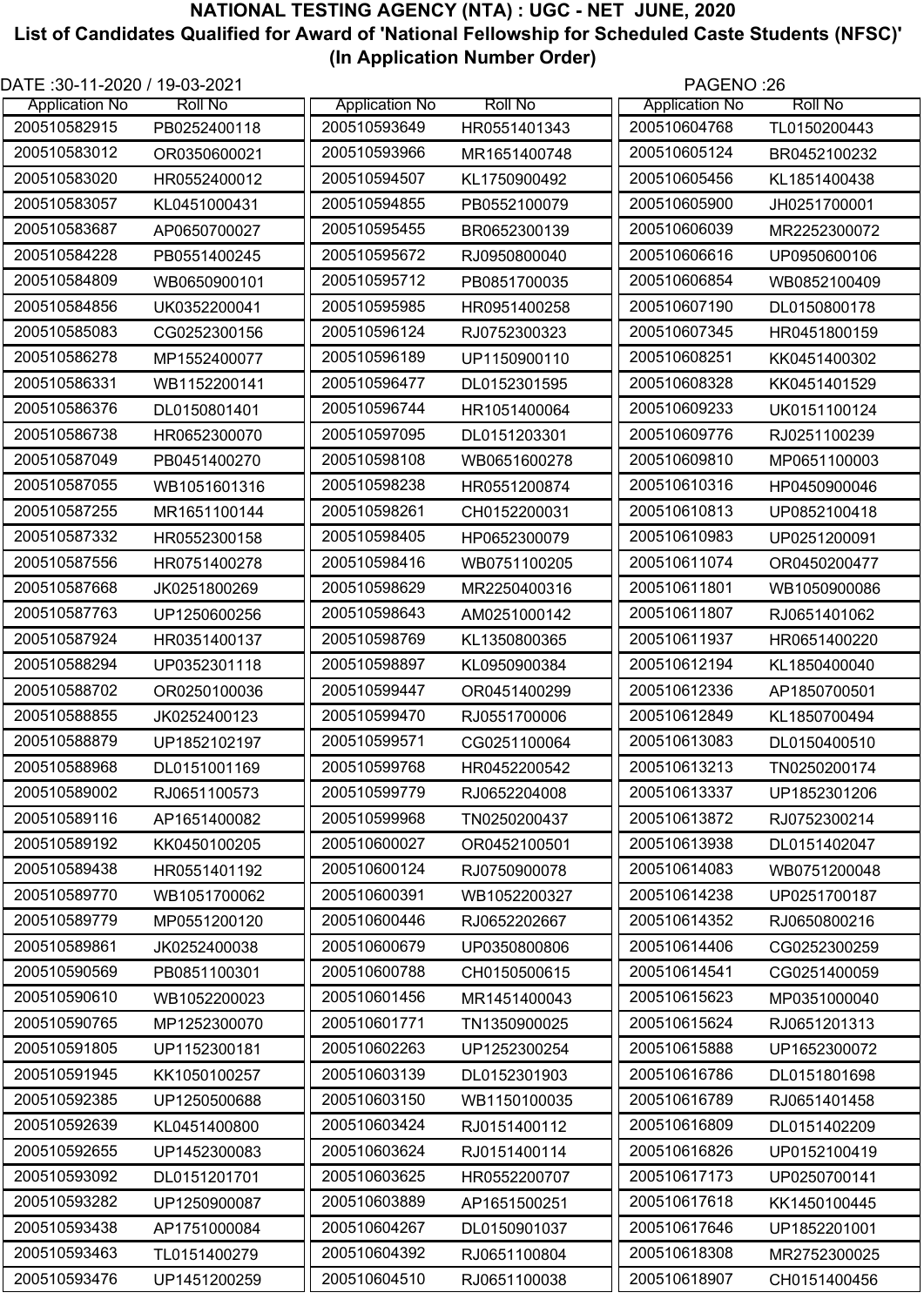# NATIONAL TESTING AGENCY (NTA) : UGC - NET JUNE, 2020

## List of Candidates Qualified for Award of 'National Fellowship for Scheduled Caste Students (NFSC)'

### (In Application Number Order)

DATE :30-11-2020 / 19-03-2021

PAGENO :26

| Application No | Roll No |
|---|---|
| 200510582915 | PB0252400118 |
| 200510583012 | OR0350600021 |
| 200510583020 | HR0552400012 |
| 200510583057 | KL0451000431 |
| 200510583687 | AP0650700027 |
| 200510584228 | PB0551400245 |
| 200510584809 | WB0650900101 |
| 200510584856 | UK0352200041 |
| 200510585083 | CG0252300156 |
| 200510586278 | MP1552400077 |
| 200510586331 | WB1152200141 |
| 200510586376 | DL0150801401 |
| 200510586738 | HR0652300070 |
| 200510587049 | PB0451400270 |
| 200510587055 | WB1051601316 |
| 200510587255 | MR1651100144 |
| 200510587332 | HR0552300158 |
| 200510587556 | HR0751400278 |
| 200510587668 | JK0251800269 |
| 200510587763 | UP1250600256 |
| 200510587924 | HR0351400137 |
| 200510588294 | UP0352301118 |
| 200510588702 | OR0250100036 |
| 200510588855 | JK0252400123 |
| 200510588879 | UP1852102197 |
| 200510588968 | DL0151001169 |
| 200510589002 | RJ0651100573 |
| 200510589116 | AP1651400082 |
| 200510589192 | KK0450100205 |
| 200510589438 | HR0551401192 |
| 200510589770 | WB1051700062 |
| 200510589779 | MP0551200120 |
| 200510589861 | JK0252400038 |
| 200510590569 | PB0851100301 |
| 200510590610 | WB1052200023 |
| 200510590765 | MP1252300070 |
| 200510591805 | UP1152300181 |
| 200510591945 | KK1050100257 |
| 200510592385 | UP1250500688 |
| 200510592639 | KL0451400800 |
| 200510592655 | UP1452300083 |
| 200510593092 | DL0151201701 |
| 200510593282 | UP1250900087 |
| 200510593438 | AP1751000084 |
| 200510593463 | TL0151400279 |
| 200510593476 | UP1451200259 |
| 200510593649 | HR0551401343 |
| 200510593966 | MR1651400748 |
| 200510594507 | KL1750900492 |
| 200510594855 | PB0552100079 |
| 200510595455 | BR0652300139 |
| 200510595672 | RJ0950800040 |
| 200510595712 | PB0851700035 |
| 200510595985 | HR0951400258 |
| 200510596124 | RJ0752300323 |
| 200510596189 | UP1150900110 |
| 200510596477 | DL0152301595 |
| 200510596744 | HR1051400064 |
| 200510597095 | DL0151203301 |
| 200510598108 | WB0651600278 |
| 200510598238 | HR0551200874 |
| 200510598261 | CH0152200031 |
| 200510598405 | HP0652300079 |
| 200510598416 | WB0751100205 |
| 200510598629 | MR2250400316 |
| 200510598643 | AM0251000142 |
| 200510598769 | KL1350800365 |
| 200510598897 | KL0950900384 |
| 200510599447 | OR0451400299 |
| 200510599470 | RJ0551700006 |
| 200510599571 | CG0251100064 |
| 200510599768 | HR0452200542 |
| 200510599779 | RJ0652204008 |
| 200510599968 | TN0250200437 |
| 200510600027 | OR0452100501 |
| 200510600124 | RJ0750900078 |
| 200510600391 | WB1052200327 |
| 200510600446 | RJ0652202667 |
| 200510600679 | UP0350800806 |
| 200510600788 | CH0150500615 |
| 200510601456 | MR1451400043 |
| 200510601771 | TN1350900025 |
| 200510602263 | UP1252300254 |
| 200510603139 | DL0152301903 |
| 200510603150 | WB1150100035 |
| 200510603424 | RJ0151400112 |
| 200510603624 | RJ0151400114 |
| 200510603625 | HR0552200707 |
| 200510603889 | AP1651500251 |
| 200510604267 | DL0150901037 |
| 200510604392 | RJ0651100804 |
| 200510604510 | RJ0651100038 |
| 200510604768 | TL0150200443 |
| 200510605124 | BR0452100232 |
| 200510605456 | KL1851400438 |
| 200510605900 | JH0251700001 |
| 200510606039 | MR2252300072 |
| 200510606616 | UP0950600106 |
| 200510606854 | WB0852100409 |
| 200510607190 | DL0150800178 |
| 200510607345 | HR0451800159 |
| 200510608251 | KK0451400302 |
| 200510608328 | KK0451401529 |
| 200510609233 | UK0151100124 |
| 200510609776 | RJ0251100239 |
| 200510609810 | MP0651100003 |
| 200510610316 | HP0450900046 |
| 200510610813 | UP0852100418 |
| 200510610983 | UP0251200091 |
| 200510611074 | OR0450200477 |
| 200510611801 | WB1050900086 |
| 200510611807 | RJ0651401062 |
| 200510611937 | HR0651400220 |
| 200510612194 | KL1850400040 |
| 200510612336 | AP1850700501 |
| 200510612849 | KL1850700494 |
| 200510613083 | DL0150400510 |
| 200510613213 | TN0250200174 |
| 200510613337 | UP1852301206 |
| 200510613872 | RJ0752300214 |
| 200510613938 | DL0151402047 |
| 200510614083 | WB0751200048 |
| 200510614238 | UP0251700187 |
| 200510614352 | RJ0650800216 |
| 200510614406 | CG0252300259 |
| 200510614541 | CG0251400059 |
| 200510615623 | MP0351000040 |
| 200510615624 | RJ0651201313 |
| 200510615888 | UP1652300072 |
| 200510616786 | DL0151801698 |
| 200510616789 | RJ0651401458 |
| 200510616809 | DL0151402209 |
| 200510616826 | UP0152100419 |
| 200510617173 | UP0250700141 |
| 200510617618 | KK1450100445 |
| 200510617646 | UP1852201001 |
| 200510618308 | MR2752300025 |
| 200510618907 | CH0151400456 |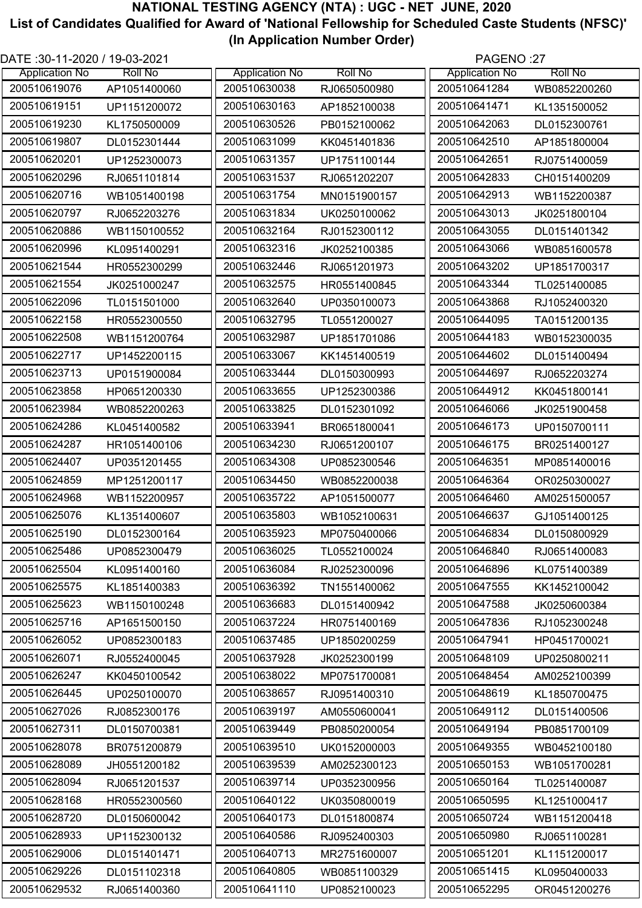# NATIONAL TESTING AGENCY (NTA) : UGC - NET JUNE, 2020

## List of Candidates Qualified for Award of 'National Fellowship for Scheduled Caste Students (NFSC)' (In Application Number Order)

DATE :30-11-2020 / 19-03-2021

| Application No | Roll No |
|---|---|
| 200510619076 | AP1051400060 |
| 200510619151 | UP1151200072 |
| 200510619230 | KL1750500009 |
| 200510619807 | DL0152301444 |
| 200510620201 | UP1252300073 |
| 200510620296 | RJ0651101814 |
| 200510620716 | WB1051400198 |
| 200510620797 | RJ0652203276 |
| 200510620886 | WB1150100552 |
| 200510620996 | KL0951400291 |
| 200510621544 | HR0552300299 |
| 200510621554 | JK0251000247 |
| 200510622096 | TL0151501000 |
| 200510622158 | HR0552300550 |
| 200510622508 | WB1151200764 |
| 200510622717 | UP1452200115 |
| 200510623713 | UP0151900084 |
| 200510623858 | HP0651200330 |
| 200510623984 | WB0852200263 |
| 200510624286 | KL0451400582 |
| 200510624287 | HR1051400106 |
| 200510624407 | UP0351201455 |
| 200510624859 | MP1251200117 |
| 200510624968 | WB1152200957 |
| 200510625076 | KL1351400607 |
| 200510625190 | DL0152300164 |
| 200510625486 | UP0852300479 |
| 200510625504 | KL0951400160 |
| 200510625575 | KL1851400383 |
| 200510625623 | WB1150100248 |
| 200510625716 | AP1651500150 |
| 200510626052 | UP0852300183 |
| 200510626071 | RJ0552400045 |
| 200510626247 | KK0450100542 |
| 200510626445 | UP0250100070 |
| 200510627026 | RJ0852300176 |
| 200510627311 | DL0150700381 |
| 200510628078 | BR0751200879 |
| 200510628089 | JH0551200182 |
| 200510628094 | RJ0651201537 |
| 200510628168 | HR0552300560 |
| 200510628720 | DL0150600042 |
| 200510628933 | UP1152300132 |
| 200510629006 | DL0151401471 |
| 200510629226 | DL0151102318 |
| 200510629532 | RJ0651400360 |
| 200510630038 | RJ0650500980 |
| 200510630163 | AP1852100038 |
| 200510630526 | PB0152100062 |
| 200510631099 | KK0451401836 |
| 200510631357 | UP1751100144 |
| 200510631537 | RJ0651202207 |
| 200510631754 | MN0151900157 |
| 200510631834 | UK0250100062 |
| 200510632164 | RJ0152300112 |
| 200510632316 | JK0252100385 |
| 200510632446 | RJ0651201973 |
| 200510632575 | HR0551400845 |
| 200510632640 | UP0350100073 |
| 200510632795 | TL0551200027 |
| 200510632987 | UP1851701086 |
| 200510633067 | KK1451400519 |
| 200510633444 | DL0150300993 |
| 200510633655 | UP1252300386 |
| 200510633825 | DL0152301092 |
| 200510633941 | BR0651800041 |
| 200510634230 | RJ0651200107 |
| 200510634308 | UP0852300546 |
| 200510634450 | WB0852200038 |
| 200510635722 | AP1051500077 |
| 200510635803 | WB1052100631 |
| 200510635923 | MP0750400066 |
| 200510636025 | TL0552100024 |
| 200510636084 | RJ0252300096 |
| 200510636392 | TN1551400062 |
| 200510636683 | DL0151400942 |
| 200510637224 | HR0751400169 |
| 200510637485 | UP1850200259 |
| 200510637928 | JK0252300199 |
| 200510638022 | MP0751700081 |
| 200510638657 | RJ0951400310 |
| 200510639197 | AM0550600041 |
| 200510639449 | PB0850200054 |
| 200510639510 | UK0152000003 |
| 200510639539 | AM0252300123 |
| 200510639714 | UP0352300956 |
| 200510640122 | UK0350800019 |
| 200510640173 | DL0151800874 |
| 200510640586 | RJ0952400303 |
| 200510640713 | MR2751600007 |
| 200510640805 | WB0851100329 |
| 200510641110 | UP0852100023 |
| 200510641284 | WB0852200260 |
| 200510641471 | KL1351500052 |
| 200510642063 | DL0152300761 |
| 200510642510 | AP1851800004 |
| 200510642651 | RJ0751400059 |
| 200510642833 | CH0151400209 |
| 200510642913 | WB1152200387 |
| 200510643013 | JK0251800104 |
| 200510643055 | DL0151401342 |
| 200510643066 | WB0851600578 |
| 200510643202 | UP1851700317 |
| 200510643344 | TL0251400085 |
| 200510643868 | RJ1052400320 |
| 200510644095 | TA0151200135 |
| 200510644183 | WB0152300035 |
| 200510644602 | DL0151400494 |
| 200510644697 | RJ0652203274 |
| 200510644912 | KK0451800141 |
| 200510646066 | JK0251900458 |
| 200510646173 | UP0150700111 |
| 200510646175 | BR0251400127 |
| 200510646351 | MP0851400016 |
| 200510646364 | OR0250300027 |
| 200510646460 | AM0251500057 |
| 200510646637 | GJ1051400125 |
| 200510646834 | DL0150800929 |
| 200510646840 | RJ0651400083 |
| 200510646896 | KL0751400389 |
| 200510647555 | KK1452100042 |
| 200510647588 | JK0250600384 |
| 200510647836 | RJ1052300248 |
| 200510647941 | HP0451700021 |
| 200510648109 | UP0250800211 |
| 200510648454 | AM0252100399 |
| 200510648619 | KL1850700475 |
| 200510649112 | DL0151400506 |
| 200510649194 | PB0851700109 |
| 200510649355 | WB0452100180 |
| 200510650153 | WB1051700281 |
| 200510650164 | TL0251400087 |
| 200510650595 | KL1251000417 |
| 200510650724 | WB1151200418 |
| 200510650980 | RJ0651100281 |
| 200510651201 | KL1151200017 |
| 200510651415 | KL0950400033 |
| 200510652295 | OR0451200276 |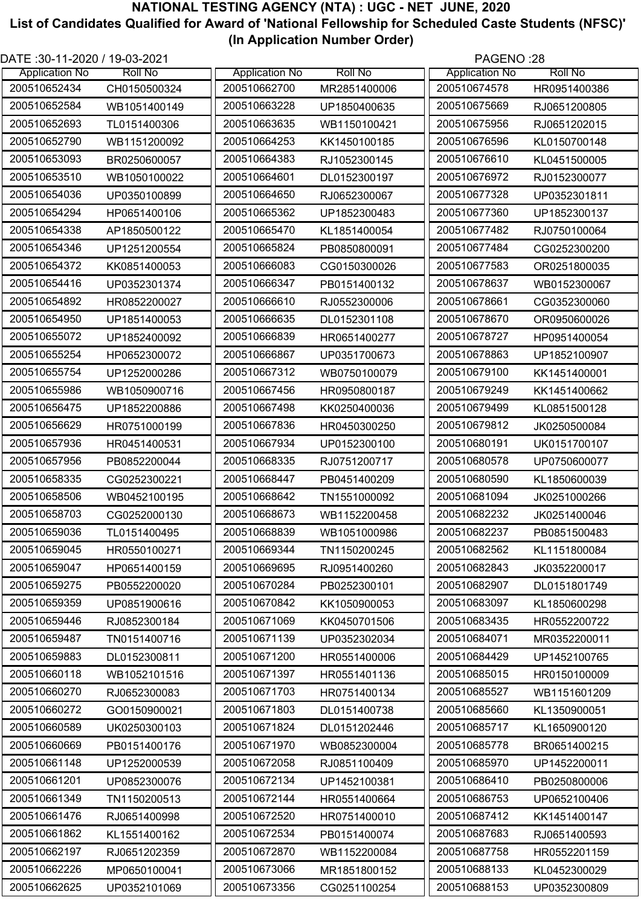# NATIONAL TESTING AGENCY (NTA) : UGC - NET JUNE, 2020

## List of Candidates Qualified for Award of 'National Fellowship for Scheduled Caste Students (NFSC)'

### (In Application Number Order)

DATE :30-11-2020 / 19-03-2021

| Application No | Roll No |
|---|---|
| 200510652434 | CH0150500324 |
| 200510652584 | WB1051400149 |
| 200510652693 | TL0151400306 |
| 200510652790 | WB1151200092 |
| 200510653093 | BR0250600057 |
| 200510653510 | WB1050100022 |
| 200510654036 | UP0350100899 |
| 200510654294 | HP0651400106 |
| 200510654338 | AP1850500122 |
| 200510654346 | UP1251200554 |
| 200510654372 | KK0851400053 |
| 200510654416 | UP0352301374 |
| 200510654892 | HR0852200027 |
| 200510654950 | UP1851400053 |
| 200510655072 | UP1852400092 |
| 200510655254 | HP0652300072 |
| 200510655754 | UP1252000286 |
| 200510655986 | WB1050900716 |
| 200510656475 | UP1852200886 |
| 200510656629 | HR0751000199 |
| 200510657936 | HR0451400531 |
| 200510657956 | PB0852200044 |
| 200510658335 | CG0252300221 |
| 200510658506 | WB0452100195 |
| 200510658703 | CG0252000130 |
| 200510659036 | TL0151400495 |
| 200510659045 | HR0550100271 |
| 200510659047 | HP0651400159 |
| 200510659275 | PB0552200020 |
| 200510659359 | UP0851900616 |
| 200510659446 | RJ0852300184 |
| 200510659487 | TN0151400716 |
| 200510659883 | DL0152300811 |
| 200510660118 | WB1052101516 |
| 200510660270 | RJ0652300083 |
| 200510660272 | GO0150900021 |
| 200510660589 | UK0250300103 |
| 200510660669 | PB0151400176 |
| 200510661148 | UP1252000539 |
| 200510661201 | UP0852300076 |
| 200510661349 | TN1150200513 |
| 200510661476 | RJ0651400998 |
| 200510661862 | KL1551400162 |
| 200510662197 | RJ0651202359 |
| 200510662226 | MP0650100041 |
| 200510662625 | UP0352101069 |
| 200510662700 | MR2851400006 |
| 200510663228 | UP1850400635 |
| 200510663635 | WB1150100421 |
| 200510664253 | KK1450100185 |
| 200510664383 | RJ1052300145 |
| 200510664601 | DL0152300197 |
| 200510664650 | RJ0652300067 |
| 200510665362 | UP1852300483 |
| 200510665470 | KL1851400054 |
| 200510665824 | PB0850800091 |
| 200510666083 | CG0150300026 |
| 200510666347 | PB0151400132 |
| 200510666610 | RJ0552300006 |
| 200510666635 | DL0152301108 |
| 200510666839 | HR0651400277 |
| 200510666867 | UP0351700673 |
| 200510667312 | WB0750100079 |
| 200510667456 | HR0950800187 |
| 200510667498 | KK0250400036 |
| 200510667836 | HR0450300250 |
| 200510667934 | UP0152300100 |
| 200510668335 | RJ0751200717 |
| 200510668447 | PB0451400209 |
| 200510668642 | TN1551000092 |
| 200510668673 | WB1152200458 |
| 200510668839 | WB1051000986 |
| 200510669344 | TN1150200245 |
| 200510669695 | RJ0951400260 |
| 200510670284 | PB0252300101 |
| 200510670842 | KK1050900053 |
| 200510671069 | KK0450701506 |
| 200510671139 | UP0352302034 |
| 200510671200 | HR0551400006 |
| 200510671397 | HR0551401136 |
| 200510671703 | HR0751400134 |
| 200510671803 | DL0151400738 |
| 200510671824 | DL0151202446 |
| 200510671970 | WB0852300004 |
| 200510672058 | RJ0851100409 |
| 200510672134 | UP1452100381 |
| 200510672144 | HR0551400664 |
| 200510672520 | HR0751400010 |
| 200510672534 | PB0151400074 |
| 200510672870 | WB1152200084 |
| 200510673066 | MR1851800152 |
| 200510673356 | CG0251100254 |
| 200510674578 | HR0951400386 |
| 200510675669 | RJ0651200805 |
| 200510675956 | RJ0651202015 |
| 200510676596 | KL0150700148 |
| 200510676610 | KL0451500005 |
| 200510676972 | RJ0152300077 |
| 200510677328 | UP0352301811 |
| 200510677360 | UP1852300137 |
| 200510677482 | RJ0750100064 |
| 200510677484 | CG0252300200 |
| 200510677583 | OR0251800035 |
| 200510678637 | WB0152300067 |
| 200510678661 | CG0352300060 |
| 200510678670 | OR0950600026 |
| 200510678727 | HP0951400054 |
| 200510678863 | UP1852100907 |
| 200510679100 | KK1451400001 |
| 200510679249 | KK1451400662 |
| 200510679499 | KL0851500128 |
| 200510679812 | JK0250500084 |
| 200510680191 | UK0151700107 |
| 200510680578 | UP0750600077 |
| 200510680590 | KL1850600039 |
| 200510681094 | JK0251000266 |
| 200510682232 | JK0251400046 |
| 200510682237 | PB0851500483 |
| 200510682562 | KL1151800084 |
| 200510682843 | JK0352200017 |
| 200510682907 | DL0151801749 |
| 200510683097 | KL1850600298 |
| 200510683435 | HR0552200722 |
| 200510684071 | MR0352200011 |
| 200510684429 | UP1452100765 |
| 200510685015 | HR0150100009 |
| 200510685527 | WB1151601209 |
| 200510685660 | KL1350900051 |
| 200510685717 | KL1650900120 |
| 200510685778 | BR0651400215 |
| 200510685970 | UP1452200011 |
| 200510686410 | PB0250800006 |
| 200510686753 | UP0652100406 |
| 200510687412 | KK1451400147 |
| 200510687683 | RJ0651400593 |
| 200510687758 | HR0552201159 |
| 200510688133 | KL0452300029 |
| 200510688153 | UP0352300809 |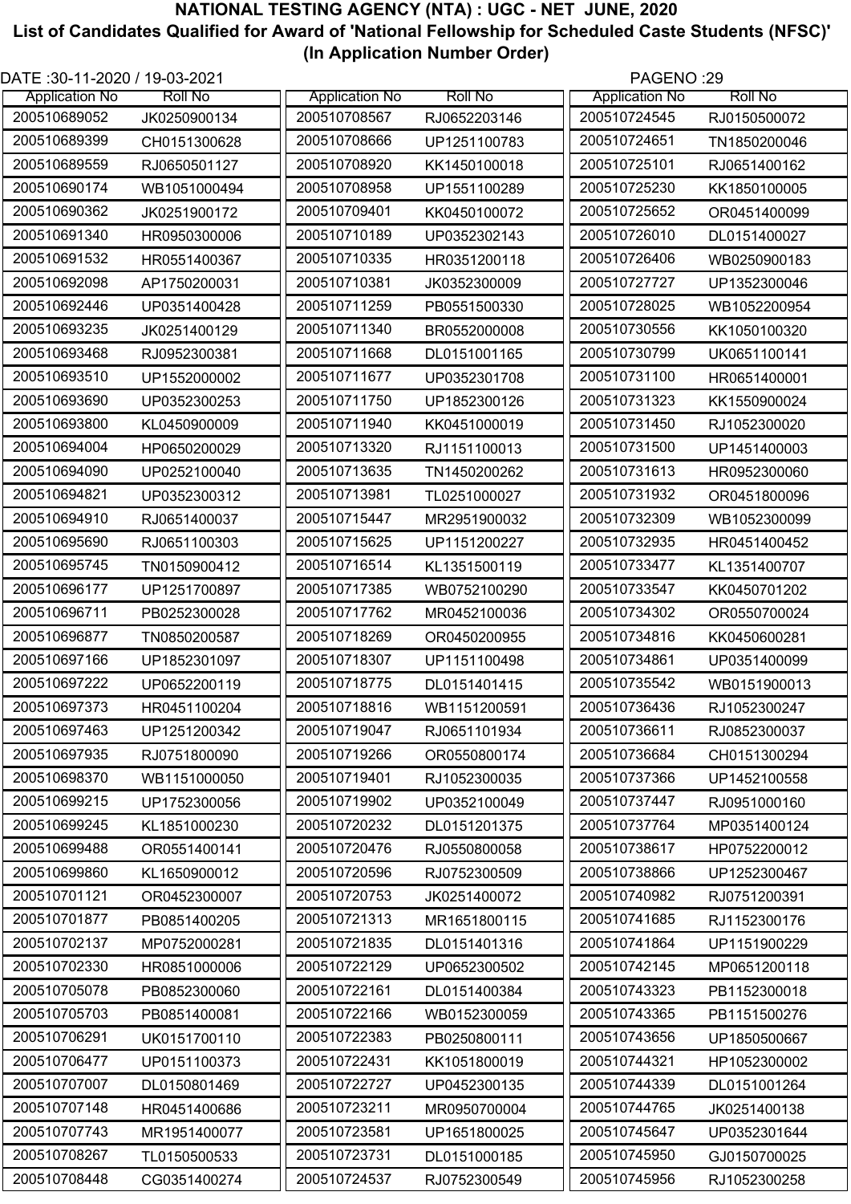# NATIONAL TESTING AGENCY (NTA) : UGC - NET JUNE, 2020

## List of Candidates Qualified for Award of 'National Fellowship for Scheduled Caste Students (NFSC)' (In Application Number Order)

DATE :30-11-2020 / 19-03-2021

| Application No | Roll No |
|---|---|
| 200510689052 | JK0250900134 |
| 200510689399 | CH0151300628 |
| 200510689559 | RJ0650501127 |
| 200510690174 | WB1051000494 |
| 200510690362 | JK0251900172 |
| 200510691340 | HR0950300006 |
| 200510691532 | HR0551400367 |
| 200510692098 | AP1750200031 |
| 200510692446 | UP0351400428 |
| 200510693235 | JK0251400129 |
| 200510693468 | RJ0952300381 |
| 200510693510 | UP1552000002 |
| 200510693690 | UP0352300253 |
| 200510693800 | KL0450900009 |
| 200510694004 | HP0650200029 |
| 200510694090 | UP0252100040 |
| 200510694821 | UP0352300312 |
| 200510694910 | RJ0651400037 |
| 200510695690 | RJ0651100303 |
| 200510695745 | TN0150900412 |
| 200510696177 | UP1251700897 |
| 200510696711 | PB0252300028 |
| 200510696877 | TN0850200587 |
| 200510697166 | UP1852301097 |
| 200510697222 | UP0652200119 |
| 200510697373 | HR0451100204 |
| 200510697463 | UP1251200342 |
| 200510697935 | RJ0751800090 |
| 200510698370 | WB1151000050 |
| 200510699215 | UP1752300056 |
| 200510699245 | KL1851000230 |
| 200510699488 | OR0551400141 |
| 200510699860 | KL1650900012 |
| 200510701121 | OR0452300007 |
| 200510701877 | PB0851400205 |
| 200510702137 | MP0752000281 |
| 200510702330 | HR0851000006 |
| 200510705078 | PB0852300060 |
| 200510705703 | PB0851400081 |
| 200510706291 | UK0151700110 |
| 200510706477 | UP0151100373 |
| 200510707007 | DL0150801469 |
| 200510707148 | HR0451400686 |
| 200510707743 | MR1951400077 |
| 200510708267 | TL0150500533 |
| 200510708448 | CG0351400274 |
| 200510708567 | RJ0652203146 |
| 200510708666 | UP1251100783 |
| 200510708920 | KK1450100018 |
| 200510708958 | UP1551100289 |
| 200510709401 | KK0450100072 |
| 200510710189 | UP0352302143 |
| 200510710335 | HR0351200118 |
| 200510710381 | JK0352300009 |
| 200510711259 | PB0551500330 |
| 200510711340 | BR0552000008 |
| 200510711668 | DL0151001165 |
| 200510711677 | UP0352301708 |
| 200510711750 | UP1852300126 |
| 200510711940 | KK0451000019 |
| 200510713320 | RJ1151100013 |
| 200510713635 | TN1450200262 |
| 200510713981 | TL0251000027 |
| 200510715447 | MR2951900032 |
| 200510715625 | UP1151200227 |
| 200510716514 | KL1351500119 |
| 200510717385 | WB0752100290 |
| 200510717762 | MR0452100036 |
| 200510718269 | OR0450200955 |
| 200510718307 | UP1151100498 |
| 200510718775 | DL0151401415 |
| 200510718816 | WB1151200591 |
| 200510719047 | RJ0651101934 |
| 200510719266 | OR0550800174 |
| 200510719401 | RJ1052300035 |
| 200510719902 | UP0352100049 |
| 200510720232 | DL0151201375 |
| 200510720476 | RJ0550800058 |
| 200510720596 | RJ0752300509 |
| 200510720753 | JK0251400072 |
| 200510721313 | MR1651800115 |
| 200510721835 | DL0151401316 |
| 200510722129 | UP0652300502 |
| 200510722161 | DL0151400384 |
| 200510722166 | WB0152300059 |
| 200510722383 | PB0250800111 |
| 200510722431 | KK1051800019 |
| 200510722727 | UP0452300135 |
| 200510723211 | MR0950700004 |
| 200510723581 | UP1651800025 |
| 200510723731 | DL0151000185 |
| 200510724537 | RJ0752300549 |
| 200510724545 | RJ0150500072 |
| 200510724651 | TN1850200046 |
| 200510725101 | RJ0651400162 |
| 200510725230 | KK1850100005 |
| 200510725652 | OR0451400099 |
| 200510726010 | DL0151400027 |
| 200510726406 | WB0250900183 |
| 200510727727 | UP1352300046 |
| 200510728025 | WB1052200954 |
| 200510730556 | KK1050100320 |
| 200510730799 | UK0651100141 |
| 200510731100 | HR0651400001 |
| 200510731323 | KK1550900024 |
| 200510731450 | RJ1052300020 |
| 200510731500 | UP1451400003 |
| 200510731613 | HR0952300060 |
| 200510731932 | OR0451800096 |
| 200510732309 | WB1052300099 |
| 200510732935 | HR0451400452 |
| 200510733477 | KL1351400707 |
| 200510733547 | KK0450701202 |
| 200510734302 | OR0550700024 |
| 200510734816 | KK0450600281 |
| 200510734861 | UP0351400099 |
| 200510735542 | WB0151900013 |
| 200510736436 | RJ1052300247 |
| 200510736611 | RJ0852300037 |
| 200510736684 | CH0151300294 |
| 200510737366 | UP1452100558 |
| 200510737447 | RJ0951000160 |
| 200510737764 | MP0351400124 |
| 200510738617 | HP0752200012 |
| 200510738866 | UP1252300467 |
| 200510740982 | RJ0751200391 |
| 200510741685 | RJ1152300176 |
| 200510741864 | UP1151900229 |
| 200510742145 | MP0651200118 |
| 200510743323 | PB1152300018 |
| 200510743365 | PB1151500276 |
| 200510743656 | UP1850500667 |
| 200510744321 | HP1052300002 |
| 200510744339 | DL0151001264 |
| 200510744765 | JK0251400138 |
| 200510745647 | UP0352301644 |
| 200510745950 | GJ0150700025 |
| 200510745956 | RJ1052300258 |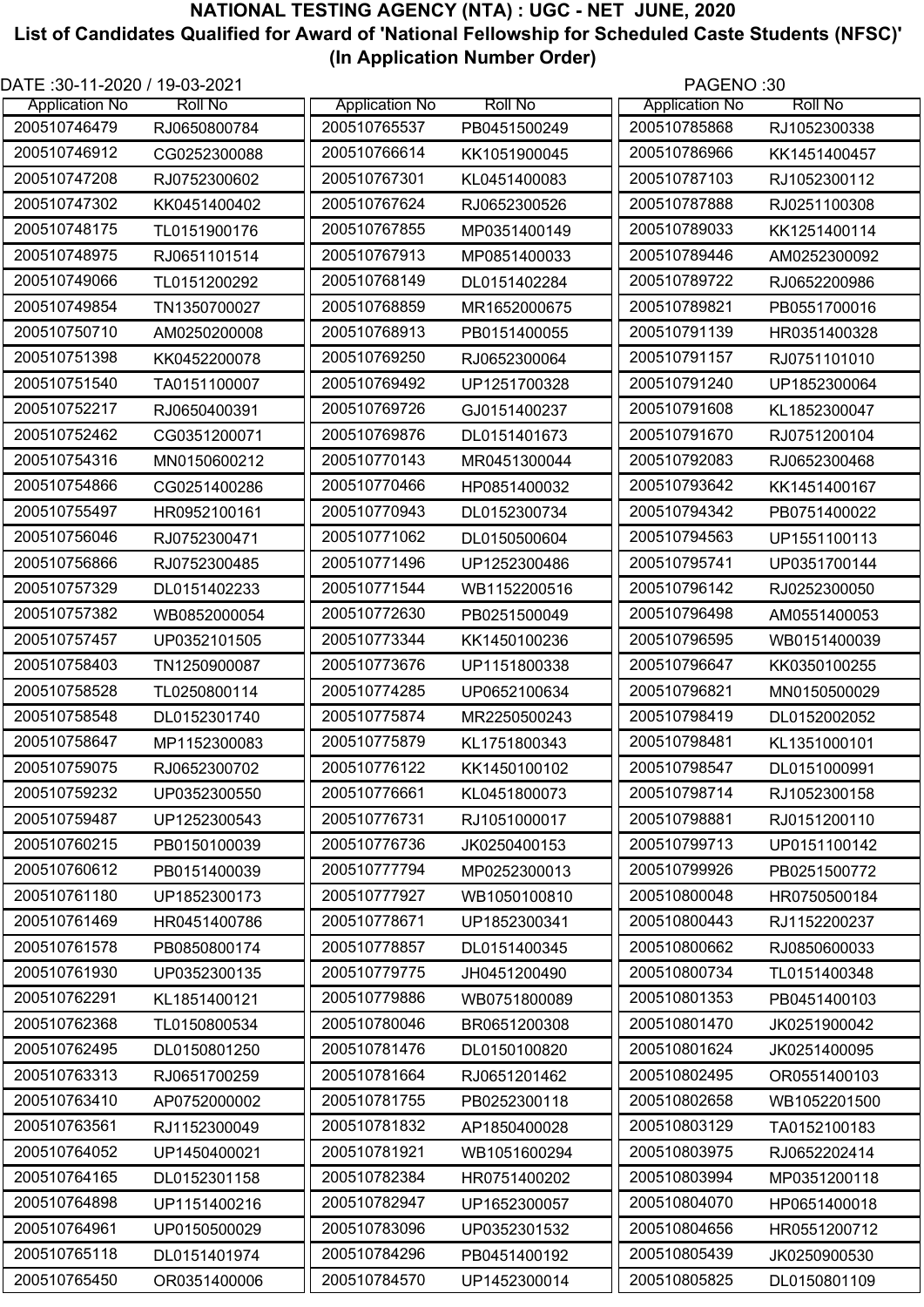# NATIONAL TESTING AGENCY (NTA) : UGC - NET JUNE, 2020

## List of Candidates Qualified for Award of 'National Fellowship for Scheduled Caste Students (NFSC)'

### (In Application Number Order)

DATE :30-11-2020 / 19-03-2021

| Application No | Roll No |
|---|---|
| 200510746479 | RJ0650800784 |
| 200510746912 | CG0252300088 |
| 200510747208 | RJ0752300602 |
| 200510747302 | KK0451400402 |
| 200510748175 | TL0151900176 |
| 200510748975 | RJ0651101514 |
| 200510749066 | TL0151200292 |
| 200510749854 | TN1350700027 |
| 200510750710 | AM0250200008 |
| 200510751398 | KK0452200078 |
| 200510751540 | TA0151100007 |
| 200510752217 | RJ0650400391 |
| 200510752462 | CG0351200071 |
| 200510754316 | MN0150600212 |
| 200510754866 | CG0251400286 |
| 200510755497 | HR0952100161 |
| 200510756046 | RJ0752300471 |
| 200510756866 | RJ0752300485 |
| 200510757329 | DL0151402233 |
| 200510757382 | WB0852000054 |
| 200510757457 | UP0352101505 |
| 200510758403 | TN1250900087 |
| 200510758528 | TL0250800114 |
| 200510758548 | DL0152301740 |
| 200510758647 | MP1152300083 |
| 200510759075 | RJ0652300702 |
| 200510759232 | UP0352300550 |
| 200510759487 | UP1252300543 |
| 200510760215 | PB0150100039 |
| 200510760612 | PB0151400039 |
| 200510761180 | UP1852300173 |
| 200510761469 | HR0451400786 |
| 200510761578 | PB0850800174 |
| 200510761930 | UP0352300135 |
| 200510762291 | KL1851400121 |
| 200510762368 | TL0150800534 |
| 200510762495 | DL0150801250 |
| 200510763313 | RJ0651700259 |
| 200510763410 | AP0752000002 |
| 200510763561 | RJ1152300049 |
| 200510764052 | UP1450400021 |
| 200510764165 | DL0152301158 |
| 200510764898 | UP1151400216 |
| 200510764961 | UP0150500029 |
| 200510765118 | DL0151401974 |
| 200510765450 | OR0351400006 |
| 200510765537 | PB0451500249 |
| 200510766614 | KK1051900045 |
| 200510767301 | KL0451400083 |
| 200510767624 | RJ0652300526 |
| 200510767855 | MP0351400149 |
| 200510767913 | MP0851400033 |
| 200510768149 | DL0151402284 |
| 200510768859 | MR1652000675 |
| 200510768913 | PB0151400055 |
| 200510769250 | RJ0652300064 |
| 200510769492 | UP1251700328 |
| 200510769726 | GJ0151400237 |
| 200510769876 | DL0151401673 |
| 200510770143 | MR0451300044 |
| 200510770466 | HP0851400032 |
| 200510770943 | DL0152300734 |
| 200510771062 | DL0150500604 |
| 200510771496 | UP1252300486 |
| 200510771544 | WB1152200516 |
| 200510772630 | PB0251500049 |
| 200510773344 | KK1450100236 |
| 200510773676 | UP1151800338 |
| 200510774285 | UP0652100634 |
| 200510775874 | MR2250500243 |
| 200510775879 | KL1751800343 |
| 200510776122 | KK1450100102 |
| 200510776661 | KL0451800073 |
| 200510776731 | RJ1051000017 |
| 200510776736 | JK0250400153 |
| 200510777794 | MP0252300013 |
| 200510777927 | WB1050100810 |
| 200510778671 | UP1852300341 |
| 200510778857 | DL0151400345 |
| 200510779775 | JH0451200490 |
| 200510779886 | WB0751800089 |
| 200510780046 | BR0651200308 |
| 200510781476 | DL0150100820 |
| 200510781664 | RJ0651201462 |
| 200510781755 | PB0252300118 |
| 200510781832 | AP1850400028 |
| 200510781921 | WB1051600294 |
| 200510782384 | HR0751400202 |
| 200510782947 | UP1652300057 |
| 200510783096 | UP0352301532 |
| 200510784296 | PB0451400192 |
| 200510784570 | UP1452300014 |
| 200510785868 | RJ1052300338 |
| 200510786966 | KK1451400457 |
| 200510787103 | RJ1052300112 |
| 200510787888 | RJ0251100308 |
| 200510789033 | KK1251400114 |
| 200510789446 | AM0252300092 |
| 200510789722 | RJ0652200986 |
| 200510789821 | PB0551700016 |
| 200510791139 | HR0351400328 |
| 200510791157 | RJ0751101010 |
| 200510791240 | UP1852300064 |
| 200510791608 | KL1852300047 |
| 200510791670 | RJ0751200104 |
| 200510792083 | RJ0652300468 |
| 200510793642 | KK1451400167 |
| 200510794342 | PB0751400022 |
| 200510794563 | UP1551100113 |
| 200510795741 | UP0351700144 |
| 200510796142 | RJ0252300050 |
| 200510796498 | AM0551400053 |
| 200510796595 | WB0151400039 |
| 200510796647 | KK0350100255 |
| 200510796821 | MN0150500029 |
| 200510798419 | DL0152002052 |
| 200510798481 | KL1351000101 |
| 200510798547 | DL0151000991 |
| 200510798714 | RJ1052300158 |
| 200510798881 | RJ0151200110 |
| 200510799713 | UP0151100142 |
| 200510799926 | PB0251500772 |
| 200510800048 | HR0750500184 |
| 200510800443 | RJ1152200237 |
| 200510800662 | RJ0850600033 |
| 200510800734 | TL0151400348 |
| 200510801353 | PB0451400103 |
| 200510801470 | JK0251900042 |
| 200510801624 | JK0251400095 |
| 200510802495 | OR0551400103 |
| 200510802658 | WB1052201500 |
| 200510803129 | TA0152100183 |
| 200510803975 | RJ0652202414 |
| 200510803994 | MP0351200118 |
| 200510804070 | HP0651400018 |
| 200510804656 | HR0551200712 |
| 200510805439 | JK0250900530 |
| 200510805825 | DL0150801109 |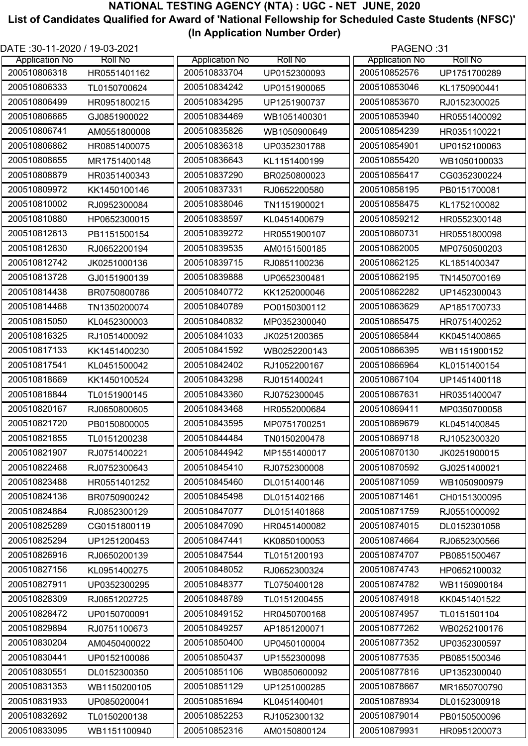# NATIONAL TESTING AGENCY (NTA) : UGC - NET JUNE, 2020

## List of Candidates Qualified for Award of 'National Fellowship for Scheduled Caste Students (NFSC)'

### (In Application Number Order)

DATE :30-11-2020 / 19-03-2021

| Application No | Roll No |
|---|---|
| 200510806318 | HR0551401162 |
| 200510806333 | TL0150700624 |
| 200510806499 | HR0951800215 |
| 200510806665 | GJ0851900022 |
| 200510806741 | AM0551800008 |
| 200510806862 | HR0851400075 |
| 200510808655 | MR1751400148 |
| 200510808879 | HR0351400343 |
| 200510809972 | KK1450100146 |
| 200510810002 | RJ0952300084 |
| 200510810880 | HP0652300015 |
| 200510812613 | PB1151500154 |
| 200510812630 | RJ0652200194 |
| 200510812742 | JK0251000136 |
| 200510813728 | GJ0151900139 |
| 200510814438 | BR0750800786 |
| 200510814468 | TN1350200074 |
| 200510815050 | KL0452300003 |
| 200510816325 | RJ1051400092 |
| 200510817133 | KK1451400230 |
| 200510817541 | KL0451500042 |
| 200510818669 | KK1450100524 |
| 200510818844 | TL0151900145 |
| 200510820167 | RJ0650800605 |
| 200510821720 | PB0150800005 |
| 200510821855 | TL0151200238 |
| 200510821907 | RJ0751400221 |
| 200510822468 | RJ0752300643 |
| 200510823488 | HR0551401252 |
| 200510824136 | BR0750900242 |
| 200510824864 | RJ0852300129 |
| 200510825289 | CG0151800119 |
| 200510825294 | UP1251200453 |
| 200510826916 | RJ0650200139 |
| 200510827156 | KL0951400275 |
| 200510827911 | UP0352300295 |
| 200510828309 | RJ0651202725 |
| 200510828472 | UP0150700091 |
| 200510829894 | RJ0751100673 |
| 200510830204 | AM0450400022 |
| 200510830441 | UP0152100086 |
| 200510830551 | DL0152300350 |
| 200510831353 | WB1150200105 |
| 200510831933 | UP0850200041 |
| 200510832692 | TL0150200138 |
| 200510833095 | WB1151100940 |
| 200510833704 | UP0152300093 |
| 200510834242 | UP0151900065 |
| 200510834295 | UP1251900737 |
| 200510834469 | WB1051400301 |
| 200510835826 | WB1050900649 |
| 200510836318 | UP0352301788 |
| 200510836643 | KL1151400199 |
| 200510837290 | BR0250800023 |
| 200510837331 | RJ0652200580 |
| 200510838046 | TN1151900021 |
| 200510838597 | KL0451400679 |
| 200510839272 | HR0551900107 |
| 200510839535 | AM0151500185 |
| 200510839715 | RJ0851100236 |
| 200510839888 | UP0652300481 |
| 200510840772 | KK1252000046 |
| 200510840789 | PO0150300112 |
| 200510840832 | MP0352300040 |
| 200510841033 | JK0251200365 |
| 200510841592 | WB0252200143 |
| 200510842402 | RJ1052200167 |
| 200510843298 | RJ0151400241 |
| 200510843360 | RJ0752300045 |
| 200510843468 | HR0552000684 |
| 200510843595 | MP0751700251 |
| 200510844484 | TN0150200478 |
| 200510844942 | MP1551400017 |
| 200510845410 | RJ0752300008 |
| 200510845460 | DL0151400146 |
| 200510845498 | DL0151402166 |
| 200510847077 | DL0151401868 |
| 200510847090 | HR0451400082 |
| 200510847441 | KK0850100053 |
| 200510847544 | TL0151200193 |
| 200510848052 | RJ0652300324 |
| 200510848377 | TL0750400128 |
| 200510848789 | TL0151200455 |
| 200510849152 | HR0450700168 |
| 200510849257 | AP1851200071 |
| 200510850400 | UP0450100004 |
| 200510850437 | UP1552300098 |
| 200510851106 | WB0850600092 |
| 200510851129 | UP1251000285 |
| 200510851694 | KL0451400401 |
| 200510852253 | RJ1052300132 |
| 200510852316 | AM0150800124 |
| 200510852576 | UP1751700289 |
| 200510853046 | KL1750900441 |
| 200510853670 | RJ0152300025 |
| 200510853940 | HR0551400092 |
| 200510854239 | HR0351100221 |
| 200510854901 | UP0152100063 |
| 200510855420 | WB1050100033 |
| 200510856417 | CG0352300224 |
| 200510858195 | PB0151700081 |
| 200510858475 | KL1752100082 |
| 200510859212 | HR0552300148 |
| 200510860731 | HR0551800098 |
| 200510862005 | MP0750500203 |
| 200510862125 | KL1851400347 |
| 200510862195 | TN1450700169 |
| 200510862282 | UP1452300043 |
| 200510863629 | AP1851700733 |
| 200510865475 | HR0751400252 |
| 200510865844 | KK0451400865 |
| 200510866395 | WB1151900152 |
| 200510866964 | KL0151400154 |
| 200510867104 | UP1451400118 |
| 200510867631 | HR0351400047 |
| 200510869411 | MP0350700058 |
| 200510869679 | KL0451400845 |
| 200510869718 | RJ1052300320 |
| 200510870130 | JK0251900015 |
| 200510870592 | GJ0251400021 |
| 200510871059 | WB1050900979 |
| 200510871461 | CH0151300095 |
| 200510871759 | RJ0551000092 |
| 200510874015 | DL0152301058 |
| 200510874664 | RJ0652300566 |
| 200510874707 | PB0851500467 |
| 200510874743 | HP0652100032 |
| 200510874782 | WB1150900184 |
| 200510874918 | KK0451401522 |
| 200510874957 | TL0151501104 |
| 200510877262 | WB0252100176 |
| 200510877352 | UP0352300597 |
| 200510877535 | PB0851500346 |
| 200510877816 | UP1352300040 |
| 200510878667 | MR1650700790 |
| 200510878934 | DL0152300918 |
| 200510879014 | PB0150500096 |
| 200510879931 | HR0951200073 |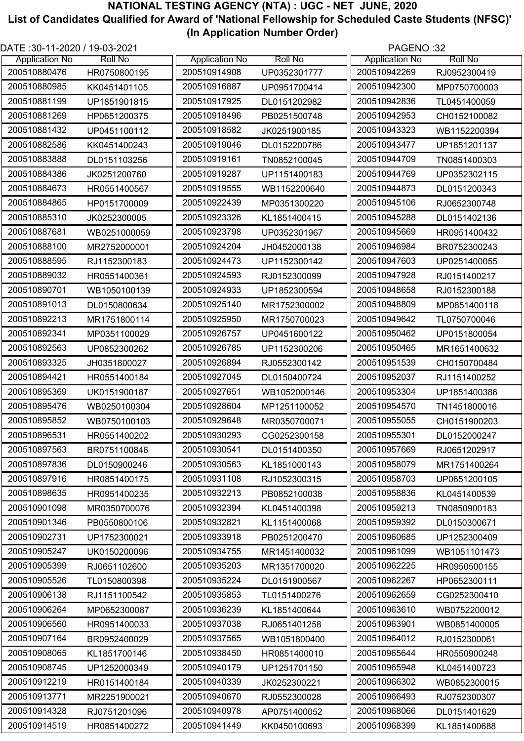# NATIONAL TESTING AGENCY (NTA) : UGC - NET JUNE, 2020

## List of Candidates Qualified for Award of 'National Fellowship for Scheduled Caste Students (NFSC)' (In Application Number Order)

DATE :30-11-2020 / 19-03-2021

| Application No | Roll No |
|---|---|
| 200510880476 | HR0750800195 |
| 200510880985 | KK0451401105 |
| 200510881199 | UP1851901815 |
| 200510881269 | HP0651200375 |
| 200510881432 | UP0451100112 |
| 200510882586 | KK0451400243 |
| 200510883888 | DL0151103256 |
| 200510884386 | JK0251200760 |
| 200510884673 | HR0551400567 |
| 200510884865 | HP0151700009 |
| 200510885310 | JK0252300005 |
| 200510887681 | WB0251000059 |
| 200510888100 | MR2752000001 |
| 200510888595 | RJ1152300183 |
| 200510889032 | HR0551400361 |
| 200510890701 | WB1050100139 |
| 200510891013 | DL0150800634 |
| 200510892213 | MR1751800114 |
| 200510892341 | MP0351100029 |
| 200510892563 | UP0852300262 |
| 200510893325 | JH0351800027 |
| 200510894421 | HR0551400184 |
| 200510895369 | UK0151900187 |
| 200510895476 | WB0250100304 |
| 200510895852 | WB0750100103 |
| 200510896531 | HR0551400202 |
| 200510897563 | BR0751100846 |
| 200510897836 | DL0150900246 |
| 200510897916 | HR0851400175 |
| 200510898635 | HR0951400235 |
| 200510901098 | MR0350700076 |
| 200510901346 | PB0550800106 |
| 200510902731 | UP1752300021 |
| 200510905247 | UK0150200096 |
| 200510905399 | RJ0651102600 |
| 200510905526 | TL0150800398 |
| 200510906138 | RJ1151100542 |
| 200510906264 | MP0652300087 |
| 200510906560 | HR0951400033 |
| 200510907164 | BR0952400029 |
| 200510908065 | KL1851700146 |
| 200510908745 | UP1252000349 |
| 200510912219 | HR0151400184 |
| 200510913771 | MR2251900021 |
| 200510914328 | RJ0751201096 |
| 200510914519 | HR0851400272 |
| 200510914908 | UP0352301777 |
| 200510916887 | UP0951700414 |
| 200510917925 | DL0151202982 |
| 200510918496 | PB0251500748 |
| 200510918582 | JK0251900185 |
| 200510919046 | DL0152200786 |
| 200510919161 | TN0852100045 |
| 200510919287 | UP1151400183 |
| 200510919555 | WB1152200640 |
| 200510922439 | MP0351300220 |
| 200510923326 | KL1851400415 |
| 200510923798 | UP0352301967 |
| 200510924204 | JH0452000138 |
| 200510924473 | UP1152300142 |
| 200510924593 | RJ0152300099 |
| 200510924933 | UP1852300594 |
| 200510925140 | MR1752300002 |
| 200510925950 | MR1750700023 |
| 200510926757 | UP0451600122 |
| 200510926785 | UP1152300206 |
| 200510926894 | RJ0552300142 |
| 200510927045 | DL0150400724 |
| 200510927651 | WB1052000146 |
| 200510928604 | MP1251100052 |
| 200510929648 | MR0350700071 |
| 200510930293 | CG0252300158 |
| 200510930541 | DL0151400350 |
| 200510930563 | KL1851000143 |
| 200510931108 | RJ1052300315 |
| 200510932213 | PB0852100038 |
| 200510932394 | KL0451400398 |
| 200510932821 | KL1151400068 |
| 200510933918 | PB0251200470 |
| 200510934755 | MR1451400032 |
| 200510935203 | MR1351700020 |
| 200510935224 | DL0151900567 |
| 200510935853 | TL0151400276 |
| 200510936239 | KL1851400644 |
| 200510937038 | RJ0651401258 |
| 200510937565 | WB1051800400 |
| 200510938450 | HR0851400010 |
| 200510940179 | UP1251701150 |
| 200510940339 | JK0252300221 |
| 200510940670 | RJ0552300028 |
| 200510940978 | AP0751400052 |
| 200510941449 | KK0450100693 |
| 200510942269 | RJ0952300419 |
| 200510942300 | MP0750700003 |
| 200510942836 | TL0451400059 |
| 200510942953 | CH0152100082 |
| 200510943323 | WB1152200394 |
| 200510943477 | UP1851201137 |
| 200510944709 | TN0851400303 |
| 200510944769 | UP0352302115 |
| 200510944873 | DL0151200343 |
| 200510945106 | RJ0652300748 |
| 200510945288 | DL0151402136 |
| 200510945669 | HR0951400432 |
| 200510946984 | BR0752300243 |
| 200510947603 | UP0251400055 |
| 200510947928 | RJ0151400217 |
| 200510948658 | RJ0152300188 |
| 200510948809 | MP0851400118 |
| 200510949642 | TL0750700046 |
| 200510950462 | UP0151800054 |
| 200510950465 | MR1651400632 |
| 200510951539 | CH0150700484 |
| 200510952037 | RJ1151400252 |
| 200510953304 | UP1851400386 |
| 200510954570 | TN1451800016 |
| 200510955055 | CH0151900203 |
| 200510955301 | DL0152000247 |
| 200510957669 | RJ0651202917 |
| 200510958079 | MR1751400264 |
| 200510958703 | UP0651200105 |
| 200510958836 | KL0451400539 |
| 200510959213 | TN0850900183 |
| 200510959392 | DL0150300671 |
| 200510960685 | UP1252300409 |
| 200510961099 | WB1051101473 |
| 200510962225 | HR0950500155 |
| 200510962267 | HP0652300111 |
| 200510962659 | CG0252300410 |
| 200510963610 | WB0752200012 |
| 200510963901 | WB0851400005 |
| 200510964012 | RJ0152300061 |
| 200510965644 | HR0550900248 |
| 200510965948 | KL0451400723 |
| 200510966302 | WB0852300015 |
| 200510966493 | RJ0752300307 |
| 200510968066 | DL0151401629 |
| 200510968399 | KL1851400688 |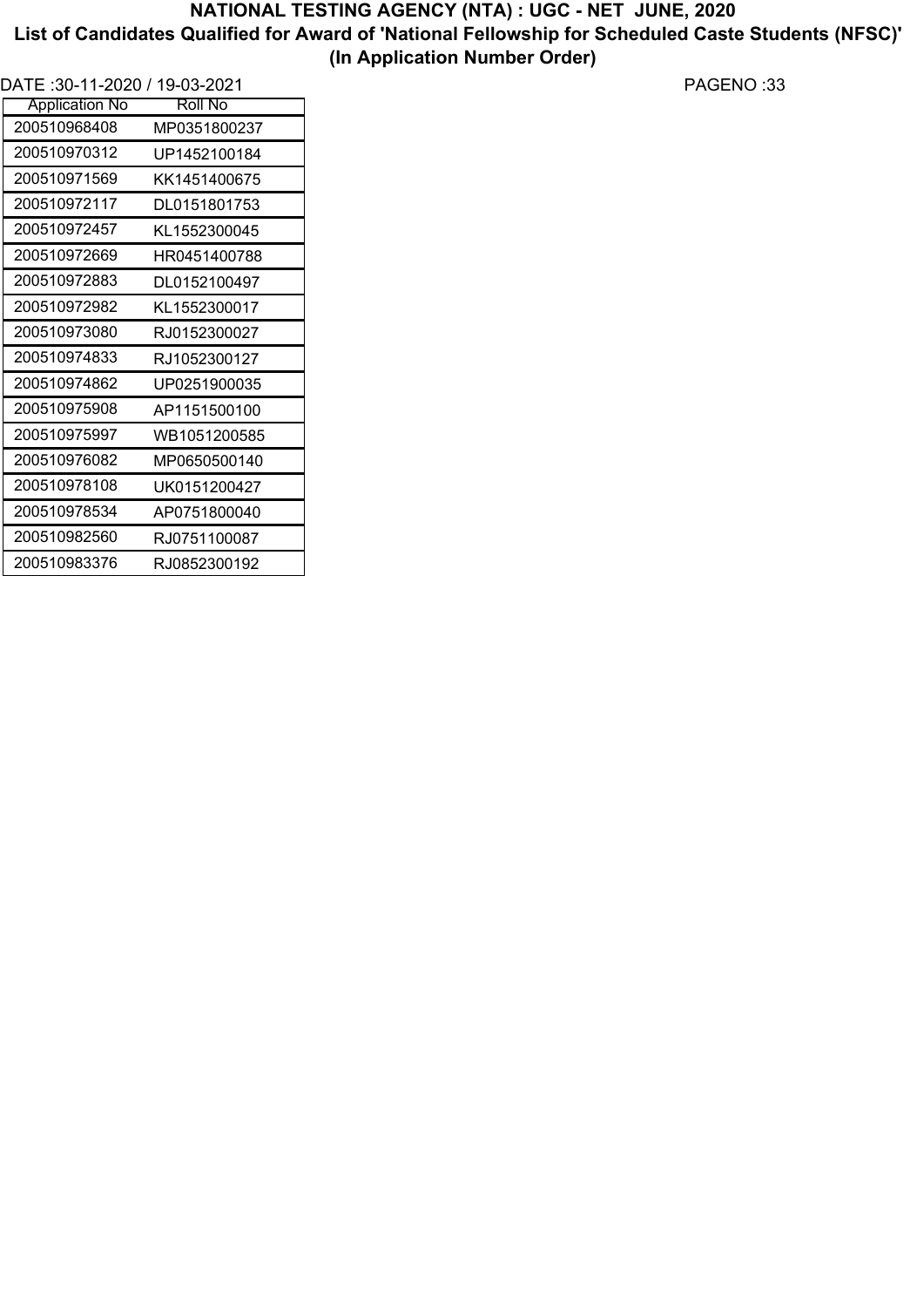# NATIONAL TESTING AGENCY (NTA) : UGC - NET JUNE, 2020

## List of Candidates Qualified for Award of 'National Fellowship for Scheduled Caste Students (NFSC)'

### (In Application Number Order)

DATE :30-11-2020 / 19-03-2021

| Application No | Roll No |
|---|---|
| 200510968408 | MP0351800237 |
| 200510970312 | UP1452100184 |
| 200510971569 | KK1451400675 |
| 200510972117 | DL0151801753 |
| 200510972457 | KL1552300045 |
| 200510972669 | HR0451400788 |
| 200510972883 | DL0152100497 |
| 200510972982 | KL1552300017 |
| 200510973080 | RJ0152300027 |
| 200510974833 | RJ1052300127 |
| 200510974862 | UP0251900035 |
| 200510975908 | AP1151500100 |
| 200510975997 | WB1051200585 |
| 200510976082 | MP0650500140 |
| 200510978108 | UK0151200427 |
| 200510978534 | AP0751800040 |
| 200510982560 | RJ0751100087 |
| 200510983376 | RJ0852300192 |